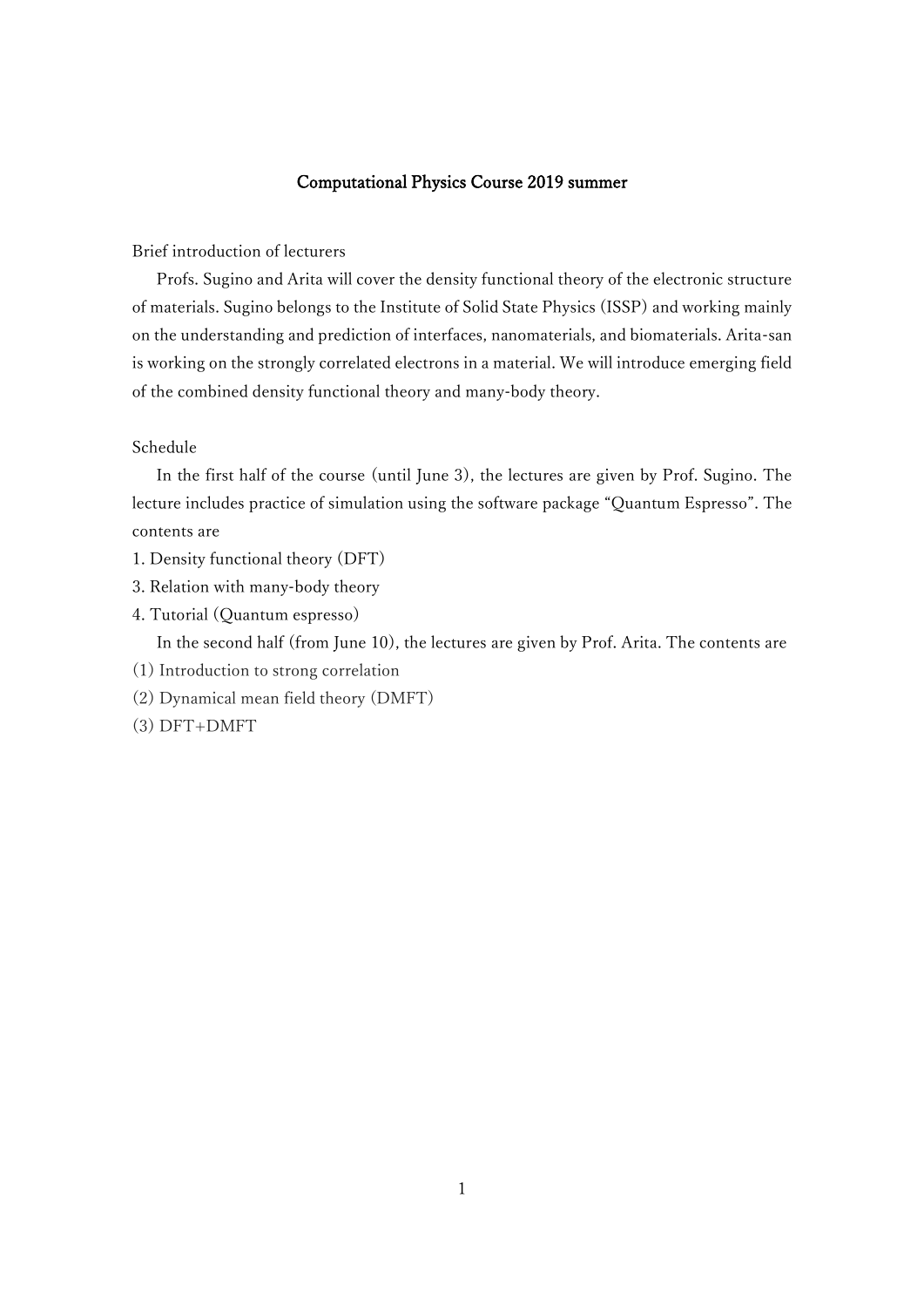# Computational Physics Course 2019 summer

Brief introduction of lecturers

Profs. Sugino and Arita will cover the density functional theory of the electronic structure of materials. Sugino belongs to the Institute of Solid State Physics (ISSP) and working mainly on the understanding and prediction of interfaces, nanomaterials, and biomaterials. Arita-san is working on the strongly correlated electrons in a material. We will introduce emerging field of the combined density functional theory and many-body theory.

Schedule

In the first half of the course (until June 3), the lectures are given by Prof. Sugino. The lecture includes practice of simulation using the software package "Quantum Espresso". The contents are

1. Density functional theory (DFT)
3. Relation with many-body theory
4. Tutorial (Quantum espresso)

In the second half (from June 10), the lectures are given by Prof. Arita. The contents are

(1) Introduction to strong correlation
(2) Dynamical mean field theory (DMFT)
(3) DFT+DMFT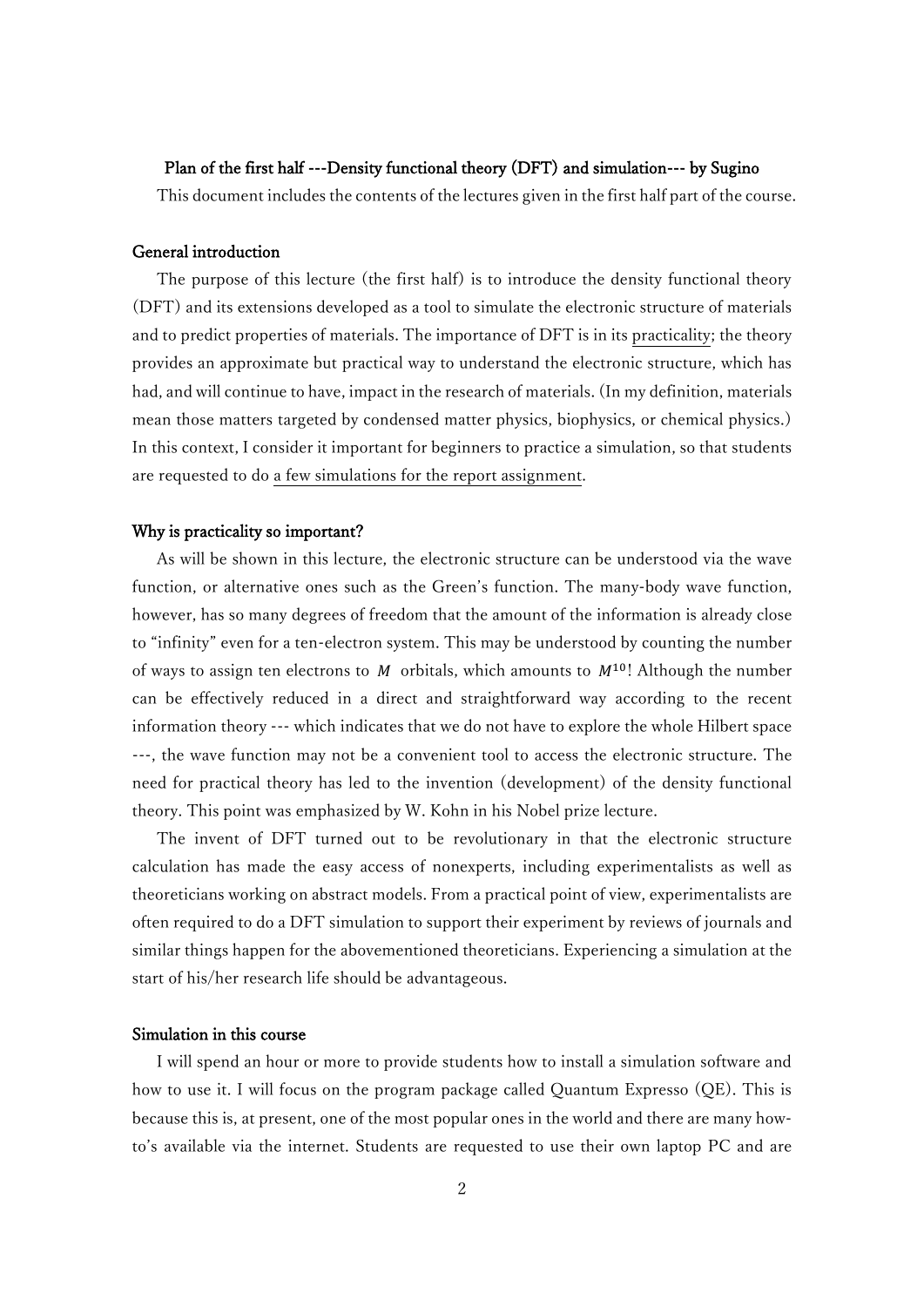**Plan of the first half ---Density functional theory (DFT) and simulation--- by Sugino**

This document includes the contents of the lectures given in the first half part of the course.

**General introduction**

The purpose of this lecture (the first half) is to introduce the density functional theory (DFT) and its extensions developed as a tool to simulate the electronic structure of materials and to predict properties of materials. The importance of DFT is in its practicality; the theory provides an approximate but practical way to understand the electronic structure, which has had, and will continue to have, impact in the research of materials. (In my definition, materials mean those matters targeted by condensed matter physics, biophysics, or chemical physics.) In this context, I consider it important for beginners to practice a simulation, so that students are requested to do a few simulations for the report assignment.

**Why is practicality so important?**

As will be shown in this lecture, the electronic structure can be understood via the wave function, or alternative ones such as the Green's function. The many-body wave function, however, has so many degrees of freedom that the amount of the information is already close to "infinity" even for a ten-electron system. This may be understood by counting the number of ways to assign ten electrons to $M$ orbitals, which amounts to $M^{10}$! Although the number can be effectively reduced in a direct and straightforward way according to the recent information theory --- which indicates that we do not have to explore the whole Hilbert space ---, the wave function may not be a convenient tool to access the electronic structure. The need for practical theory has led to the invention (development) of the density functional theory. This point was emphasized by W. Kohn in his Nobel prize lecture.

The invent of DFT turned out to be revolutionary in that the electronic structure calculation has made the easy access of nonexperts, including experimentalists as well as theoreticians working on abstract models. From a practical point of view, experimentalists are often required to do a DFT simulation to support their experiment by reviews of journals and similar things happen for the abovementioned theoreticians. Experiencing a simulation at the start of his/her research life should be advantageous.

**Simulation in this course**

I will spend an hour or more to provide students how to install a simulation software and how to use it. I will focus on the program package called Quantum Expresso (QE). This is because this is, at present, one of the most popular ones in the world and there are many how-to's available via the internet. Students are requested to use their own laptop PC and are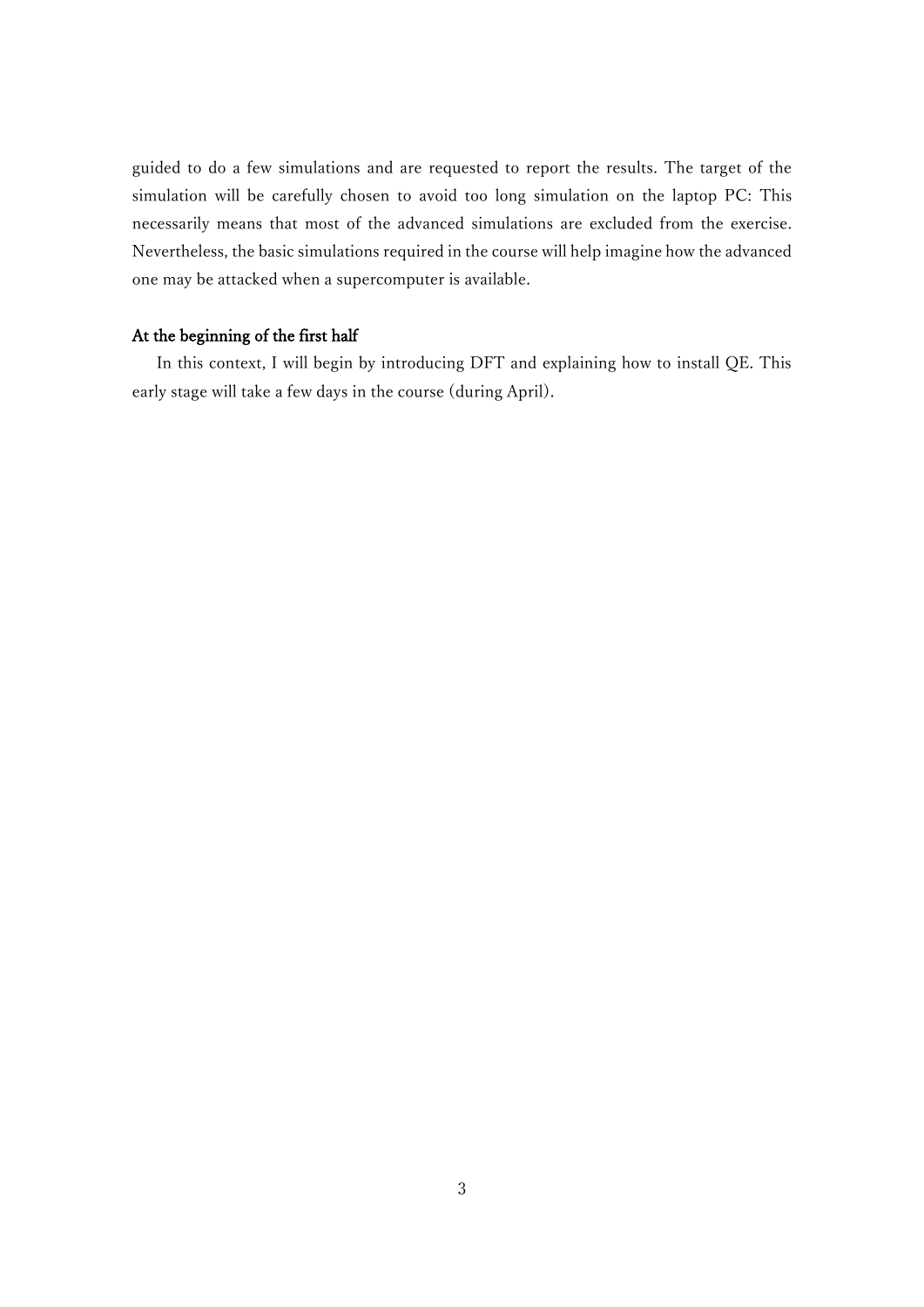guided to do a few simulations and are requested to report the results. The target of the simulation will be carefully chosen to avoid too long simulation on the laptop PC: This necessarily means that most of the advanced simulations are excluded from the exercise. Nevertheless, the basic simulations required in the course will help imagine how the advanced one may be attacked when a supercomputer is available.

**At the beginning of the first half**

In this context, I will begin by introducing DFT and explaining how to install QE. This early stage will take a few days in the course (during April).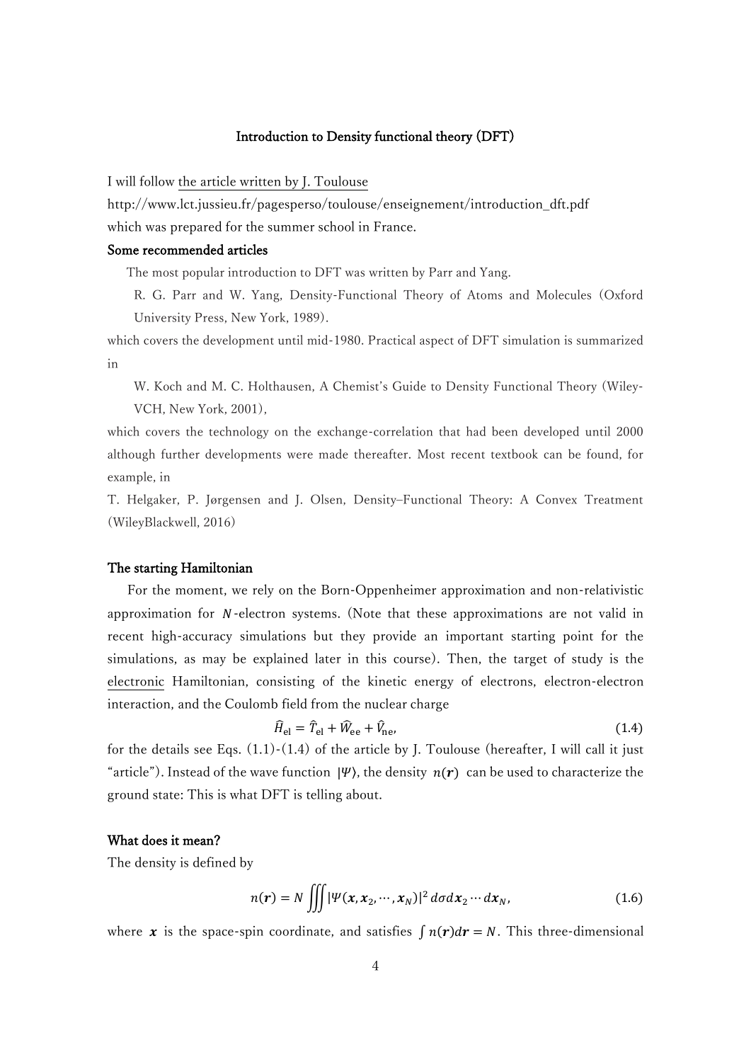## Introduction to Density functional theory (DFT)

I will follow the article written by J. Toulouse
http://www.lct.jussieu.fr/pagesperso/toulouse/enseignement/introduction_dft.pdf
which was prepared for the summer school in France.

### Some recommended articles

The most popular introduction to DFT was written by Parr and Yang.

R. G. Parr and W. Yang, Density-Functional Theory of Atoms and Molecules (Oxford University Press, New York, 1989).

which covers the development until mid-1980. Practical aspect of DFT simulation is summarized in

W. Koch and M. C. Holthausen, A Chemist's Guide to Density Functional Theory (Wiley-VCH, New York, 2001),

which covers the technology on the exchange-correlation that had been developed until 2000 although further developments were made thereafter. Most recent textbook can be found, for example, in

T. Helgaker, P. Jørgensen and J. Olsen, Density–Functional Theory: A Convex Treatment (WileyBlackwell, 2016)

### The starting Hamiltonian

For the moment, we rely on the Born-Oppenheimer approximation and non-relativistic approximation for $N$-electron systems. (Note that these approximations are not valid in recent high-accuracy simulations but they provide an important starting point for the simulations, as may be explained later in this course). Then, the target of study is the electronic Hamiltonian, consisting of the kinetic energy of electrons, electron-electron interaction, and the Coulomb field from the nuclear charge

$$\hat{H}_{\mathrm{el}} = \hat{T}_{\mathrm{el}} + \hat{W}_{\mathrm{ee}} + \hat{V}_{\mathrm{ne}}, \tag{1.4}$$

for the details see Eqs. (1.1)-(1.4) of the article by J. Toulouse (hereafter, I will call it just "article"). Instead of the wave function $|\Psi\rangle$, the density $n(\boldsymbol{r})$ can be used to characterize the ground state: This is what DFT is telling about.

### What does it mean?

The density is defined by

$$n(\boldsymbol{r}) = N \iiint |\Psi(\boldsymbol{x}, \boldsymbol{x}_2, \cdots, \boldsymbol{x}_N)|^2 \, d\sigma d\boldsymbol{x}_2 \cdots d\boldsymbol{x}_N, \tag{1.6}$$

where $\boldsymbol{x}$ is the space-spin coordinate, and satisfies $\int n(\boldsymbol{r}) d\boldsymbol{r} = N$. This three-dimensional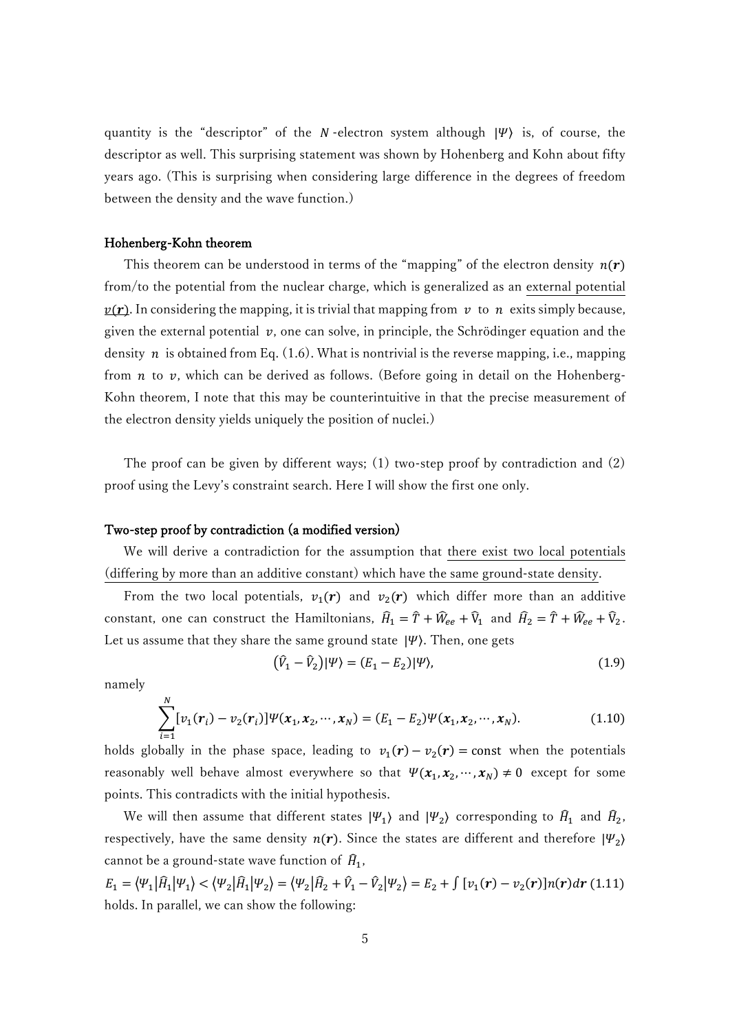quantity is the "descriptor" of the $N$-electron system although $|\Psi\rangle$ is, of course, the descriptor as well. This surprising statement was shown by Hohenberg and Kohn about fifty years ago. (This is surprising when considering large difference in the degrees of freedom between the density and the wave function.)

### Hohenberg-Kohn theorem

This theorem can be understood in terms of the "mapping" of the electron density $n(\boldsymbol{r})$ from/to the potential from the nuclear charge, which is generalized as an external potential $v(\boldsymbol{r})$. In considering the mapping, it is trivial that mapping from $v$ to $n$ exits simply because, given the external potential $v$, one can solve, in principle, the Schrödinger equation and the density $n$ is obtained from Eq. (1.6). What is nontrivial is the reverse mapping, i.e., mapping from $n$ to $v$, which can be derived as follows. (Before going in detail on the Hohenberg-Kohn theorem, I note that this may be counterintuitive in that the precise measurement of the electron density yields uniquely the position of nuclei.)

The proof can be given by different ways; (1) two-step proof by contradiction and (2) proof using the Levy's constraint search. Here I will show the first one only.

### Two-step proof by contradiction (a modified version)

We will derive a contradiction for the assumption that there exist two local potentials (differing by more than an additive constant) which have the same ground-state density.

From the two local potentials, $v_1(\boldsymbol{r})$ and $v_2(\boldsymbol{r})$ which differ more than an additive constant, one can construct the Hamiltonians, $\hat{H}_1 = \hat{T} + \hat{W}_{ee} + \hat{V}_1$ and $\hat{H}_2 = \hat{T} + \hat{W}_{ee} + \hat{V}_2$. Let us assume that they share the same ground state $|\Psi\rangle$. Then, one gets

$$\left(\hat{V}_1 - \hat{V}_2\right)|\Psi\rangle = (E_1 - E_2)|\Psi\rangle, \tag{1.9}$$

namely

$$\sum_{i=1}^{N}[v_1(\boldsymbol{r}_i) - v_2(\boldsymbol{r}_i)]\Psi(\boldsymbol{x}_1, \boldsymbol{x}_2, \cdots, \boldsymbol{x}_N) = (E_1 - E_2)\Psi(\boldsymbol{x}_1, \boldsymbol{x}_2, \cdots, \boldsymbol{x}_N). \tag{1.10}$$

holds globally in the phase space, leading to $v_1(\boldsymbol{r}) - v_2(\boldsymbol{r}) = \text{const}$ when the potentials reasonably well behave almost everywhere so that $\Psi(\boldsymbol{x}_1, \boldsymbol{x}_2, \cdots, \boldsymbol{x}_N) \neq 0$ except for some points. This contradicts with the initial hypothesis.

We will then assume that different states $|\Psi_1\rangle$ and $|\Psi_2\rangle$ corresponding to $\hat{H}_1$ and $\hat{H}_2$, respectively, have the same density $n(\boldsymbol{r})$. Since the states are different and therefore $|\Psi_2\rangle$ cannot be a ground-state wave function of $\hat{H}_1$,

$$E_1 = \langle\Psi_1|\hat{H}_1|\Psi_1\rangle < \langle\Psi_2|\hat{H}_1|\Psi_2\rangle = \langle\Psi_2|\hat{H}_2 + \hat{V}_1 - \hat{V}_2|\Psi_2\rangle = E_2 + \int [v_1(\boldsymbol{r}) - v_2(\boldsymbol{r})]n(\boldsymbol{r})d\boldsymbol{r} \tag{1.11}$$

holds. In parallel, we can show the following: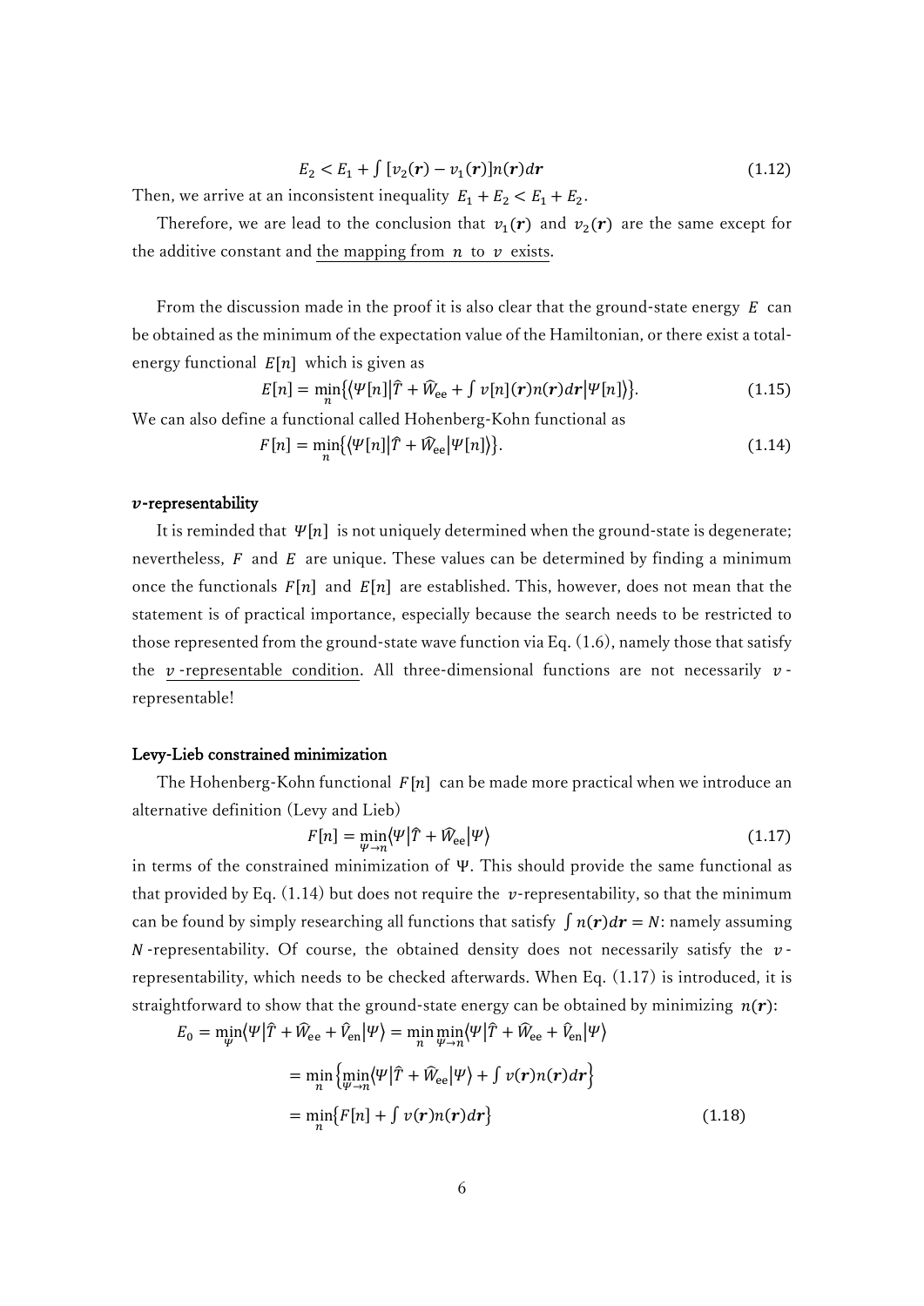$$E_2 < E_1 + \int [v_2(\boldsymbol{r}) - v_1(\boldsymbol{r})]n(\boldsymbol{r})d\boldsymbol{r} \tag{1.12}$$

Then, we arrive at an inconsistent inequality $E_1 + E_2 < E_1 + E_2$.

Therefore, we are lead to the conclusion that $v_1(\boldsymbol{r})$ and $v_2(\boldsymbol{r})$ are the same except for the additive constant and <u>the mapping from $n$ to $v$ exists</u>.

From the discussion made in the proof it is also clear that the ground-state energy $E$ can be obtained as the minimum of the expectation value of the Hamiltonian, or there exist a total-energy functional $E[n]$ which is given as

$$E[n] = \min_n \left\{ \left\langle \Psi[n] \middle| \hat{T} + \widehat{W}_{\text{ee}} + \int v[n](\boldsymbol{r})n(\boldsymbol{r})d\boldsymbol{r} \middle| \Psi[n] \right\rangle \right\}. \tag{1.15}$$

We can also define a functional called Hohenberg-Kohn functional as

$$F[n] = \min_n \left\{ \left\langle \Psi[n] \middle| \hat{T} + \widehat{W}_{\text{ee}} \middle| \Psi[n] \right\rangle \right\}. \tag{1.14}$$

#### $v$-representability

It is reminded that $\Psi[n]$ is not uniquely determined when the ground-state is degenerate; nevertheless, $F$ and $E$ are unique. These values can be determined by finding a minimum once the functionals $F[n]$ and $E[n]$ are established. This, however, does not mean that the statement is of practical importance, especially because the search needs to be restricted to those represented from the ground-state wave function via Eq. (1.6), namely those that satisfy the <u>$v$-representable condition</u>. All three-dimensional functions are not necessarily $v$-representable!

#### Levy-Lieb constrained minimization

The Hohenberg-Kohn functional $F[n]$ can be made more practical when we introduce an alternative definition (Levy and Lieb)

$$F[n] = \min_{\Psi \to n} \left\langle \Psi \middle| \hat{T} + \widehat{W}_{\text{ee}} \middle| \Psi \right\rangle \tag{1.17}$$

in terms of the constrained minimization of $\Psi$. This should provide the same functional as that provided by Eq. (1.14) but does not require the $v$-representability, so that the minimum can be found by simply researching all functions that satisfy $\int n(\boldsymbol{r})d\boldsymbol{r} = N$: namely assuming $N$-representability. Of course, the obtained density does not necessarily satisfy the $v$-representability, which needs to be checked afterwards. When Eq. (1.17) is introduced, it is straightforward to show that the ground-state energy can be obtained by minimizing $n(\boldsymbol{r})$:

$$\begin{aligned}
E_0 &= \min_\Psi \left\langle \Psi \middle| \hat{T} + \widehat{W}_{\text{ee}} + \hat{V}_{\text{en}} \middle| \Psi \right\rangle = \min_n \min_{\Psi \to n} \left\langle \Psi \middle| \hat{T} + \widehat{W}_{\text{ee}} + \hat{V}_{\text{en}} \middle| \Psi \right\rangle \\
&= \min_n \left\{ \min_{\Psi \to n} \left\langle \Psi \middle| \hat{T} + \widehat{W}_{\text{ee}} \middle| \Psi \right\rangle + \int v(\boldsymbol{r})n(\boldsymbol{r})d\boldsymbol{r} \right\} \\
&= \min_n \left\{ F[n] + \int v(\boldsymbol{r})n(\boldsymbol{r})d\boldsymbol{r} \right\}
\end{aligned} \tag{1.18}$$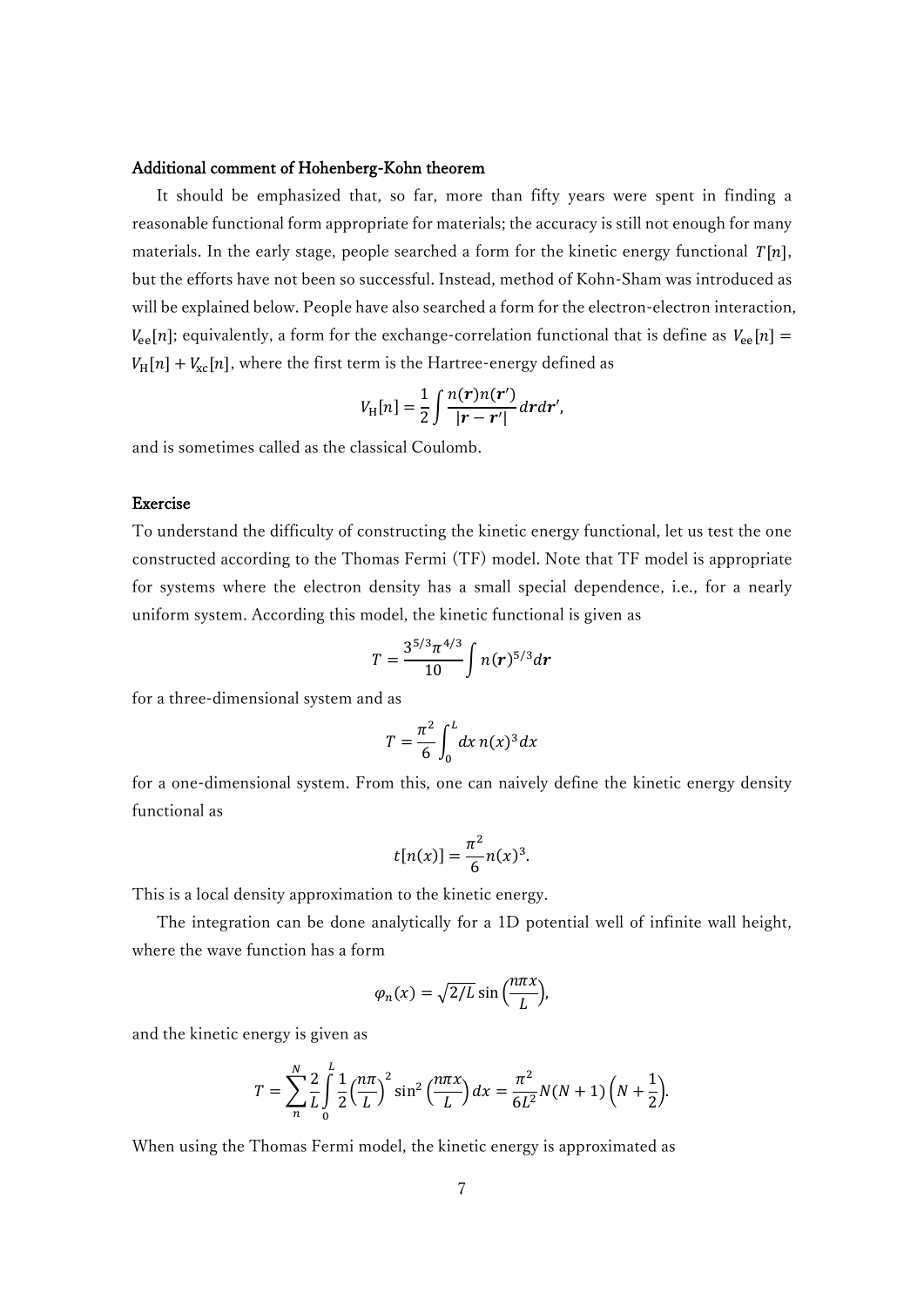#### Additional comment of Hohenberg-Kohn theorem

It should be emphasized that, so far, more than fifty years were spent in finding a reasonable functional form appropriate for materials; the accuracy is still not enough for many materials. In the early stage, people searched a form for the kinetic energy functional $T[n]$, but the efforts have not been so successful. Instead, method of Kohn-Sham was introduced as will be explained below. People have also searched a form for the electron-electron interaction, $V_{\mathrm{ee}}[n]$; equivalently, a form for the exchange-correlation functional that is define as $V_{\mathrm{ee}}[n] = V_{\mathrm{H}}[n] + V_{\mathrm{xc}}[n]$, where the first term is the Hartree-energy defined as

$$V_{\mathrm{H}}[n] = \frac{1}{2}\int \frac{n(\boldsymbol{r})n(\boldsymbol{r}')}{|\boldsymbol{r}-\boldsymbol{r}'|}d\boldsymbol{r}d\boldsymbol{r}',$$

and is sometimes called as the classical Coulomb.

#### Exercise

To understand the difficulty of constructing the kinetic energy functional, let us test the one constructed according to the Thomas Fermi (TF) model. Note that TF model is appropriate for systems where the electron density has a small special dependence, i.e., for a nearly uniform system. According this model, the kinetic functional is given as

$$T = \frac{3^{5/3}\pi^{4/3}}{10}\int n(\boldsymbol{r})^{5/3}d\boldsymbol{r}$$

for a three-dimensional system and as

$$T = \frac{\pi^2}{6}\int_0^L dx\, n(x)^3 dx$$

for a one-dimensional system. From this, one can naively define the kinetic energy density functional as

$$t[n(x)] = \frac{\pi^2}{6}n(x)^3.$$

This is a local density approximation to the kinetic energy.

The integration can be done analytically for a 1D potential well of infinite wall height, where the wave function has a form

$$\varphi_n(x) = \sqrt{2/L}\sin\left(\frac{n\pi x}{L}\right),$$

and the kinetic energy is given as

$$T = \sum_{n}^{N}\frac{2}{L}\int_{0}^{L}\frac{1}{2}\left(\frac{n\pi}{L}\right)^2\sin^2\left(\frac{n\pi x}{L}\right)dx = \frac{\pi^2}{6L^2}N(N+1)\left(N+\frac{1}{2}\right).$$

When using the Thomas Fermi model, the kinetic energy is approximated as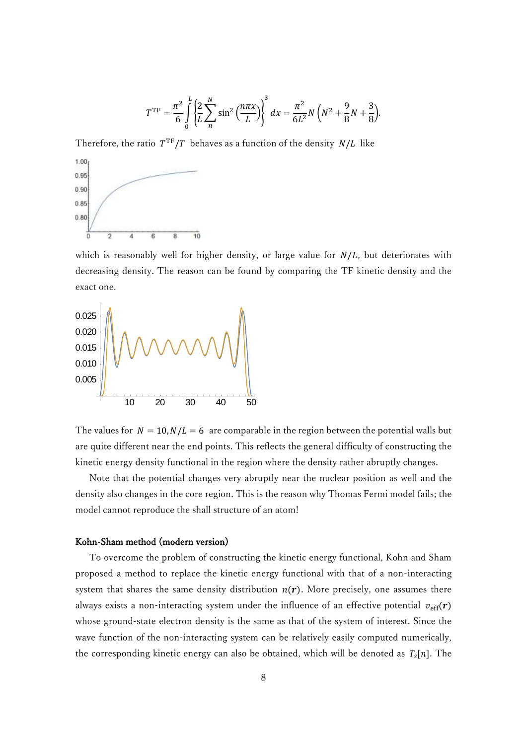$$T^{\mathrm{TF}} = \frac{\pi^2}{6}\int_0^L \left\{\frac{2}{L}\sum_n^N \sin^2\left(\frac{n\pi x}{L}\right)\right\}^3 dx = \frac{\pi^2}{6L^2}N\left(N^2 + \frac{9}{8}N + \frac{3}{8}\right).$$

Therefore, the ratio $T^{\mathrm{TF}}/T$ behaves as a function of the density $N/L$ like

which is reasonably well for higher density, or large value for $N/L$, but deteriorates with decreasing density. The reason can be found by comparing the TF kinetic density and the exact one.

The values for $N = 10, N/L = 6$ are comparable in the region between the potential walls but are quite different near the end points. This reflects the general difficulty of constructing the kinetic energy density functional in the region where the density rather abruptly changes.

Note that the potential changes very abruptly near the nuclear position as well and the density also changes in the core region. This is the reason why Thomas Fermi model fails; the model cannot reproduce the shall structure of an atom!

#### Kohn-Sham method (modern version)

To overcome the problem of constructing the kinetic energy functional, Kohn and Sham proposed a method to replace the kinetic energy functional with that of a non-interacting system that shares the same density distribution $n(\boldsymbol{r})$. More precisely, one assumes there always exists a non-interacting system under the influence of an effective potential $v_{\mathrm{eff}}(\boldsymbol{r})$ whose ground-state electron density is the same as that of the system of interest. Since the wave function of the non-interacting system can be relatively easily computed numerically, the corresponding kinetic energy can also be obtained, which will be denoted as $T_s[n]$. The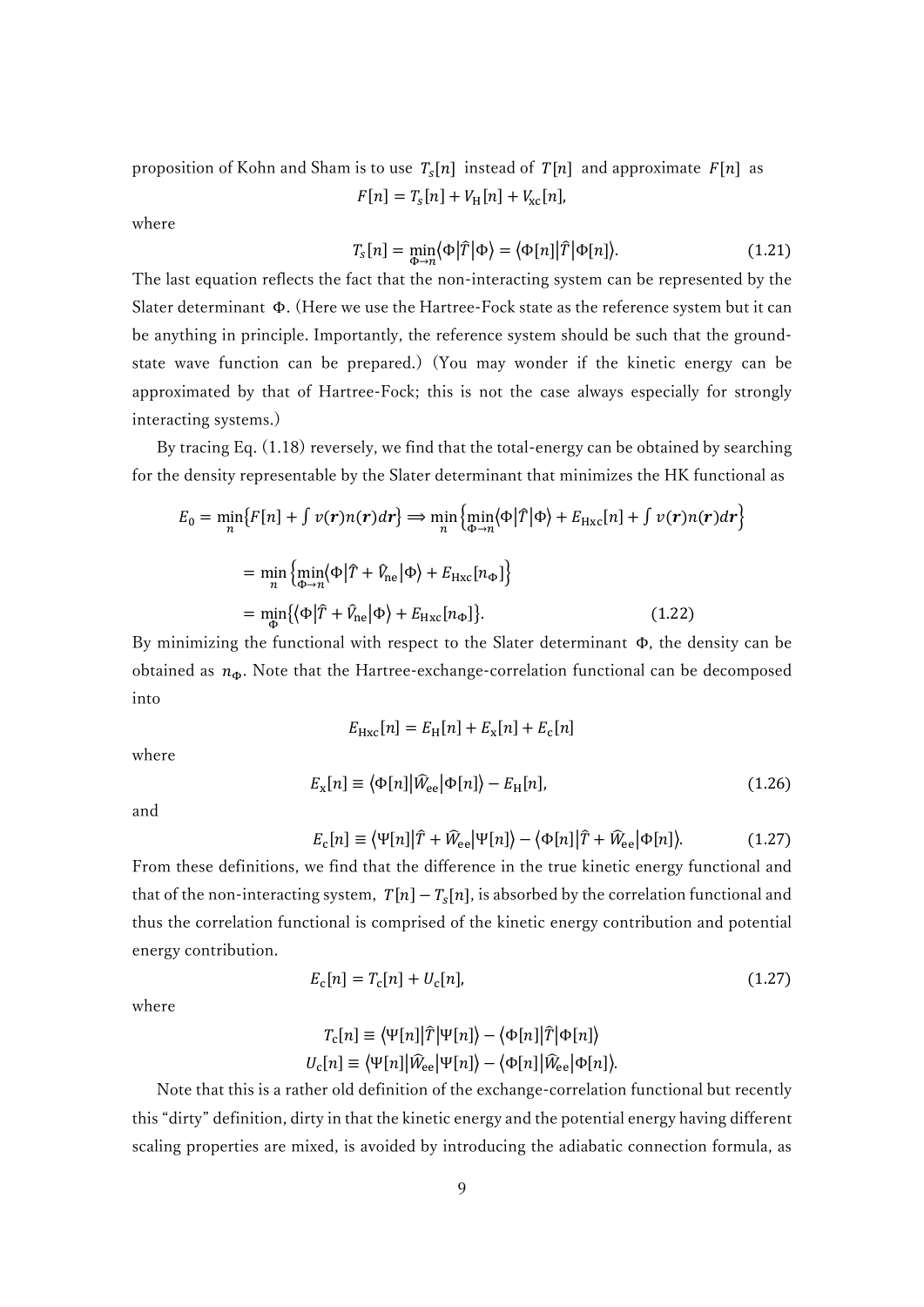proposition of Kohn and Sham is to use $T_s[n]$ instead of $T[n]$ and approximate $F[n]$ as

$$F[n] = T_s[n] + V_{\mathrm{H}}[n] + V_{\mathrm{xc}}[n],$$

where

$$T_s[n] = \min_{\Phi \to n} \langle \Phi | \hat{T} | \Phi \rangle = \langle \Phi[n] | \hat{T} | \Phi[n] \rangle. \tag{1.21}$$

The last equation reflects the fact that the non-interacting system can be represented by the Slater determinant $\Phi$. (Here we use the Hartree-Fock state as the reference system but it can be anything in principle. Importantly, the reference system should be such that the ground-state wave function can be prepared.) (You may wonder if the kinetic energy can be approximated by that of Hartree-Fock; this is not the case always especially for strongly interacting systems.)

By tracing Eq. (1.18) reversely, we find that the total-energy can be obtained by searching for the density representable by the Slater determinant that minimizes the HK functional as

$$E_0 = \min_n \left\{ F[n] + \int v(\boldsymbol{r}) n(\boldsymbol{r}) d\boldsymbol{r} \right\} \Rightarrow \min_n \left\{ \min_{\Phi \to n} \langle \Phi | \hat{T} | \Phi \rangle + E_{\mathrm{Hxc}}[n] + \int v(\boldsymbol{r}) n(\boldsymbol{r}) d\boldsymbol{r} \right\}$$

$$= \min_n \left\{ \min_{\Phi \to n} \langle \Phi | \hat{T} + \hat{V}_{\mathrm{ne}} | \Phi \rangle + E_{\mathrm{Hxc}}[n_\Phi] \right\}$$

$$= \min_\Phi \left\{ \langle \Phi | \hat{T} + \hat{V}_{\mathrm{ne}} | \Phi \rangle + E_{\mathrm{Hxc}}[n_\Phi] \right\}. \tag{1.22}$$

By minimizing the functional with respect to the Slater determinant $\Phi$, the density can be obtained as $n_\Phi$. Note that the Hartree-exchange-correlation functional can be decomposed into

$$E_{\mathrm{Hxc}}[n] = E_{\mathrm{H}}[n] + E_{\mathrm{x}}[n] + E_{\mathrm{c}}[n]$$

where

$$E_{\mathrm{x}}[n] \equiv \langle \Phi[n] | \widehat{W}_{\mathrm{ee}} | \Phi[n] \rangle - E_{\mathrm{H}}[n], \tag{1.26}$$

and

$$E_{\mathrm{c}}[n] \equiv \langle \Psi[n] | \hat{T} + \widehat{W}_{\mathrm{ee}} | \Psi[n] \rangle - \langle \Phi[n] | \hat{T} + \widehat{W}_{\mathrm{ee}} | \Phi[n] \rangle. \tag{1.27}$$

From these definitions, we find that the difference in the true kinetic energy functional and that of the non-interacting system, $T[n] - T_s[n]$, is absorbed by the correlation functional and thus the correlation functional is comprised of the kinetic energy contribution and potential energy contribution.

$$E_{\mathrm{c}}[n] = T_{\mathrm{c}}[n] + U_{\mathrm{c}}[n], \tag{1.27}$$

where

$$T_{\mathrm{c}}[n] \equiv \langle \Psi[n] | \hat{T} | \Psi[n] \rangle - \langle \Phi[n] | \hat{T} | \Phi[n] \rangle$$

$$U_{\mathrm{c}}[n] \equiv \langle \Psi[n] | \widehat{W}_{\mathrm{ee}} | \Psi[n] \rangle - \langle \Phi[n] | \widehat{W}_{\mathrm{ee}} | \Phi[n] \rangle.$$

Note that this is a rather old definition of the exchange-correlation functional but recently this "dirty" definition, dirty in that the kinetic energy and the potential energy having different scaling properties are mixed, is avoided by introducing the adiabatic connection formula, as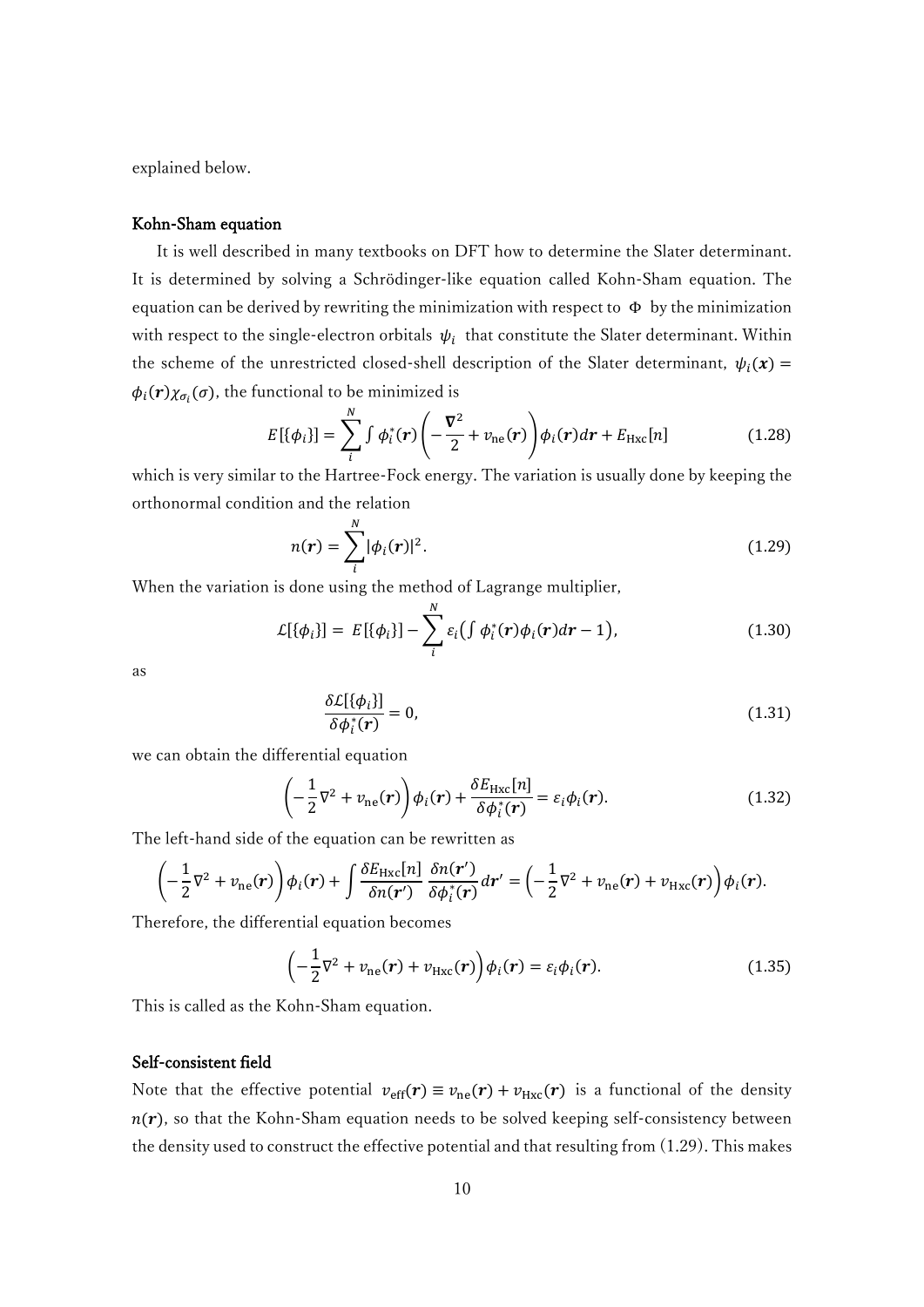explained below.

### Kohn-Sham equation

It is well described in many textbooks on DFT how to determine the Slater determinant. It is determined by solving a Schrödinger-like equation called Kohn-Sham equation. The equation can be derived by rewriting the minimization with respect to $\Phi$ by the minimization with respect to the single-electron orbitals $\psi_i$ that constitute the Slater determinant. Within the scheme of the unrestricted closed-shell description of the Slater determinant, $\psi_i(\boldsymbol{x}) = \phi_i(\boldsymbol{r})\chi_{\sigma_i}(\sigma)$, the functional to be minimized is

$$E[\{\phi_i\}] = \sum_i^N \int \phi_i^*(\boldsymbol{r})\left(-\frac{\boldsymbol{\nabla}^2}{2} + v_{\rm ne}(\boldsymbol{r})\right)\phi_i(\boldsymbol{r})d\boldsymbol{r} + E_{\rm Hxc}[n] \tag{1.28}$$

which is very similar to the Hartree-Fock energy. The variation is usually done by keeping the orthonormal condition and the relation

$$n(\boldsymbol{r}) = \sum_i^N |\phi_i(\boldsymbol{r})|^2. \tag{1.29}$$

When the variation is done using the method of Lagrange multiplier,

$$\mathcal{L}[\{\phi_i\}] = E[\{\phi_i\}] - \sum_i^N \varepsilon_i\left(\int \phi_i^*(\boldsymbol{r})\phi_i(\boldsymbol{r})d\boldsymbol{r} - 1\right), \tag{1.30}$$

as

$$\frac{\delta\mathcal{L}[\{\phi_i\}]}{\delta\phi_i^*(\boldsymbol{r})} = 0, \tag{1.31}$$

we can obtain the differential equation

$$\left(-\frac{1}{2}\nabla^2 + v_{\rm ne}(\boldsymbol{r})\right)\phi_i(\boldsymbol{r}) + \frac{\delta E_{\rm Hxc}[n]}{\delta\phi_i^*(\boldsymbol{r})} = \varepsilon_i\phi_i(\boldsymbol{r}). \tag{1.32}$$

The left-hand side of the equation can be rewritten as

$$\left(-\frac{1}{2}\nabla^2 + v_{\rm ne}(\boldsymbol{r})\right)\phi_i(\boldsymbol{r}) + \int \frac{\delta E_{\rm Hxc}[n]}{\delta n(\boldsymbol{r}')}\frac{\delta n(\boldsymbol{r}')}{\delta\phi_i^*(\boldsymbol{r})}d\boldsymbol{r}' = \left(-\frac{1}{2}\nabla^2 + v_{\rm ne}(\boldsymbol{r}) + v_{\rm Hxc}(\boldsymbol{r})\right)\phi_i(\boldsymbol{r}).$$

Therefore, the differential equation becomes

$$\left(-\frac{1}{2}\nabla^2 + v_{\rm ne}(\boldsymbol{r}) + v_{\rm Hxc}(\boldsymbol{r})\right)\phi_i(\boldsymbol{r}) = \varepsilon_i\phi_i(\boldsymbol{r}). \tag{1.35}$$

This is called as the Kohn-Sham equation.

### Self-consistent field

Note that the effective potential $v_{\rm eff}(\boldsymbol{r}) \equiv v_{\rm ne}(\boldsymbol{r}) + v_{\rm Hxc}(\boldsymbol{r})$ is a functional of the density $n(\boldsymbol{r})$, so that the Kohn-Sham equation needs to be solved keeping self-consistency between the density used to construct the effective potential and that resulting from (1.29). This makes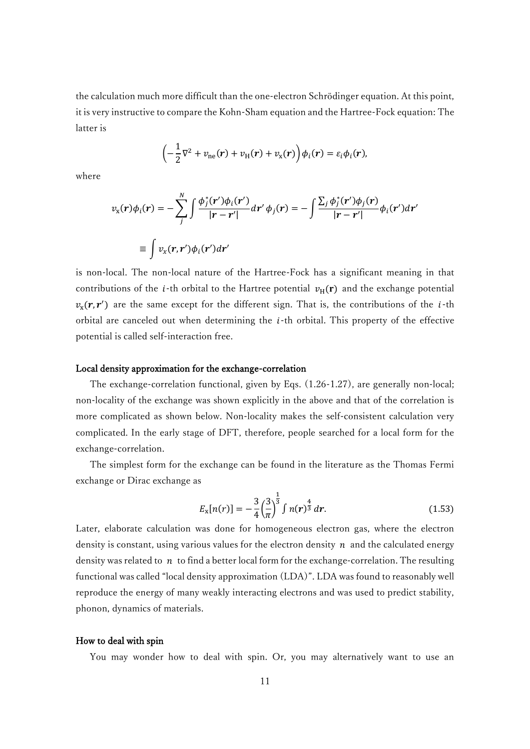the calculation much more difficult than the one-electron Schrödinger equation. At this point, it is very instructive to compare the Kohn-Sham equation and the Hartree-Fock equation: The latter is

$$\left(-\frac{1}{2}\nabla^2 + v_{\mathrm{ne}}(\boldsymbol{r}) + v_{\mathrm{H}}(\boldsymbol{r}) + v_{\mathrm{x}}(\boldsymbol{r})\right)\phi_i(\boldsymbol{r}) = \varepsilon_i\phi_i(\boldsymbol{r}),$$

where

$$v_{\mathrm{x}}(\boldsymbol{r})\phi_i(\boldsymbol{r}) = -\sum_j^N \int \frac{\phi_j^*(\boldsymbol{r}')\phi_i(\boldsymbol{r}')}{|\boldsymbol{r}-\boldsymbol{r}'|}d\boldsymbol{r}'\,\phi_j(\boldsymbol{r}) = -\int \frac{\sum_j \phi_j^*(\boldsymbol{r}')\phi_j(\boldsymbol{r})}{|\boldsymbol{r}-\boldsymbol{r}'|}\phi_i(\boldsymbol{r}')d\boldsymbol{r}'$$

$$\equiv \int v_x(\boldsymbol{r},\boldsymbol{r}')\phi_i(\boldsymbol{r}')d\boldsymbol{r}'$$

is non-local. The non-local nature of the Hartree-Fock has a significant meaning in that contributions of the $i$-th orbital to the Hartree potential $v_{\mathrm{H}}(\mathbf{r})$ and the exchange potential $v_{\mathrm{x}}(\boldsymbol{r},\boldsymbol{r}')$ are the same except for the different sign. That is, the contributions of the $i$-th orbital are canceled out when determining the $i$-th orbital. This property of the effective potential is called self-interaction free.

### Local density approximation for the exchange-correlation

The exchange-correlation functional, given by Eqs. (1.26-1.27), are generally non-local; non-locality of the exchange was shown explicitly in the above and that of the correlation is more complicated as shown below. Non-locality makes the self-consistent calculation very complicated. In the early stage of DFT, therefore, people searched for a local form for the exchange-correlation.

The simplest form for the exchange can be found in the literature as the Thomas Fermi exchange or Dirac exchange as

$$E_{\mathrm{x}}[n(r)] = -\frac{3}{4}\left(\frac{3}{\pi}\right)^{\frac{1}{3}}\int n(\boldsymbol{r})^{\frac{4}{3}}\,d\boldsymbol{r}. \tag{1.53}$$

Later, elaborate calculation was done for homogeneous electron gas, where the electron density is constant, using various values for the electron density $n$ and the calculated energy density was related to $n$ to find a better local form for the exchange-correlation. The resulting functional was called "local density approximation (LDA)". LDA was found to reasonably well reproduce the energy of many weakly interacting electrons and was used to predict stability, phonon, dynamics of materials.

### How to deal with spin

You may wonder how to deal with spin. Or, you may alternatively want to use an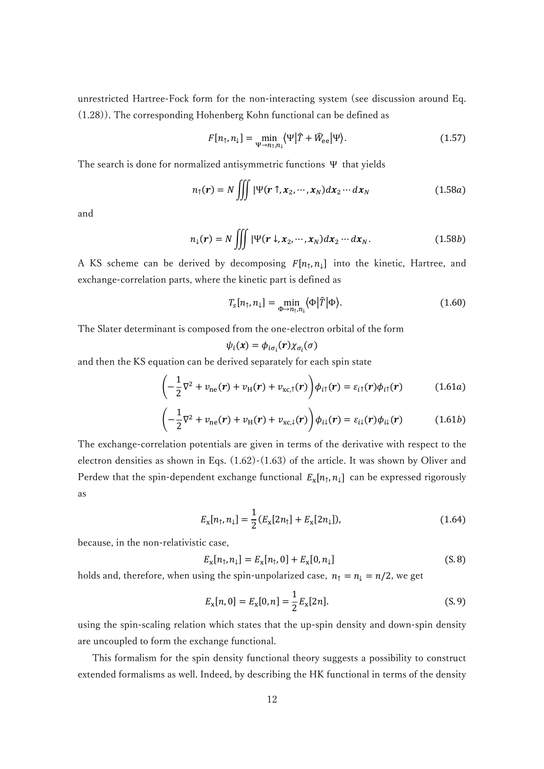unrestricted Hartree-Fock form for the non-interacting system (see discussion around Eq. (1.28)). The corresponding Hohenberg Kohn functional can be defined as

$$F[n_\uparrow, n_\downarrow] = \min_{\Psi \to n_\uparrow, n_\downarrow} \langle \Psi | \hat{T} + \hat{W}_{\text{ee}} | \Psi \rangle. \tag{1.57}$$

The search is done for normalized antisymmetric functions $\Psi$ that yields

$$n_\uparrow(\boldsymbol{r}) = N \iiint |\Psi(\boldsymbol{r} \uparrow, \boldsymbol{x}_2, \cdots, \boldsymbol{x}_N) d\boldsymbol{x}_2 \cdots d\boldsymbol{x}_N \tag{1.58$a$}$$

and

$$n_\downarrow(\boldsymbol{r}) = N \iiint |\Psi(\boldsymbol{r} \downarrow, \boldsymbol{x}_2, \cdots, \boldsymbol{x}_N) d\boldsymbol{x}_2 \cdots d\boldsymbol{x}_N. \tag{1.58$b$}$$

A KS scheme can be derived by decomposing $F[n_\uparrow, n_\downarrow]$ into the kinetic, Hartree, and exchange-correlation parts, where the kinetic part is defined as

$$T_s[n_\uparrow, n_\downarrow] = \min_{\Phi \to n_\uparrow, n_\downarrow} \langle \Phi | \hat{T} | \Phi \rangle. \tag{1.60}$$

The Slater determinant is composed from the one-electron orbital of the form

$$\psi_i(\boldsymbol{x}) = \phi_{i\sigma_i}(\boldsymbol{r}) \chi_{\sigma_i}(\sigma)$$

and then the KS equation can be derived separately for each spin state

$$\left( -\frac{1}{2}\nabla^2 + v_{\text{ne}}(\boldsymbol{r}) + v_{\text{H}}(\boldsymbol{r}) + v_{\text{xc},\uparrow}(\boldsymbol{r}) \right) \phi_{i\uparrow}(\boldsymbol{r}) = \varepsilon_{i\uparrow}(\boldsymbol{r}) \phi_{i\uparrow}(\boldsymbol{r}) \tag{1.61$a$}$$

$$\left( -\frac{1}{2}\nabla^2 + v_{\text{ne}}(\boldsymbol{r}) + v_{\text{H}}(\boldsymbol{r}) + v_{\text{xc},\downarrow}(\boldsymbol{r}) \right) \phi_{i\downarrow}(\boldsymbol{r}) = \varepsilon_{i\downarrow}(\boldsymbol{r}) \phi_{i\downarrow}(\boldsymbol{r}) \tag{1.61$b$}$$

The exchange-correlation potentials are given in terms of the derivative with respect to the electron densities as shown in Eqs. (1.62)-(1.63) of the article. It was shown by Oliver and Perdew that the spin-dependent exchange functional $E_{\text{x}}[n_\uparrow, n_\downarrow]$ can be expressed rigorously as

$$E_{\text{x}}[n_\uparrow, n_\downarrow] = \frac{1}{2}(E_{\text{x}}[2n_\uparrow] + E_{\text{x}}[2n_\downarrow]), \tag{1.64}$$

because, in the non-relativistic case,

$$E_{\text{x}}[n_\uparrow, n_\downarrow] = E_{\text{x}}[n_\uparrow, 0] + E_{\text{x}}[0, n_\downarrow] \tag{S.8}$$

holds and, therefore, when using the spin-unpolarized case, $n_\uparrow = n_\downarrow = n/2$, we get

$$E_{\text{x}}[n, 0] = E_{\text{x}}[0, n] = \frac{1}{2} E_{\text{x}}[2n]. \tag{S.9}$$

using the spin-scaling relation which states that the up-spin density and down-spin density are uncoupled to form the exchange functional.

This formalism for the spin density functional theory suggests a possibility to construct extended formalisms as well. Indeed, by describing the HK functional in terms of the density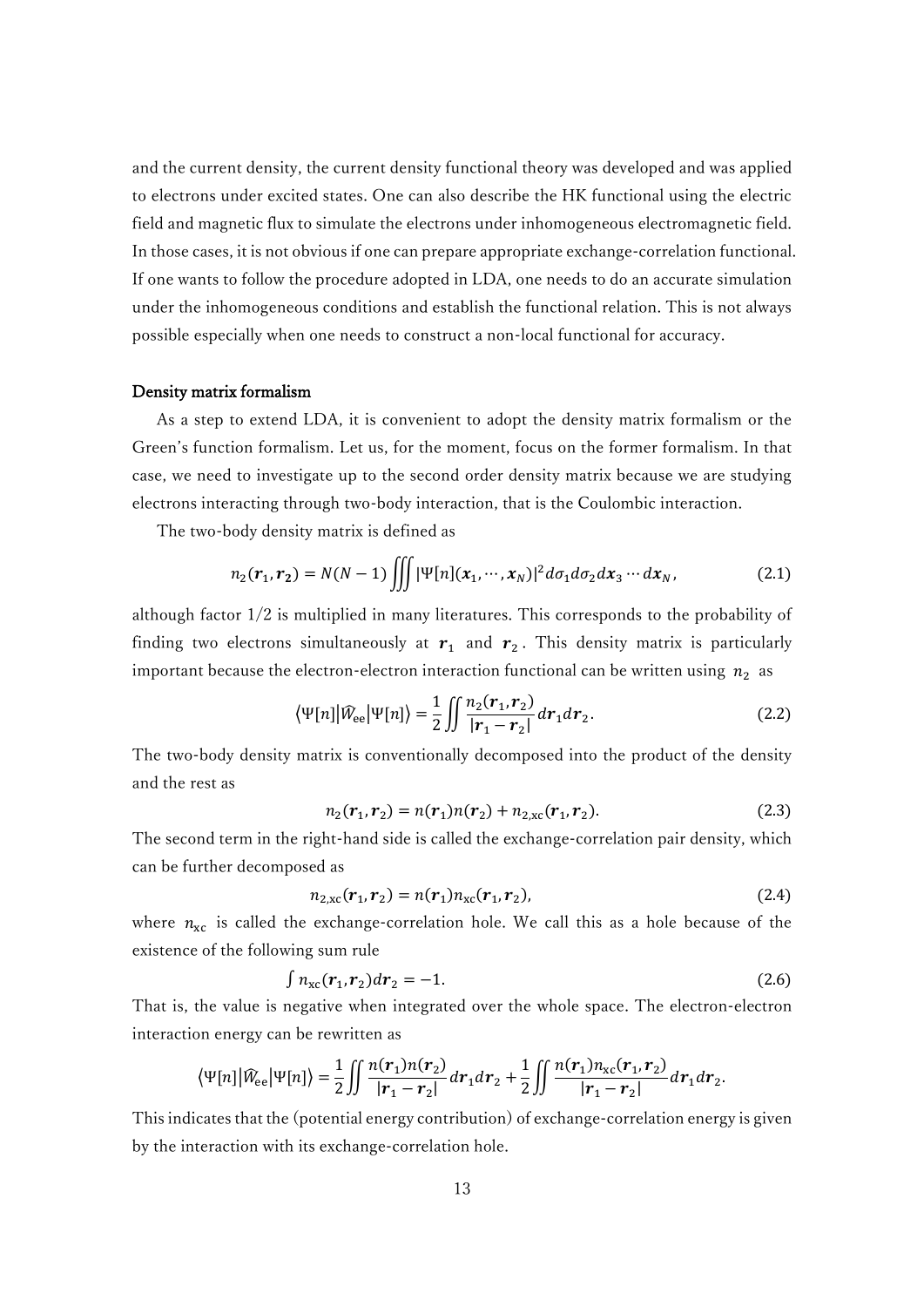and the current density, the current density functional theory was developed and was applied to electrons under excited states. One can also describe the HK functional using the electric field and magnetic flux to simulate the electrons under inhomogeneous electromagnetic field. In those cases, it is not obvious if one can prepare appropriate exchange-correlation functional. If one wants to follow the procedure adopted in LDA, one needs to do an accurate simulation under the inhomogeneous conditions and establish the functional relation. This is not always possible especially when one needs to construct a non-local functional for accuracy.

### Density matrix formalism

As a step to extend LDA, it is convenient to adopt the density matrix formalism or the Green's function formalism. Let us, for the moment, focus on the former formalism. In that case, we need to investigate up to the second order density matrix because we are studying electrons interacting through two-body interaction, that is the Coulombic interaction.

The two-body density matrix is defined as

$$n_2(\boldsymbol{r}_1, \boldsymbol{r}_2) = N(N-1) \iiint |\Psi[n](\boldsymbol{x}_1, \cdots, \boldsymbol{x}_N)|^2 d\sigma_1 d\sigma_2 d\boldsymbol{x}_3 \cdots d\boldsymbol{x}_N, \tag{2.1}$$

although factor 1/2 is multiplied in many literatures. This corresponds to the probability of finding two electrons simultaneously at $\boldsymbol{r}_1$ and $\boldsymbol{r}_2$. This density matrix is particularly important because the electron-electron interaction functional can be written using $n_2$ as

$$\langle \Psi[n] | \widehat{W}_{\mathrm{ee}} | \Psi[n] \rangle = \frac{1}{2} \iint \frac{n_2(\boldsymbol{r}_1, \boldsymbol{r}_2)}{|\boldsymbol{r}_1 - \boldsymbol{r}_2|} d\boldsymbol{r}_1 d\boldsymbol{r}_2. \tag{2.2}$$

The two-body density matrix is conventionally decomposed into the product of the density and the rest as

$$n_2(\boldsymbol{r}_1, \boldsymbol{r}_2) = n(\boldsymbol{r}_1) n(\boldsymbol{r}_2) + n_{2,\mathrm{xc}}(\boldsymbol{r}_1, \boldsymbol{r}_2). \tag{2.3}$$

The second term in the right-hand side is called the exchange-correlation pair density, which can be further decomposed as

$$n_{2,\mathrm{xc}}(\boldsymbol{r}_1, \boldsymbol{r}_2) = n(\boldsymbol{r}_1) n_{\mathrm{xc}}(\boldsymbol{r}_1, \boldsymbol{r}_2), \tag{2.4}$$

where $n_{\mathrm{xc}}$ is called the exchange-correlation hole. We call this as a hole because of the existence of the following sum rule

$$\int n_{\mathrm{xc}}(\boldsymbol{r}_1, \boldsymbol{r}_2) d\boldsymbol{r}_2 = -1. \tag{2.6}$$

That is, the value is negative when integrated over the whole space. The electron-electron interaction energy can be rewritten as

$$\langle \Psi[n] | \widehat{W}_{\mathrm{ee}} | \Psi[n] \rangle = \frac{1}{2} \iint \frac{n(\boldsymbol{r}_1) n(\boldsymbol{r}_2)}{|\boldsymbol{r}_1 - \boldsymbol{r}_2|} d\boldsymbol{r}_1 d\boldsymbol{r}_2 + \frac{1}{2} \iint \frac{n(\boldsymbol{r}_1) n_{\mathrm{xc}}(\boldsymbol{r}_1, \boldsymbol{r}_2)}{|\boldsymbol{r}_1 - \boldsymbol{r}_2|} d\boldsymbol{r}_1 d\boldsymbol{r}_2.$$

This indicates that the (potential energy contribution) of exchange-correlation energy is given by the interaction with its exchange-correlation hole.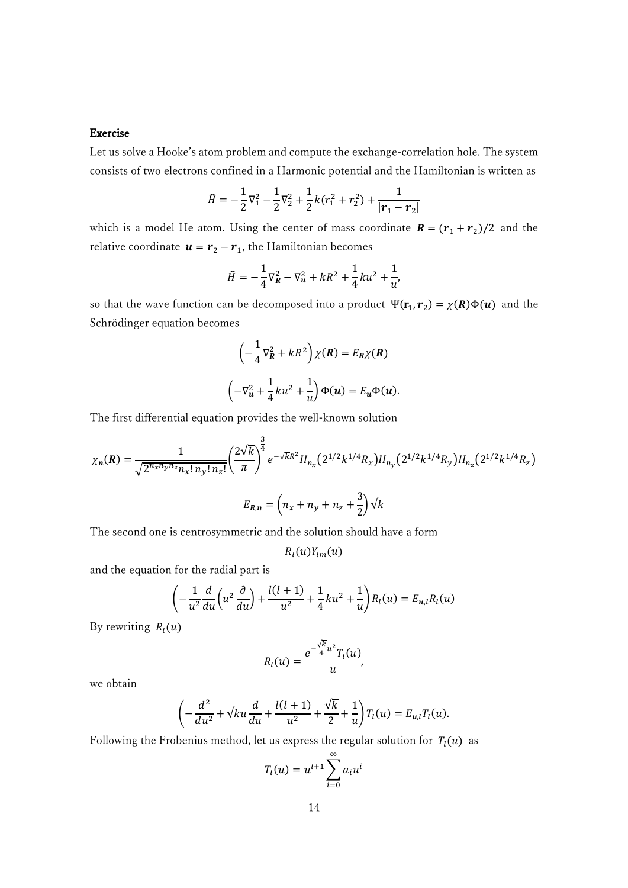**Exercise**

Let us solve a Hooke's atom problem and compute the exchange-correlation hole. The system consists of two electrons confined in a Harmonic potential and the Hamiltonian is written as

$$\hat{H} = -\frac{1}{2}\nabla_1^2 - \frac{1}{2}\nabla_2^2 + \frac{1}{2}k(r_1^2 + r_2^2) + \frac{1}{|\boldsymbol{r}_1 - \boldsymbol{r}_2|}$$

which is a model He atom. Using the center of mass coordinate $\boldsymbol{R} = (\boldsymbol{r}_1 + \boldsymbol{r}_2)/2$ and the relative coordinate $\boldsymbol{u} = \boldsymbol{r}_2 - \boldsymbol{r}_1$, the Hamiltonian becomes

$$\hat{H} = -\frac{1}{4}\nabla_{\boldsymbol{R}}^2 - \nabla_{\boldsymbol{u}}^2 + kR^2 + \frac{1}{4}ku^2 + \frac{1}{u},$$

so that the wave function can be decomposed into a product $\Psi(\mathbf{r}_1, \boldsymbol{r}_2) = \chi(\boldsymbol{R})\Phi(\boldsymbol{u})$ and the Schrödinger equation becomes

$$\left(-\frac{1}{4}\nabla_{\boldsymbol{R}}^2 + kR^2\right)\chi(\boldsymbol{R}) = E_{\boldsymbol{R}}\chi(\boldsymbol{R})$$

$$\left(-\nabla_{\boldsymbol{u}}^2 + \frac{1}{4}ku^2 + \frac{1}{u}\right)\Phi(\boldsymbol{u}) = E_{\boldsymbol{u}}\Phi(\boldsymbol{u}).$$

The first differential equation provides the well-known solution

$$\chi_{\boldsymbol{n}}(\boldsymbol{R}) = \frac{1}{\sqrt{2^{n_x n_y n_z} n_x! n_y! n_z!}}\left(\frac{2\sqrt{k}}{\pi}\right)^{\frac{3}{4}} e^{-\sqrt{k}R^2} H_{n_x}\left(2^{1/2}k^{1/4}R_x\right)H_{n_y}\left(2^{1/2}k^{1/4}R_y\right)H_{n_z}\left(2^{1/2}k^{1/4}R_z\right)$$

$$E_{\boldsymbol{R},\boldsymbol{n}} = \left(n_x + n_y + n_z + \frac{3}{2}\right)\sqrt{k}$$

The second one is centrosymmetric and the solution should have a form

$$R_l(u)Y_{lm}(\bar{u})$$

and the equation for the radial part is

$$\left(-\frac{1}{u^2}\frac{d}{du}\left(u^2\frac{\partial}{du}\right) + \frac{l(l+1)}{u^2} + \frac{1}{4}ku^2 + \frac{1}{u}\right)R_l(u) = E_{\boldsymbol{u},l}R_l(u)$$

By rewriting $R_l(u)$

$$R_l(u) = \frac{e^{-\frac{\sqrt{k}}{4}u^2}T_l(u)}{u},$$

we obtain

$$\left(-\frac{d^2}{du^2} + \sqrt{k}u\frac{d}{du} + \frac{l(l+1)}{u^2} + \frac{\sqrt{k}}{2} + \frac{1}{u}\right)T_l(u) = E_{\boldsymbol{u},l}T_l(u).$$

Following the Frobenius method, let us express the regular solution for $T_l(u)$ as

$$T_l(u) = u^{l+1}\sum_{i=0}^{\infty} a_i u^i$$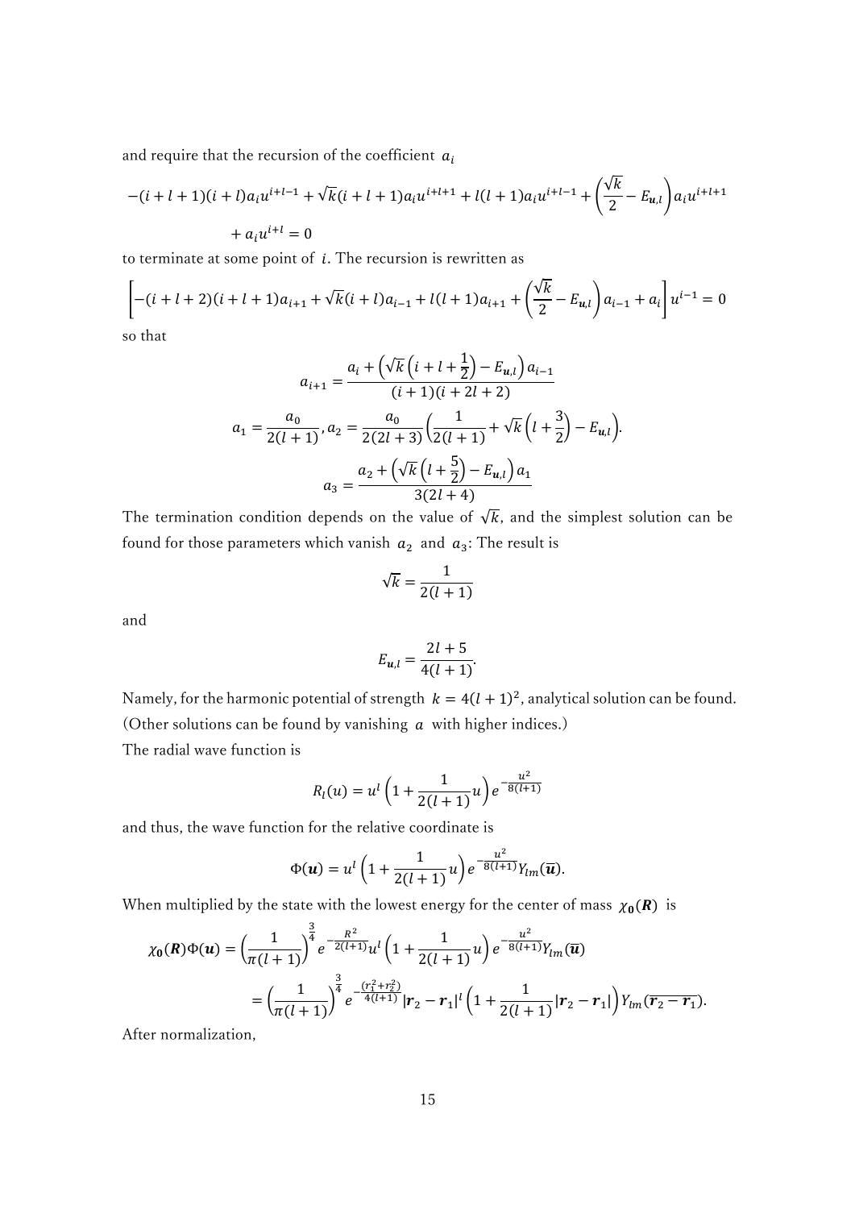and require that the recursion of the coefficient $a_i$

$$-(i+l+1)(i+l)a_i u^{i+l-1} + \sqrt{k}(i+l+1)a_i u^{i+l+1} + l(l+1)a_i u^{i+l-1} + \left(\frac{\sqrt{k}}{2} - E_{\boldsymbol{u},l}\right)a_i u^{i+l+1}$$
$$+ a_i u^{i+l} = 0$$

to terminate at some point of $i$. The recursion is rewritten as

$$\left[-(i+l+2)(i+l+1)a_{i+1} + \sqrt{k}(i+l)a_{i-1} + l(l+1)a_{i+1} + \left(\frac{\sqrt{k}}{2} - E_{\boldsymbol{u},l}\right)a_{i-1} + a_i\right]u^{i-1} = 0$$

so that

$$a_{i+1} = \frac{a_i + \left(\sqrt{k}\left(i+l+\frac{1}{2}\right) - E_{\boldsymbol{u},l}\right)a_{i-1}}{(i+1)(i+2l+2)}$$

$$a_1 = \frac{a_0}{2(l+1)}, a_2 = \frac{a_0}{2(2l+3)}\left(\frac{1}{2(l+1)} + \sqrt{k}\left(l+\frac{3}{2}\right) - E_{\boldsymbol{u},l}\right).$$

$$a_3 = \frac{a_2 + \left(\sqrt{k}\left(l+\frac{5}{2}\right) - E_{\boldsymbol{u},l}\right)a_1}{3(2l+4)}$$

The termination condition depends on the value of $\sqrt{k}$, and the simplest solution can be found for those parameters which vanish $a_2$ and $a_3$: The result is

$$\sqrt{k} = \frac{1}{2(l+1)}$$

and

$$E_{\boldsymbol{u},l} = \frac{2l+5}{4(l+1)}.$$

Namely, for the harmonic potential of strength $k = 4(l+1)^2$, analytical solution can be found. (Other solutions can be found by vanishing $a$ with higher indices.)

The radial wave function is

$$R_l(u) = u^l\left(1 + \frac{1}{2(l+1)}u\right)e^{-\frac{u^2}{8(l+1)}}$$

and thus, the wave function for the relative coordinate is

$$\Phi(\boldsymbol{u}) = u^l\left(1 + \frac{1}{2(l+1)}u\right)e^{-\frac{u^2}{8(l+1)}}Y_{lm}(\overline{\boldsymbol{u}}).$$

When multiplied by the state with the lowest energy for the center of mass $\chi_{\boldsymbol{0}}(\boldsymbol{R})$ is

$$\chi_{\boldsymbol{0}}(\boldsymbol{R})\Phi(\boldsymbol{u}) = \left(\frac{1}{\pi(l+1)}\right)^{\frac{3}{4}} e^{-\frac{R^2}{2(l+1)}} u^l\left(1 + \frac{1}{2(l+1)}u\right)e^{-\frac{u^2}{8(l+1)}}Y_{lm}(\overline{\boldsymbol{u}})$$
$$= \left(\frac{1}{\pi(l+1)}\right)^{\frac{3}{4}} e^{-\frac{(r_1^2+r_2^2)}{4(l+1)}}|\boldsymbol{r}_2 - \boldsymbol{r}_1|^l\left(1 + \frac{1}{2(l+1)}|\boldsymbol{r}_2 - \boldsymbol{r}_1|\right)Y_{lm}(\overline{\boldsymbol{r}_2 - \boldsymbol{r}_1}).$$

After normalization,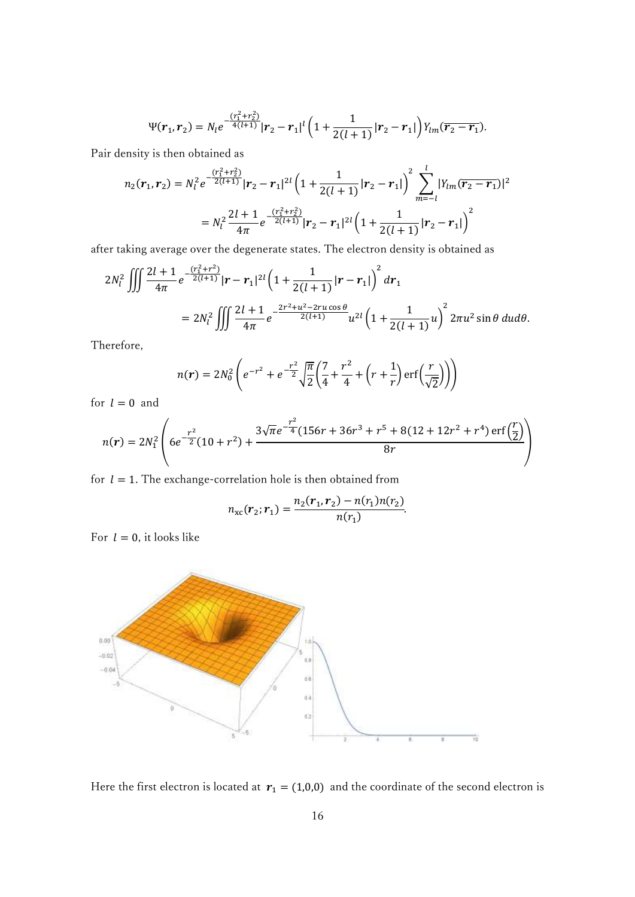$$\Psi(\boldsymbol{r}_1, \boldsymbol{r}_2) = N_l e^{-\frac{(r_1^2+r_2^2)}{4(l+1)}} |\boldsymbol{r}_2 - \boldsymbol{r}_1|^l \left(1 + \frac{1}{2(l+1)} |\boldsymbol{r}_2 - \boldsymbol{r}_1|\right) Y_{lm}(\overline{\boldsymbol{r}_2 - \boldsymbol{r}_1}).$$

Pair density is then obtained as

$$n_2(\boldsymbol{r}_1, \boldsymbol{r}_2) = N_l^2 e^{-\frac{(r_1^2+r_2^2)}{2(l+1)}} |\boldsymbol{r}_2 - \boldsymbol{r}_1|^{2l} \left(1 + \frac{1}{2(l+1)} |\boldsymbol{r}_2 - \boldsymbol{r}_1|\right)^2 \sum_{m=-l}^{l} |Y_{lm}(\overline{\boldsymbol{r}_2 - \boldsymbol{r}_1})|^2$$

$$= N_l^2 \frac{2l+1}{4\pi} e^{-\frac{(r_1^2+r_2^2)}{2(l+1)}} |\boldsymbol{r}_2 - \boldsymbol{r}_1|^{2l} \left(1 + \frac{1}{2(l+1)} |\boldsymbol{r}_2 - \boldsymbol{r}_1|\right)^2$$

after taking average over the degenerate states. The electron density is obtained as

$$2N_l^2 \iiint \frac{2l+1}{4\pi} e^{-\frac{(r_1^2+r^2)}{2(l+1)}} |\boldsymbol{r} - \boldsymbol{r}_1|^{2l} \left(1 + \frac{1}{2(l+1)} |\boldsymbol{r} - \boldsymbol{r}_1|\right)^2 d\boldsymbol{r}_1$$

$$= 2N_l^2 \iiint \frac{2l+1}{4\pi} e^{-\frac{2r^2+u^2-2ru\cos\theta}{2(l+1)}} u^{2l} \left(1 + \frac{1}{2(l+1)} u\right)^2 2\pi u^2 \sin\theta \, du d\theta.$$

Therefore,

$$n(\boldsymbol{r}) = 2N_0^2 \left(e^{-r^2} + e^{-\frac{r^2}{2}} \sqrt{\frac{\pi}{2}} \left(\frac{7}{4} + \frac{r^2}{4} + \left(r + \frac{1}{r}\right) \operatorname{erf}\left(\frac{r}{\sqrt{2}}\right)\right)\right)$$

for $l = 0$ and

$$n(\boldsymbol{r}) = 2N_1^2 \left(6e^{-\frac{r^2}{2}}(10 + r^2) + \frac{3\sqrt{\pi} e^{-\frac{r^2}{4}} (156r + 36r^3 + r^5 + 8(12 + 12r^2 + r^4) \operatorname{erf}\left(\frac{r}{2}\right))}{8r}\right)$$

for $l = 1$. The exchange-correlation hole is then obtained from

$$n_{\mathrm{xc}}(\boldsymbol{r}_2; \boldsymbol{r}_1) = \frac{n_2(\boldsymbol{r}_1, \boldsymbol{r}_2) - n(r_1) n(r_2)}{n(r_1)}.$$

For $l = 0$, it looks like

Here the first electron is located at $\boldsymbol{r}_1 = (1,0,0)$ and the coordinate of the second electron is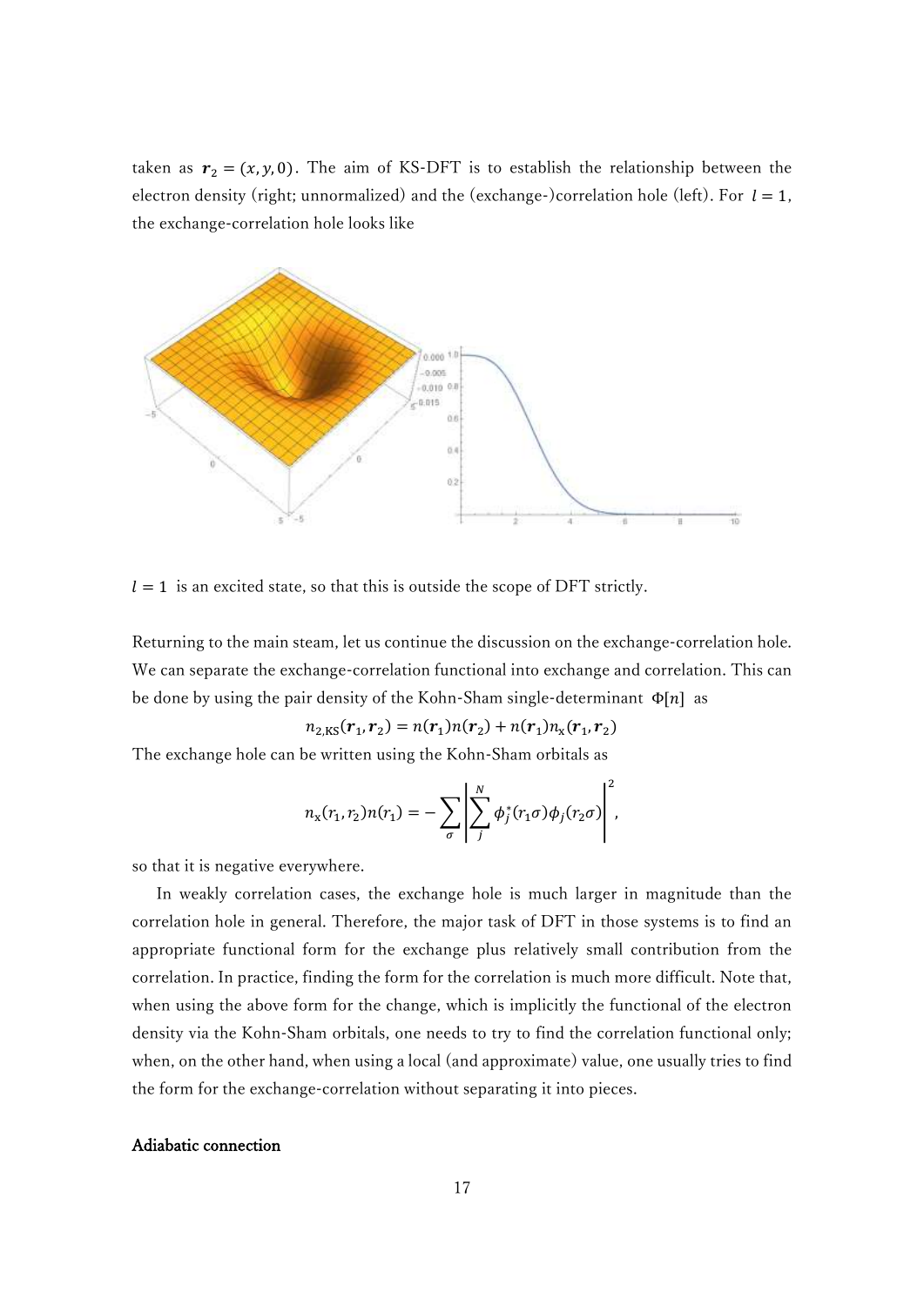taken as $\boldsymbol{r}_2 = (x, y, 0)$. The aim of KS-DFT is to establish the relationship between the electron density (right; unnormalized) and the (exchange-)correlation hole (left). For $l = 1$, the exchange-correlation hole looks like

$l = 1$ is an excited state, so that this is outside the scope of DFT strictly.

Returning to the main steam, let us continue the discussion on the exchange-correlation hole. We can separate the exchange-correlation functional into exchange and correlation. This can be done by using the pair density of the Kohn-Sham single-determinant $\Phi[n]$ as

$$n_{2,\mathrm{KS}}(\boldsymbol{r}_1, \boldsymbol{r}_2) = n(\boldsymbol{r}_1)n(\boldsymbol{r}_2) + n(\boldsymbol{r}_1)n_{\mathrm{x}}(\boldsymbol{r}_1, \boldsymbol{r}_2)$$

The exchange hole can be written using the Kohn-Sham orbitals as

$$n_{\mathrm{x}}(r_1, r_2)n(r_1) = -\sum_{\sigma}\left|\sum_{j}^{N}\phi_j^*(r_1\sigma)\phi_j(r_2\sigma)\right|^2,$$

so that it is negative everywhere.

In weakly correlation cases, the exchange hole is much larger in magnitude than the correlation hole in general. Therefore, the major task of DFT in those systems is to find an appropriate functional form for the exchange plus relatively small contribution from the correlation. In practice, finding the form for the correlation is much more difficult. Note that, when using the above form for the change, which is implicitly the functional of the electron density via the Kohn-Sham orbitals, one needs to try to find the correlation functional only; when, on the other hand, when using a local (and approximate) value, one usually tries to find the form for the exchange-correlation without separating it into pieces.

**Adiabatic connection**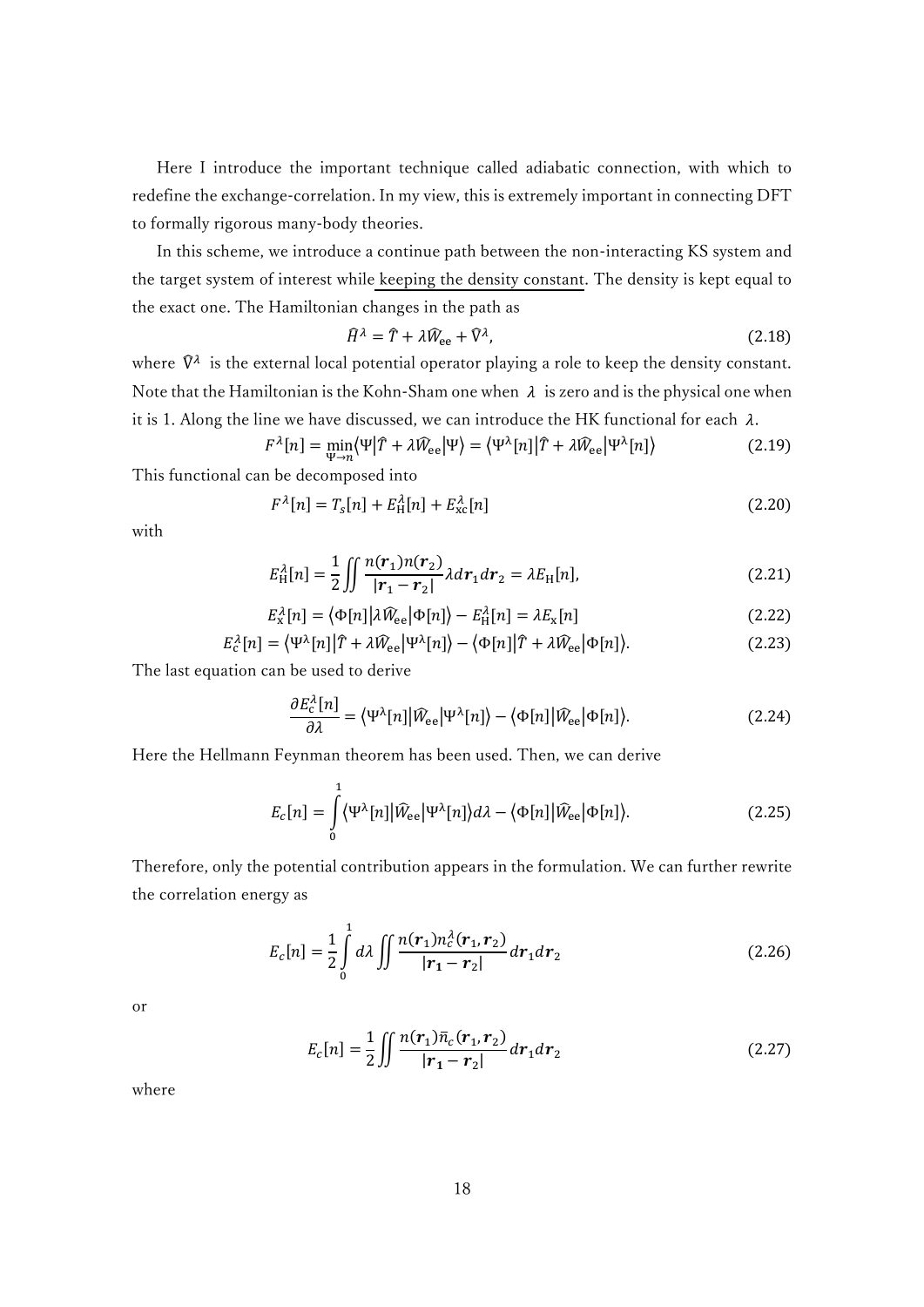Here I introduce the important technique called adiabatic connection, with which to redefine the exchange-correlation. In my view, this is extremely important in connecting DFT to formally rigorous many-body theories.

In this scheme, we introduce a continue path between the non-interacting KS system and the target system of interest while keeping the density constant. The density is kept equal to the exact one. The Hamiltonian changes in the path as

$$\hat{H}^{\lambda} = \hat{T} + \lambda \hat{W}_{\text{ee}} + \hat{V}^{\lambda}, \tag{2.18}$$

where $\hat{V}^{\lambda}$ is the external local potential operator playing a role to keep the density constant. Note that the Hamiltonian is the Kohn-Sham one when $\lambda$ is zero and is the physical one when it is 1. Along the line we have discussed, we can introduce the HK functional for each $\lambda$.

$$F^{\lambda}[n] = \min_{\Psi \to n} \langle \Psi | \hat{T} + \lambda \hat{W}_{\text{ee}} | \Psi \rangle = \langle \Psi^{\lambda}[n] | \hat{T} + \lambda \hat{W}_{\text{ee}} | \Psi^{\lambda}[n] \rangle \tag{2.19}$$

This functional can be decomposed into

$$F^{\lambda}[n] = T_s[n] + E_{\text{H}}^{\lambda}[n] + E_{\text{xc}}^{\lambda}[n] \tag{2.20}$$

with

$$E_{\text{H}}^{\lambda}[n] = \frac{1}{2} \iint \frac{n(\boldsymbol{r}_1) n(\boldsymbol{r}_2)}{|\boldsymbol{r}_1 - \boldsymbol{r}_2|} \lambda d\boldsymbol{r}_1 d\boldsymbol{r}_2 = \lambda E_{\text{H}}[n], \tag{2.21}$$

$$E_{\text{x}}^{\lambda}[n] = \langle \Phi[n] | \lambda \hat{W}_{\text{ee}} | \Phi[n] \rangle - E_{\text{H}}^{\lambda}[n] = \lambda E_{\text{x}}[n] \tag{2.22}$$

$$E_c^{\lambda}[n] = \langle \Psi^{\lambda}[n] | \hat{T} + \lambda \hat{W}_{\text{ee}} | \Psi^{\lambda}[n] \rangle - \langle \Phi[n] | \hat{T} + \lambda \hat{W}_{\text{ee}} | \Phi[n] \rangle. \tag{2.23}$$

The last equation can be used to derive

$$\frac{\partial E_c^{\lambda}[n]}{\partial \lambda} = \langle \Psi^{\lambda}[n] | \hat{W}_{\text{ee}} | \Psi^{\lambda}[n] \rangle - \langle \Phi[n] | \hat{W}_{\text{ee}} | \Phi[n] \rangle. \tag{2.24}$$

Here the Hellmann Feynman theorem has been used. Then, we can derive

$$E_c[n] = \int_0^1 \langle \Psi^{\lambda}[n] | \hat{W}_{\text{ee}} | \Psi^{\lambda}[n] \rangle d\lambda - \langle \Phi[n] | \hat{W}_{\text{ee}} | \Phi[n] \rangle. \tag{2.25}$$

Therefore, only the potential contribution appears in the formulation. We can further rewrite the correlation energy as

$$E_c[n] = \frac{1}{2} \int_0^1 d\lambda \iint \frac{n(\boldsymbol{r}_1) n_c^{\lambda}(\boldsymbol{r}_1, \boldsymbol{r}_2)}{|\boldsymbol{r}_1 - \boldsymbol{r}_2|} d\boldsymbol{r}_1 d\boldsymbol{r}_2 \tag{2.26}$$

or

$$E_c[n] = \frac{1}{2} \iint \frac{n(\boldsymbol{r}_1) \bar{n}_c(\boldsymbol{r}_1, \boldsymbol{r}_2)}{|\boldsymbol{r}_1 - \boldsymbol{r}_2|} d\boldsymbol{r}_1 d\boldsymbol{r}_2 \tag{2.27}$$

where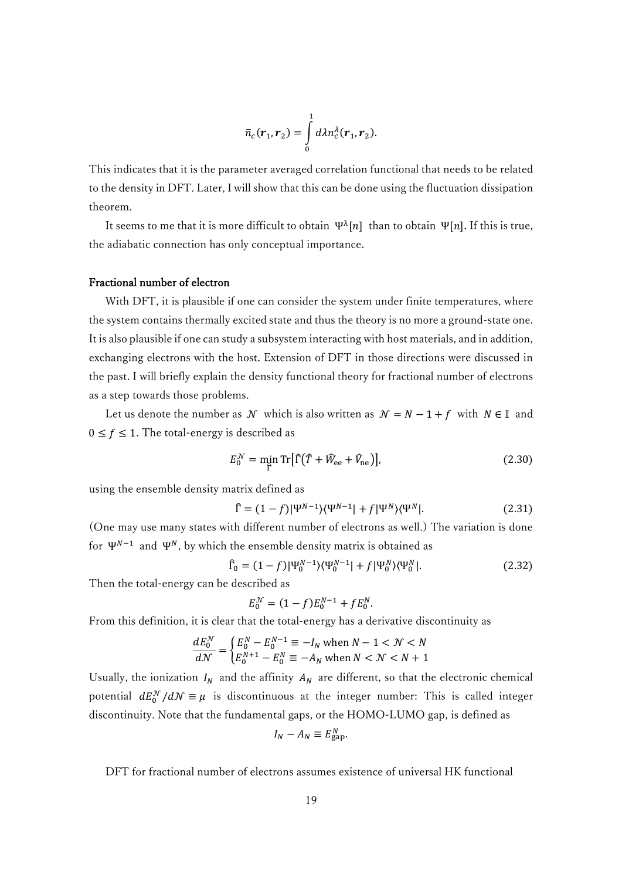$$\bar{n}_c(\boldsymbol{r}_1, \boldsymbol{r}_2) = \int_0^1 d\lambda n_c^\lambda(\boldsymbol{r}_1, \boldsymbol{r}_2).$$

This indicates that it is the parameter averaged correlation functional that needs to be related to the density in DFT. Later, I will show that this can be done using the fluctuation dissipation theorem.

It seems to me that it is more difficult to obtain $\Psi^\lambda[n]$ than to obtain $\Psi[n]$. If this is true, the adiabatic connection has only conceptual importance.

**Fractional number of electron**

With DFT, it is plausible if one can consider the system under finite temperatures, where the system contains thermally excited state and thus the theory is no more a ground-state one. It is also plausible if one can study a subsystem interacting with host materials, and in addition, exchanging electrons with the host. Extension of DFT in those directions were discussed in the past. I will briefly explain the density functional theory for fractional number of electrons as a step towards those problems.

Let us denote the number as $\mathcal{N}$ which is also written as $\mathcal{N} = N - 1 + f$ with $N \in \mathbb{I}$ and $0 \le f \le 1$. The total-energy is described as

$$E_0^{\mathcal{N}} = \min_{\hat{\Gamma}} \mathrm{Tr}\left[\hat{\Gamma}\left(\hat{T} + \hat{W}_{\mathrm{ee}} + \hat{V}_{\mathrm{ne}}\right)\right], \tag{2.30}$$

using the ensemble density matrix defined as

$$\hat{\Gamma} = (1-f)|\Psi^{N-1}\rangle\langle\Psi^{N-1}| + f|\Psi^N\rangle\langle\Psi^N|. \tag{2.31}$$

(One may use many states with different number of electrons as well.) The variation is done for $\Psi^{N-1}$ and $\Psi^N$, by which the ensemble density matrix is obtained as

$$\hat{\Gamma}_0 = (1-f)|\Psi_0^{N-1}\rangle\langle\Psi_0^{N-1}| + f|\Psi_0^N\rangle\langle\Psi_0^N|. \tag{2.32}$$

Then the total-energy can be described as

$$E_0^{\mathcal{N}} = (1-f)E_0^{N-1} + fE_0^N.$$

From this definition, it is clear that the total-energy has a derivative discontinuity as

$$\frac{dE_0^{\mathcal{N}}}{d\mathcal{N}} = \begin{cases} E_0^N - E_0^{N-1} \equiv -I_N \text{ when } N-1 < \mathcal{N} < N \\ E_0^{N+1} - E_0^N \equiv -A_N \text{ when } N < \mathcal{N} < N+1 \end{cases}$$

Usually, the ionization $I_N$ and the affinity $A_N$ are different, so that the electronic chemical potential $dE_0^{\mathcal{N}}/d\mathcal{N} \equiv \mu$ is discontinuous at the integer number: This is called integer discontinuity. Note that the fundamental gaps, or the HOMO-LUMO gap, is defined as

$$I_N - A_N \equiv E_{\mathrm{gap}}^N.$$

DFT for fractional number of electrons assumes existence of universal HK functional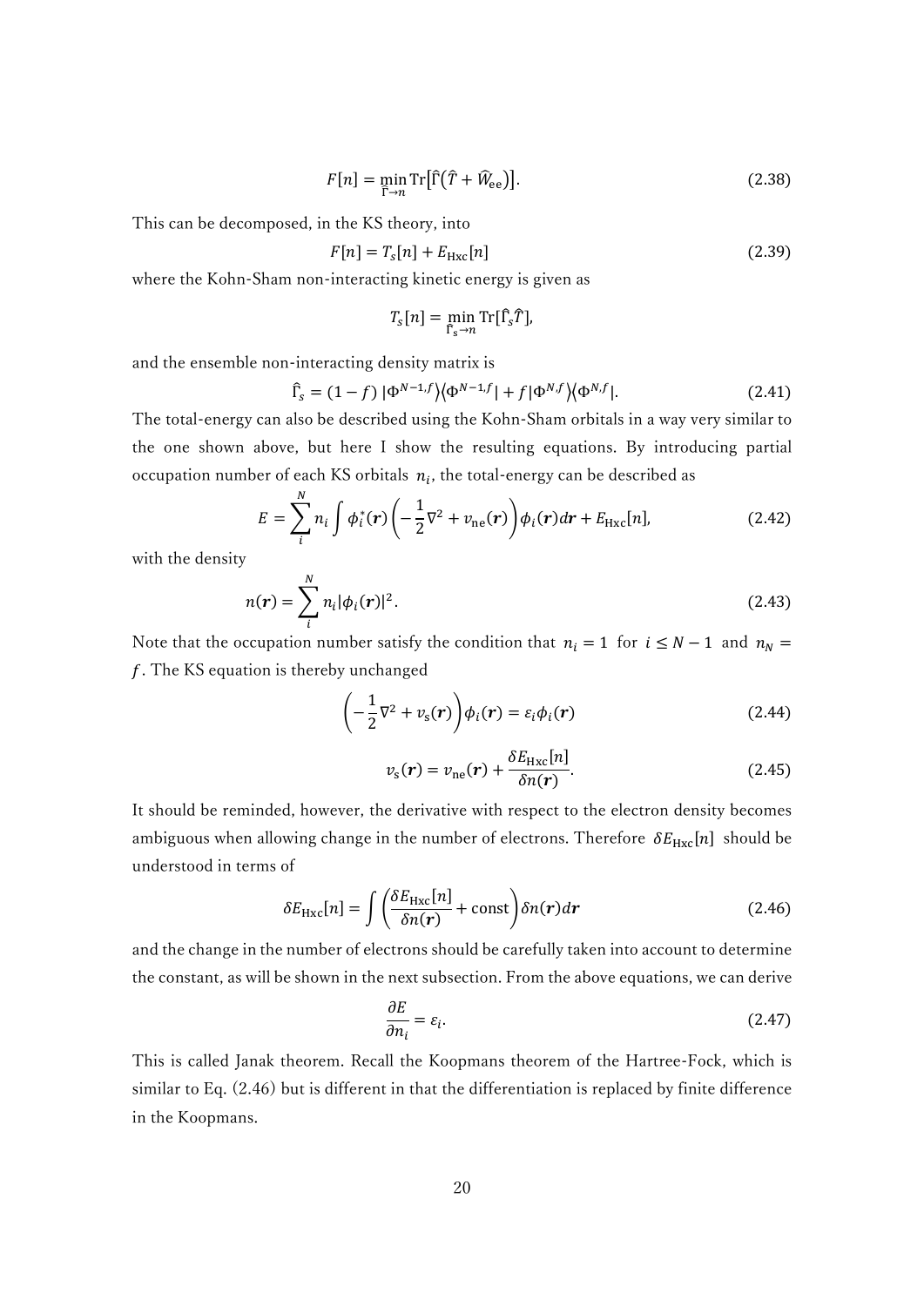$$F[n] = \min_{\hat{\Gamma}\to n} \mathrm{Tr}\left[\hat{\Gamma}\left(\hat{T} + \widehat{W}_{\mathrm{ee}}\right)\right]. \tag{2.38}$$

This can be decomposed, in the KS theory, into

$$F[n] = T_s[n] + E_{\mathrm{Hxc}}[n] \tag{2.39}$$

where the Kohn-Sham non-interacting kinetic energy is given as

$$T_s[n] = \min_{\hat{\Gamma}_s\to n} \mathrm{Tr}[\hat{\Gamma}_s \hat{T}],$$

and the ensemble non-interacting density matrix is

$$\hat{\Gamma}_s = (1-f)\,|\Phi^{N-1,f}\rangle\langle\Phi^{N-1,f}| + f|\Phi^{N,f}\rangle\langle\Phi^{N,f}|. \tag{2.41}$$

The total-energy can also be described using the Kohn-Sham orbitals in a way very similar to the one shown above, but here I show the resulting equations. By introducing partial occupation number of each KS orbitals $n_i$, the total-energy can be described as

$$E = \sum_i^N n_i \int \phi_i^*(\boldsymbol{r})\left(-\frac{1}{2}\nabla^2 + v_{\mathrm{ne}}(\boldsymbol{r})\right)\phi_i(\boldsymbol{r})d\boldsymbol{r} + E_{\mathrm{Hxc}}[n], \tag{2.42}$$

with the density

$$n(\boldsymbol{r}) = \sum_i^N n_i|\phi_i(\boldsymbol{r})|^2. \tag{2.43}$$

Note that the occupation number satisfy the condition that $n_i = 1$ for $i \le N-1$ and $n_N = f$. The KS equation is thereby unchanged

$$\left(-\frac{1}{2}\nabla^2 + v_{\mathrm{s}}(\boldsymbol{r})\right)\phi_i(\boldsymbol{r}) = \varepsilon_i\phi_i(\boldsymbol{r}) \tag{2.44}$$

$$v_{\mathrm{s}}(\boldsymbol{r}) = v_{\mathrm{ne}}(\boldsymbol{r}) + \frac{\delta E_{\mathrm{Hxc}}[n]}{\delta n(\boldsymbol{r})}. \tag{2.45}$$

It should be reminded, however, the derivative with respect to the electron density becomes ambiguous when allowing change in the number of electrons. Therefore $\delta E_{\mathrm{Hxc}}[n]$ should be understood in terms of

$$\delta E_{\mathrm{Hxc}}[n] = \int\left(\frac{\delta E_{\mathrm{Hxc}}[n]}{\delta n(\boldsymbol{r})} + \mathrm{const}\right)\delta n(\boldsymbol{r})d\boldsymbol{r} \tag{2.46}$$

and the change in the number of electrons should be carefully taken into account to determine the constant, as will be shown in the next subsection. From the above equations, we can derive

$$\frac{\partial E}{\partial n_i} = \varepsilon_i. \tag{2.47}$$

This is called Janak theorem. Recall the Koopmans theorem of the Hartree-Fock, which is similar to Eq. (2.46) but is different in that the differentiation is replaced by finite difference in the Koopmans.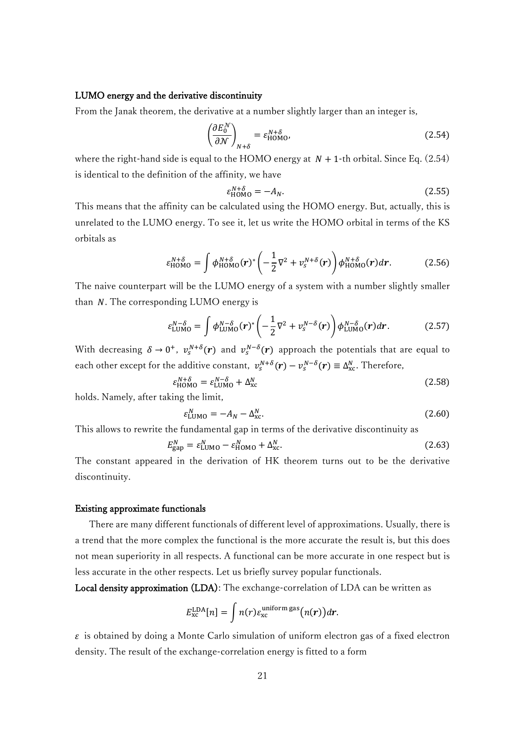**LUMO energy and the derivative discontinuity**

From the Janak theorem, the derivative at a number slightly larger than an integer is,

$$\left(\frac{\partial E_0^{\mathcal{N}}}{\partial \mathcal{N}}\right)_{N+\delta} = \varepsilon_{\mathrm{HOMO}}^{N+\delta}, \tag{2.54}$$

where the right-hand side is equal to the HOMO energy at $N+1$-th orbital. Since Eq. (2.54) is identical to the definition of the affinity, we have

$$\varepsilon_{\mathrm{HOMO}}^{N+\delta} = -A_N. \tag{2.55}$$

This means that the affinity can be calculated using the HOMO energy. But, actually, this is unrelated to the LUMO energy. To see it, let us write the HOMO orbital in terms of the KS orbitals as

$$\varepsilon_{\mathrm{HOMO}}^{N+\delta} = \int \phi_{\mathrm{HOMO}}^{N+\delta}(\boldsymbol{r})^* \left(-\frac{1}{2}\nabla^2 + v_s^{N+\delta}(\boldsymbol{r})\right) \phi_{\mathrm{HOMO}}^{N+\delta}(\boldsymbol{r}) d\boldsymbol{r}. \tag{2.56}$$

The naive counterpart will be the LUMO energy of a system with a number slightly smaller than $N$. The corresponding LUMO energy is

$$\varepsilon_{\mathrm{LUMO}}^{N-\delta} = \int \phi_{\mathrm{LUMO}}^{N-\delta}(\boldsymbol{r})^* \left(-\frac{1}{2}\nabla^2 + v_s^{N-\delta}(\boldsymbol{r})\right) \phi_{\mathrm{LUMO}}^{N-\delta}(\boldsymbol{r}) d\boldsymbol{r}. \tag{2.57}$$

With decreasing $\delta \to 0^+$, $v_s^{N+\delta}(\boldsymbol{r})$ and $v_s^{N-\delta}(\boldsymbol{r})$ approach the potentials that are equal to each other except for the additive constant, $v_s^{N+\delta}(\boldsymbol{r}) - v_s^{N-\delta}(\boldsymbol{r}) \equiv \Delta_{\mathrm{xc}}^N$. Therefore,

$$\varepsilon_{\mathrm{HOMO}}^{N+\delta} = \varepsilon_{\mathrm{LUMO}}^{N-\delta} + \Delta_{\mathrm{xc}}^N \tag{2.58}$$

holds. Namely, after taking the limit,

$$\varepsilon_{\mathrm{LUMO}}^N = -A_N - \Delta_{\mathrm{xc}}^N. \tag{2.60}$$

This allows to rewrite the fundamental gap in terms of the derivative discontinuity as

$$E_{\mathrm{gap}}^N = \varepsilon_{\mathrm{LUMO}}^N - \varepsilon_{\mathrm{HOMO}}^N + \Delta_{\mathrm{xc}}^N. \tag{2.63}$$

The constant appeared in the derivation of HK theorem turns out to be the derivative discontinuity.

**Existing approximate functionals**

There are many different functionals of different level of approximations. Usually, there is a trend that the more complex the functional is the more accurate the result is, but this does not mean superiority in all respects. A functional can be more accurate in one respect but is less accurate in the other respects. Let us briefly survey popular functionals.

**Local density approximation (LDA)**: The exchange-correlation of LDA can be written as

$$E_{\mathrm{xc}}^{\mathrm{LDA}}[n] = \int n(r) \varepsilon_{\mathrm{xc}}^{\mathrm{uniform\,gas}}(n(\boldsymbol{r})) d\boldsymbol{r}.$$

$\varepsilon$ is obtained by doing a Monte Carlo simulation of uniform electron gas of a fixed electron density. The result of the exchange-correlation energy is fitted to a form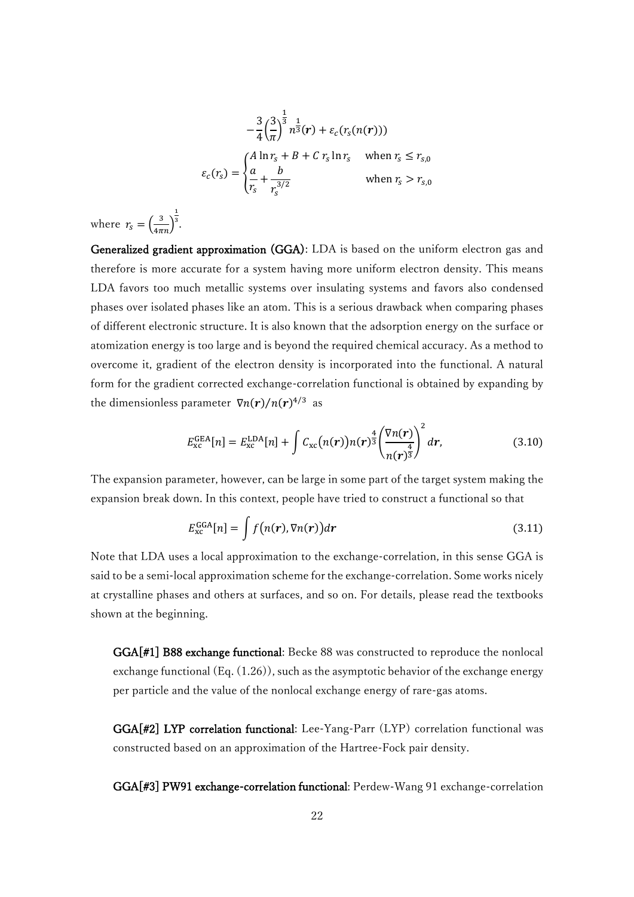$$-\frac{3}{4}\left(\frac{3}{\pi}\right)^{\frac{1}{3}} n^{\frac{1}{3}}(\boldsymbol{r}) + \varepsilon_c(r_s(n(\boldsymbol{r})))$$

$$\varepsilon_c(r_s) = \begin{cases} A \ln r_s + B + C\, r_s \ln r_s & \text{when } r_s \leq r_{s,0} \\ \dfrac{a}{r_s} + \dfrac{b}{r_s^{3/2}} & \text{when } r_s > r_{s,0} \end{cases}$$

where $r_s = \left(\frac{3}{4\pi n}\right)^{\frac{1}{3}}$.

**Generalized gradient approximation (GGA)**: LDA is based on the uniform electron gas and therefore is more accurate for a system having more uniform electron density. This means LDA favors too much metallic systems over insulating systems and favors also condensed phases over isolated phases like an atom. This is a serious drawback when comparing phases of different electronic structure. It is also known that the adsorption energy on the surface or atomization energy is too large and is beyond the required chemical accuracy. As a method to overcome it, gradient of the electron density is incorporated into the functional. A natural form for the gradient corrected exchange-correlation functional is obtained by expanding by the dimensionless parameter $\nabla n(\boldsymbol{r})/n(\boldsymbol{r})^{4/3}$ as

$$E_{\text{xc}}^{\text{GEA}}[n] = E_{\text{xc}}^{\text{LDA}}[n] + \int C_{\text{xc}}\big(n(\boldsymbol{r})\big) n(\boldsymbol{r})^{\frac{4}{3}} \left(\frac{\nabla n(\boldsymbol{r})}{n(\boldsymbol{r})^{\frac{4}{3}}}\right)^2 d\boldsymbol{r}, \tag{3.10}$$

The expansion parameter, however, can be large in some part of the target system making the expansion break down. In this context, people have tried to construct a functional so that

$$E_{\text{xc}}^{\text{GGA}}[n] = \int f\big(n(\boldsymbol{r}), \nabla n(\boldsymbol{r})\big) d\boldsymbol{r} \tag{3.11}$$

Note that LDA uses a local approximation to the exchange-correlation, in this sense GGA is said to be a semi-local approximation scheme for the exchange-correlation. Some works nicely at crystalline phases and others at surfaces, and so on. For details, please read the textbooks shown at the beginning.

**GGA[#1] B88 exchange functional**: Becke 88 was constructed to reproduce the nonlocal exchange functional (Eq. (1.26)), such as the asymptotic behavior of the exchange energy per particle and the value of the nonlocal exchange energy of rare-gas atoms.

**GGA[#2] LYP correlation functional**: Lee-Yang-Parr (LYP) correlation functional was constructed based on an approximation of the Hartree-Fock pair density.

**GGA[#3] PW91 exchange-correlation functional**: Perdew-Wang 91 exchange-correlation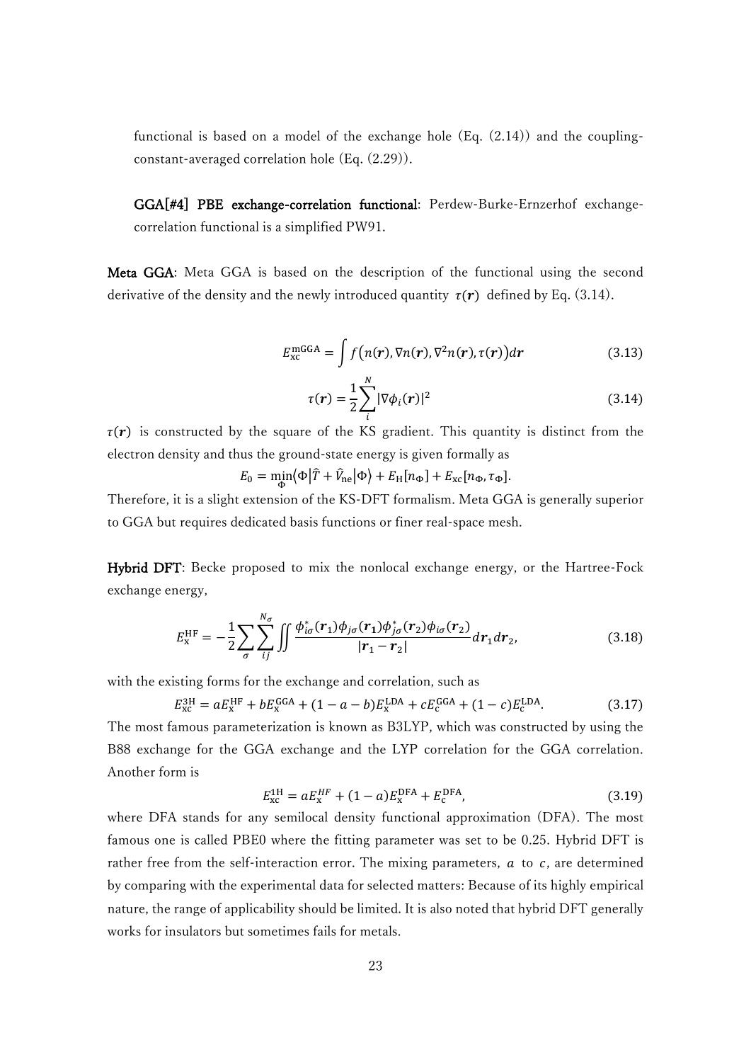functional is based on a model of the exchange hole (Eq. (2.14)) and the coupling-constant-averaged correlation hole (Eq. (2.29)).

**GGA[#4] PBE exchange-correlation functional**: Perdew-Burke-Ernzerhof exchange-correlation functional is a simplified PW91.

**Meta GGA**: Meta GGA is based on the description of the functional using the second derivative of the density and the newly introduced quantity $\tau(\boldsymbol{r})$ defined by Eq. (3.14).

$$E_{\mathrm{xc}}^{\mathrm{mGGA}} = \int f\big(n(\boldsymbol{r}), \nabla n(\boldsymbol{r}), \nabla^2 n(\boldsymbol{r}), \tau(\boldsymbol{r})\big) d\boldsymbol{r} \tag{3.13}$$

$$\tau(\boldsymbol{r}) = \frac{1}{2}\sum_{i}^{N} |\nabla \phi_i(\boldsymbol{r})|^2 \tag{3.14}$$

$\tau(\boldsymbol{r})$ is constructed by the square of the KS gradient. This quantity is distinct from the electron density and thus the ground-state energy is given formally as

$$E_0 = \min_{\Phi} \langle \Phi | \hat{T} + \hat{V}_{\mathrm{ne}} | \Phi \rangle + E_{\mathrm{H}}[n_\Phi] + E_{\mathrm{xc}}[n_\Phi, \tau_\Phi].$$

Therefore, it is a slight extension of the KS-DFT formalism. Meta GGA is generally superior to GGA but requires dedicated basis functions or finer real-space mesh.

**Hybrid DFT**: Becke proposed to mix the nonlocal exchange energy, or the Hartree-Fock exchange energy,

$$E_{\mathrm{x}}^{\mathrm{HF}} = -\frac{1}{2}\sum_{\sigma}\sum_{ij}^{N_\sigma} \iint \frac{\phi_{i\sigma}^*(\boldsymbol{r}_1)\phi_{j\sigma}(\boldsymbol{r}_1)\phi_{j\sigma}^*(\boldsymbol{r}_2)\phi_{i\sigma}(\boldsymbol{r}_2)}{|\boldsymbol{r}_1 - \boldsymbol{r}_2|} d\boldsymbol{r}_1 d\boldsymbol{r}_2, \tag{3.18}$$

with the existing forms for the exchange and correlation, such as

$$E_{\mathrm{xc}}^{\mathrm{3H}} = aE_{\mathrm{x}}^{\mathrm{HF}} + bE_{\mathrm{x}}^{\mathrm{GGA}} + (1 - a - b)E_{\mathrm{x}}^{\mathrm{LDA}} + cE_{\mathrm{c}}^{\mathrm{GGA}} + (1 - c)E_{\mathrm{c}}^{\mathrm{LDA}}. \tag{3.17}$$

The most famous parameterization is known as B3LYP, which was constructed by using the B88 exchange for the GGA exchange and the LYP correlation for the GGA correlation. Another form is

$$E_{\mathrm{xc}}^{\mathrm{1H}} = aE_{\mathrm{x}}^{HF} + (1 - a)E_{\mathrm{x}}^{\mathrm{DFA}} + E_{\mathrm{c}}^{\mathrm{DFA}}, \tag{3.19}$$

where DFA stands for any semilocal density functional approximation (DFA). The most famous one is called PBE0 where the fitting parameter was set to be 0.25. Hybrid DFT is rather free from the self-interaction error. The mixing parameters, $a$ to $c$, are determined by comparing with the experimental data for selected matters: Because of its highly empirical nature, the range of applicability should be limited. It is also noted that hybrid DFT generally works for insulators but sometimes fails for metals.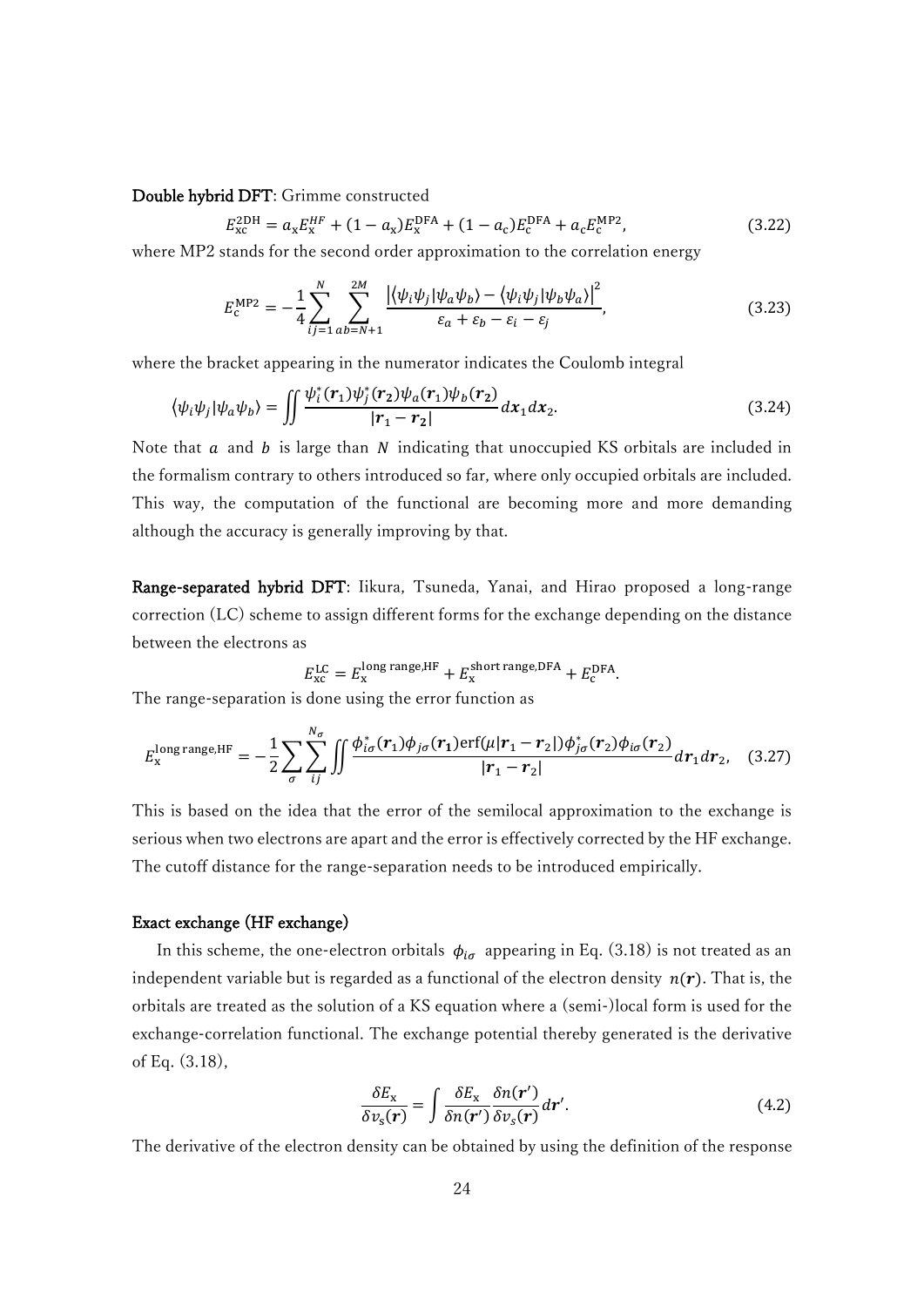**Double hybrid DFT**: Grimme constructed

$$E_{\mathrm{xc}}^{\mathrm{2DH}} = a_{\mathrm{x}} E_{\mathrm{x}}^{HF} + (1 - a_{\mathrm{x}}) E_{\mathrm{x}}^{\mathrm{DFA}} + (1 - a_{\mathrm{c}}) E_{\mathrm{c}}^{\mathrm{DFA}} + a_{\mathrm{c}} E_{\mathrm{c}}^{\mathrm{MP2}}, \tag{3.22}$$

where MP2 stands for the second order approximation to the correlation energy

$$E_{\mathrm{c}}^{\mathrm{MP2}} = -\frac{1}{4} \sum_{ij=1}^{N} \sum_{ab=N+1}^{2M} \frac{\left| \langle \psi_i \psi_j | \psi_a \psi_b \rangle - \langle \psi_i \psi_j | \psi_b \psi_a \rangle \right|^2}{\varepsilon_a + \varepsilon_b - \varepsilon_i - \varepsilon_j}, \tag{3.23}$$

where the bracket appearing in the numerator indicates the Coulomb integral

$$\langle \psi_i \psi_j | \psi_a \psi_b \rangle = \iint \frac{\psi_i^*(\boldsymbol{r}_1) \psi_j^*(\boldsymbol{r}_2) \psi_a(\boldsymbol{r}_1) \psi_b(\boldsymbol{r}_2)}{|\boldsymbol{r}_1 - \boldsymbol{r}_2|} d\boldsymbol{x}_1 d\boldsymbol{x}_2. \tag{3.24}$$

Note that $a$ and $b$ is large than $N$ indicating that unoccupied KS orbitals are included in the formalism contrary to others introduced so far, where only occupied orbitals are included. This way, the computation of the functional are becoming more and more demanding although the accuracy is generally improving by that.

**Range-separated hybrid DFT**: Iikura, Tsuneda, Yanai, and Hirao proposed a long-range correction (LC) scheme to assign different forms for the exchange depending on the distance between the electrons as

$$E_{\mathrm{xc}}^{\mathrm{LC}} = E_{\mathrm{x}}^{\mathrm{long\ range,HF}} + E_{\mathrm{x}}^{\mathrm{short\ range,DFA}} + E_{\mathrm{c}}^{\mathrm{DFA}}.$$

The range-separation is done using the error function as

$$E_{\mathrm{x}}^{\mathrm{long\ range,HF}} = -\frac{1}{2} \sum_{\sigma} \sum_{ij}^{N_\sigma} \iint \frac{\phi_{i\sigma}^*(\boldsymbol{r}_1) \phi_{j\sigma}(\boldsymbol{r}_1) \mathrm{erf}(\mu |\boldsymbol{r}_1 - \boldsymbol{r}_2|) \phi_{j\sigma}^*(\boldsymbol{r}_2) \phi_{i\sigma}(\boldsymbol{r}_2)}{|\boldsymbol{r}_1 - \boldsymbol{r}_2|} d\boldsymbol{r}_1 d\boldsymbol{r}_2, \tag{3.27}$$

This is based on the idea that the error of the semilocal approximation to the exchange is serious when two electrons are apart and the error is effectively corrected by the HF exchange. The cutoff distance for the range-separation needs to be introduced empirically.

### Exact exchange (HF exchange)

In this scheme, the one-electron orbitals $\phi_{i\sigma}$ appearing in Eq. (3.18) is not treated as an independent variable but is regarded as a functional of the electron density $n(\boldsymbol{r})$. That is, the orbitals are treated as the solution of a KS equation where a (semi-)local form is used for the exchange-correlation functional. The exchange potential thereby generated is the derivative of Eq. (3.18),

$$\frac{\delta E_{\mathrm{x}}}{\delta v_{\mathrm{s}}(\boldsymbol{r})} = \int \frac{\delta E_{\mathrm{x}}}{\delta n(\boldsymbol{r}')} \frac{\delta n(\boldsymbol{r}')}{\delta v_s(\boldsymbol{r})} d\boldsymbol{r}'. \tag{4.2}$$

The derivative of the electron density can be obtained by using the definition of the response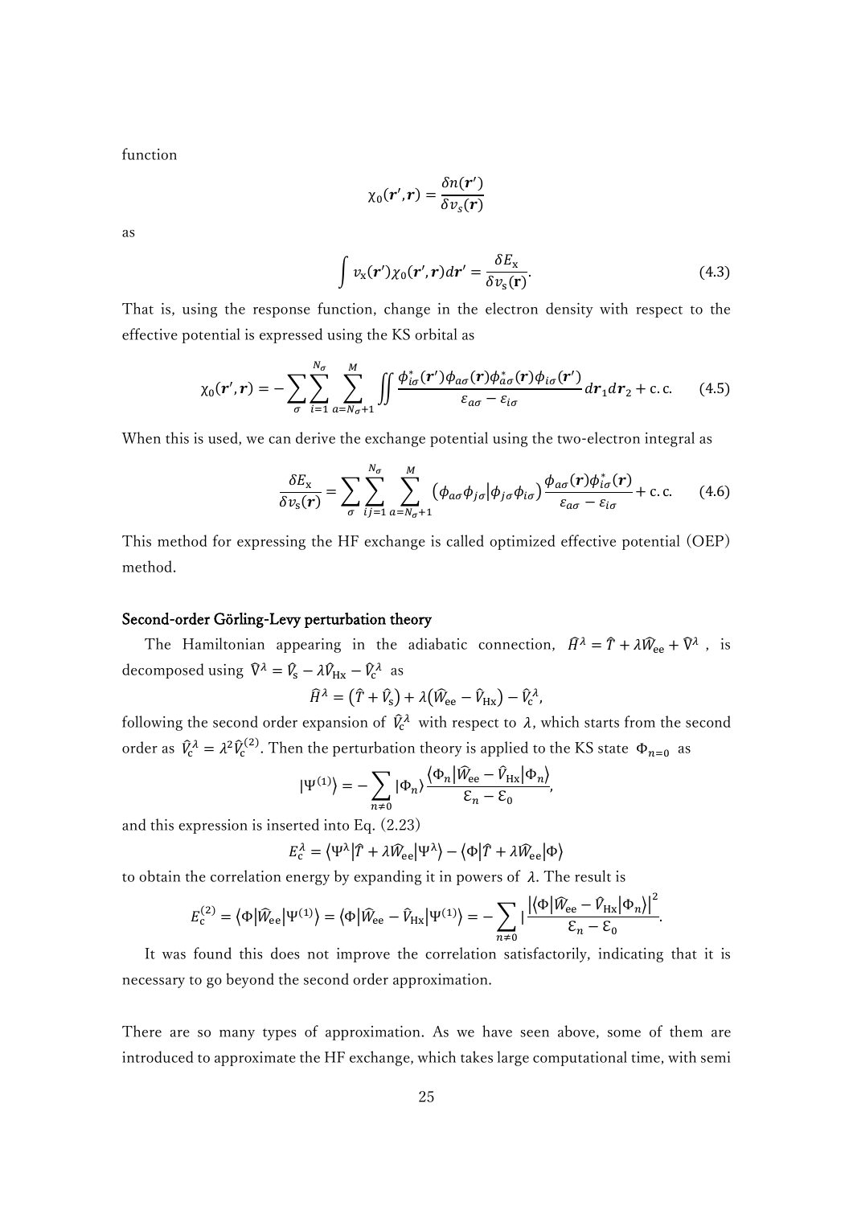function

$$\chi_0(\boldsymbol{r}', \boldsymbol{r}) = \frac{\delta n(\boldsymbol{r}')}{\delta v_s(\boldsymbol{r})}$$

as

$$\int v_{\mathrm{x}}(\boldsymbol{r}')\chi_0(\boldsymbol{r}', \boldsymbol{r})d\boldsymbol{r}' = \frac{\delta E_{\mathrm{x}}}{\delta v_{\mathrm{s}}(\boldsymbol{r})}. \tag{4.3}$$

That is, using the response function, change in the electron density with respect to the effective potential is expressed using the KS orbital as

$$\chi_0(\boldsymbol{r}', \boldsymbol{r}) = -\sum_{\sigma}\sum_{i=1}^{N_\sigma}\sum_{a=N_\sigma+1}^{M}\iint \frac{\phi_{i\sigma}^*(\boldsymbol{r}')\phi_{a\sigma}(\boldsymbol{r})\phi_{a\sigma}^*(\boldsymbol{r})\phi_{i\sigma}(\boldsymbol{r}')}{\varepsilon_{a\sigma} - \varepsilon_{i\sigma}} d\boldsymbol{r}_1 d\boldsymbol{r}_2 + \mathrm{c.c.} \tag{4.5}$$

When this is used, we can derive the exchange potential using the two-electron integral as

$$\frac{\delta E_{\mathrm{x}}}{\delta v_{\mathrm{s}}(\boldsymbol{r})} = \sum_{\sigma}\sum_{ij=1}^{N_\sigma}\sum_{a=N_\sigma+1}^{M}\left(\phi_{a\sigma}\phi_{j\sigma}\middle|\phi_{j\sigma}\phi_{i\sigma}\right)\frac{\phi_{a\sigma}(\boldsymbol{r})\phi_{i\sigma}^*(\boldsymbol{r})}{\varepsilon_{a\sigma} - \varepsilon_{i\sigma}} + \mathrm{c.c.} \tag{4.6}$$

This method for expressing the HF exchange is called optimized effective potential (OEP) method.

### Second-order Görling-Levy perturbation theory

The Hamiltonian appearing in the adiabatic connection, $\hat{H}^\lambda = \hat{T} + \lambda\hat{W}_{\mathrm{ee}} + \hat{V}^\lambda$, is decomposed using $\hat{V}^\lambda = \hat{V}_{\mathrm{s}} - \lambda\hat{V}_{\mathrm{Hx}} - \hat{V}_{\mathrm{c}}^\lambda$ as

$$\hat{H}^\lambda = \left(\hat{T} + \hat{V}_{\mathrm{s}}\right) + \lambda\left(\hat{W}_{\mathrm{ee}} - \hat{V}_{\mathrm{Hx}}\right) - \hat{V}_{\mathrm{c}}^\lambda,$$

following the second order expansion of $\hat{V}_{\mathrm{c}}^\lambda$ with respect to $\lambda$, which starts from the second order as $\hat{V}_{\mathrm{c}}^\lambda = \lambda^2\hat{V}_{\mathrm{c}}^{(2)}$. Then the perturbation theory is applied to the KS state $\Phi_{n=0}$ as

$$|\Psi^{(1)}\rangle = -\sum_{n\neq 0}|\Phi_n\rangle\frac{\langle\Phi_n|\hat{W}_{\mathrm{ee}} - \hat{V}_{\mathrm{Hx}}|\Phi_n\rangle}{\mathcal{E}_n - \mathcal{E}_0},$$

and this expression is inserted into Eq. (2.23)

$$E_{\mathrm{c}}^\lambda = \langle\Psi^\lambda|\hat{T} + \lambda\hat{W}_{\mathrm{ee}}|\Psi^\lambda\rangle - \langle\Phi|\hat{T} + \lambda\hat{W}_{\mathrm{ee}}|\Phi\rangle$$

to obtain the correlation energy by expanding it in powers of $\lambda$. The result is

$$E_{\mathrm{c}}^{(2)} = \langle\Phi|\hat{W}_{\mathrm{ee}}|\Psi^{(1)}\rangle = \langle\Phi|\hat{W}_{\mathrm{ee}} - \hat{V}_{\mathrm{Hx}}|\Psi^{(1)}\rangle = -\sum_{n\neq 0}|\frac{\left|\langle\Phi|\hat{W}_{\mathrm{ee}} - \hat{V}_{\mathrm{Hx}}|\Phi_n\rangle\right|^2}{\mathcal{E}_n - \mathcal{E}_0}.$$

It was found this does not improve the correlation satisfactorily, indicating that it is necessary to go beyond the second order approximation.

There are so many types of approximation. As we have seen above, some of them are introduced to approximate the HF exchange, which takes large computational time, with semi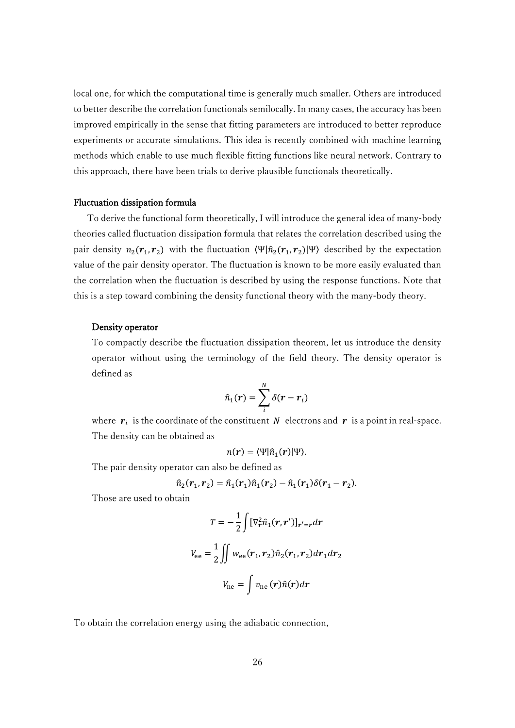local one, for which the computational time is generally much smaller. Others are introduced to better describe the correlation functionals semilocally. In many cases, the accuracy has been improved empirically in the sense that fitting parameters are introduced to better reproduce experiments or accurate simulations. This idea is recently combined with machine learning methods which enable to use much flexible fitting functions like neural network. Contrary to this approach, there have been trials to derive plausible functionals theoretically.

### Fluctuation dissipation formula

To derive the functional form theoretically, I will introduce the general idea of many-body theories called fluctuation dissipation formula that relates the correlation described using the pair density $n_2(\boldsymbol{r}_1, \boldsymbol{r}_2)$ with the fluctuation $\langle\Psi|\hat{n}_2(\boldsymbol{r}_1, \boldsymbol{r}_2)|\Psi\rangle$ described by the expectation value of the pair density operator. The fluctuation is known to be more easily evaluated than the correlation when the fluctuation is described by using the response functions. Note that this is a step toward combining the density functional theory with the many-body theory.

#### Density operator

To compactly describe the fluctuation dissipation theorem, let us introduce the density operator without using the terminology of the field theory. The density operator is defined as

$$\hat{n}_1(\boldsymbol{r}) = \sum_{i}^{N} \delta(\boldsymbol{r} - \boldsymbol{r}_i)$$

where $\boldsymbol{r}_i$ is the coordinate of the constituent $N$ electrons and $\boldsymbol{r}$ is a point in real-space. The density can be obtained as

$$n(\boldsymbol{r}) = \langle\Psi|\hat{n}_1(\boldsymbol{r})|\Psi\rangle.$$

The pair density operator can also be defined as

$$\hat{n}_2(\boldsymbol{r}_1, \boldsymbol{r}_2) = \hat{n}_1(\boldsymbol{r}_1)\hat{n}_1(\boldsymbol{r}_2) - \hat{n}_1(\boldsymbol{r}_1)\delta(\boldsymbol{r}_1 - \boldsymbol{r}_2).$$

Those are used to obtain

$$T = -\frac{1}{2}\int [\nabla_{\boldsymbol{r}}^2 \hat{n}_1(\boldsymbol{r}, \boldsymbol{r}')]_{\boldsymbol{r}'=\boldsymbol{r}} d\boldsymbol{r}$$

$$V_{\mathrm{ee}} = \frac{1}{2}\iint w_{\mathrm{ee}}(\boldsymbol{r}_1, \boldsymbol{r}_2)\hat{n}_2(\boldsymbol{r}_1, \boldsymbol{r}_2) d\boldsymbol{r}_1 d\boldsymbol{r}_2$$

$$V_{\mathrm{ne}} = \int v_{\mathrm{ne}}(\boldsymbol{r})\hat{n}(\boldsymbol{r}) d\boldsymbol{r}$$

To obtain the correlation energy using the adiabatic connection,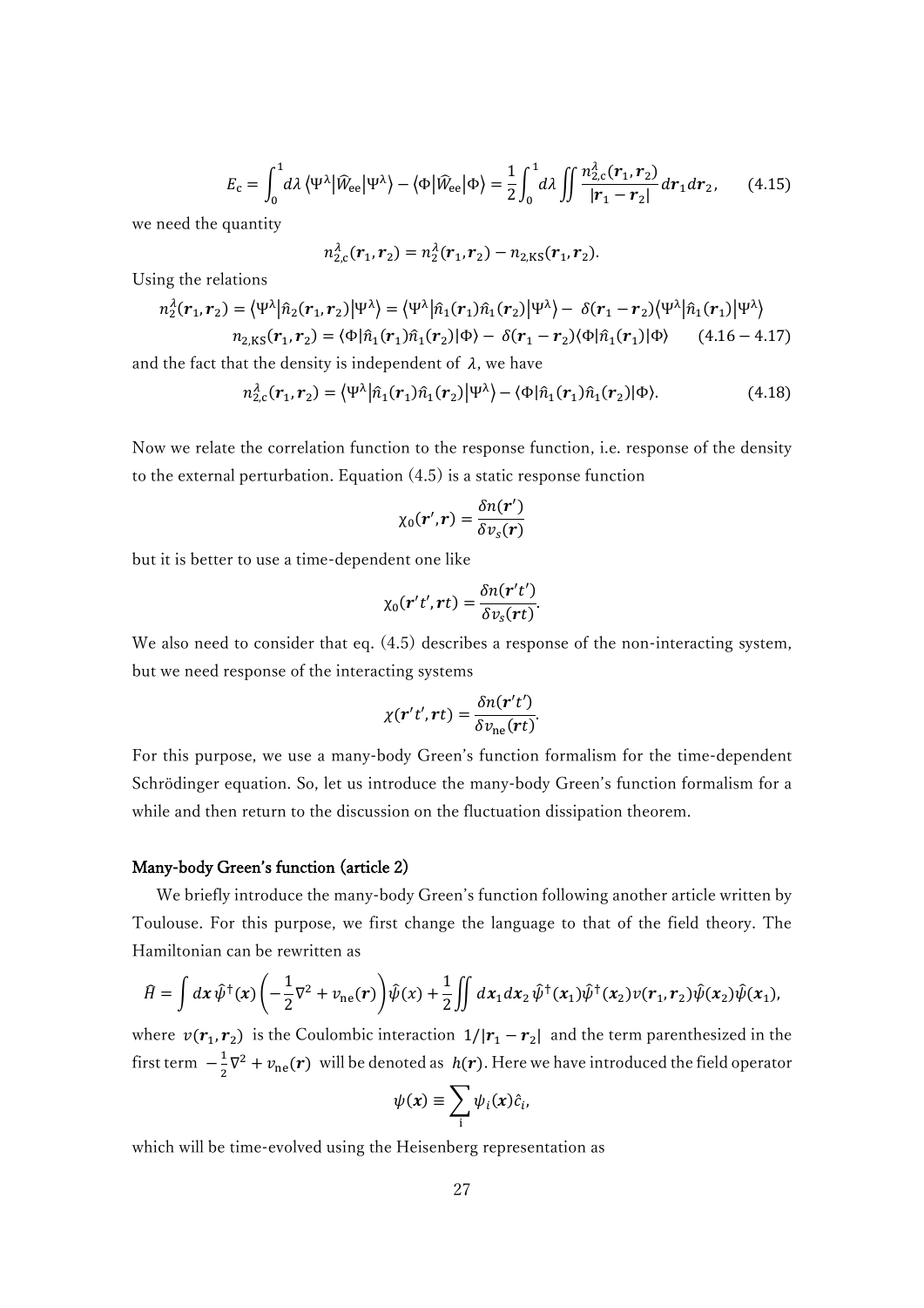$$E_{\mathrm{c}} = \int_0^1 d\lambda \left\langle \Psi^\lambda \middle| \widehat{W}_{\mathrm{ee}} \middle| \Psi^\lambda \right\rangle - \left\langle \Phi \middle| \widehat{W}_{\mathrm{ee}} \middle| \Phi \right\rangle = \frac{1}{2} \int_0^1 d\lambda \iint \frac{n_{2,\mathrm{c}}^\lambda(\boldsymbol{r}_1, \boldsymbol{r}_2)}{|\boldsymbol{r}_1 - \boldsymbol{r}_2|} d\boldsymbol{r}_1 d\boldsymbol{r}_2, \qquad (4.15)$$

we need the quantity

$$n_{2,\mathrm{c}}^\lambda(\boldsymbol{r}_1, \boldsymbol{r}_2) = n_2^\lambda(\boldsymbol{r}_1, \boldsymbol{r}_2) - n_{2,\mathrm{KS}}(\boldsymbol{r}_1, \boldsymbol{r}_2).$$

Using the relations

$$n_2^\lambda(\boldsymbol{r}_1, \boldsymbol{r}_2) = \left\langle \Psi^\lambda \middle| \hat{n}_2(\boldsymbol{r}_1, \boldsymbol{r}_2) \middle| \Psi^\lambda \right\rangle = \left\langle \Psi^\lambda \middle| \hat{n}_1(\boldsymbol{r}_1) \hat{n}_1(\boldsymbol{r}_2) \middle| \Psi^\lambda \right\rangle - \delta(\boldsymbol{r}_1 - \boldsymbol{r}_2) \left\langle \Psi^\lambda \middle| \hat{n}_1(\boldsymbol{r}_1) \middle| \Psi^\lambda \right\rangle$$

$$n_{2,\mathrm{KS}}(\boldsymbol{r}_1, \boldsymbol{r}_2) = \langle \Phi | \hat{n}_1(\boldsymbol{r}_1) \hat{n}_1(\boldsymbol{r}_2) | \Phi \rangle - \delta(\boldsymbol{r}_1 - \boldsymbol{r}_2) \langle \Phi | \hat{n}_1(\boldsymbol{r}_1) | \Phi \rangle \qquad (4.16-4.17)$$

and the fact that the density is independent of $\lambda$, we have

$$n_{2,\mathrm{c}}^\lambda(\boldsymbol{r}_1, \boldsymbol{r}_2) = \left\langle \Psi^\lambda \middle| \hat{n}_1(\boldsymbol{r}_1) \hat{n}_1(\boldsymbol{r}_2) \middle| \Psi^\lambda \right\rangle - \langle \Phi | \hat{n}_1(\boldsymbol{r}_1) \hat{n}_1(\boldsymbol{r}_2) | \Phi \rangle. \qquad (4.18)$$

Now we relate the correlation function to the response function, i.e. response of the density to the external perturbation. Equation (4.5) is a static response function

$$\chi_0(\boldsymbol{r}', \boldsymbol{r}) = \frac{\delta n(\boldsymbol{r}')}{\delta v_s(\boldsymbol{r})}$$

but it is better to use a time-dependent one like

$$\chi_0(\boldsymbol{r}'t', \boldsymbol{r}t) = \frac{\delta n(\boldsymbol{r}'t')}{\delta v_s(\boldsymbol{r}t)}.$$

We also need to consider that eq. (4.5) describes a response of the non-interacting system, but we need response of the interacting systems

$$\chi(\boldsymbol{r}'t', \boldsymbol{r}t) = \frac{\delta n(\boldsymbol{r}'t')}{\delta v_{\mathrm{ne}}(\boldsymbol{r}t)}.$$

For this purpose, we use a many-body Green's function formalism for the time-dependent Schrödinger equation. So, let us introduce the many-body Green's function formalism for a while and then return to the discussion on the fluctuation dissipation theorem.

## Many-body Green's function (article 2)

We briefly introduce the many-body Green's function following another article written by Toulouse. For this purpose, we first change the language to that of the field theory. The Hamiltonian can be rewritten as

$$\hat{H} = \int d\boldsymbol{x}\, \hat{\psi}^\dagger(\boldsymbol{x}) \left( -\frac{1}{2}\nabla^2 + v_{\mathrm{ne}}(\boldsymbol{r}) \right) \hat{\psi}(x) + \frac{1}{2} \iint d\boldsymbol{x}_1 d\boldsymbol{x}_2\, \hat{\psi}^\dagger(\boldsymbol{x}_1) \hat{\psi}^\dagger(\boldsymbol{x}_2) v(\boldsymbol{r}_1, \boldsymbol{r}_2) \hat{\psi}(\boldsymbol{x}_2) \hat{\psi}(\boldsymbol{x}_1),$$

where $v(\boldsymbol{r}_1, \boldsymbol{r}_2)$ is the Coulombic interaction $1/|\boldsymbol{r}_1 - \boldsymbol{r}_2|$ and the term parenthesized in the first term $-\frac{1}{2}\nabla^2 + v_{\mathrm{ne}}(\boldsymbol{r})$ will be denoted as $h(\boldsymbol{r})$. Here we have introduced the field operator

$$\psi(\boldsymbol{x}) \equiv \sum_{\mathrm{i}} \psi_i(\boldsymbol{x}) \hat{c}_i,$$

which will be time-evolved using the Heisenberg representation as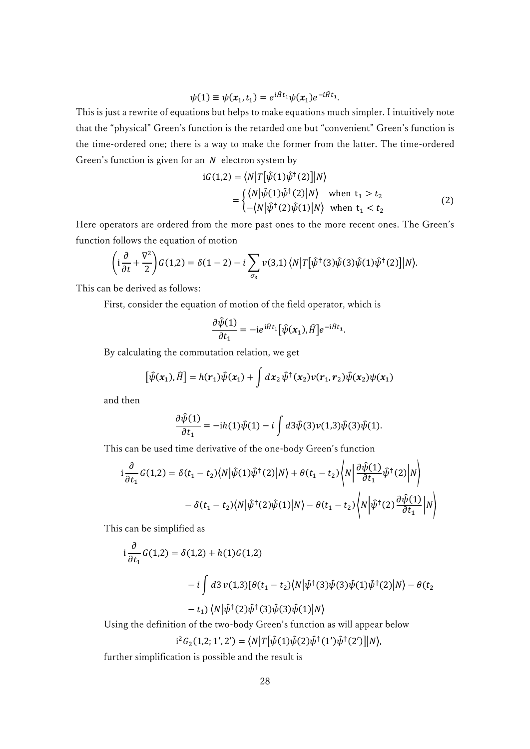$$\psi(1) \equiv \psi(\boldsymbol{x}_1, t_1) = e^{i\hat{H}t_1}\psi(\boldsymbol{x}_1)e^{-i\hat{H}t_1}.$$

This is just a rewrite of equations but helps to make equations much simpler. I intuitively note that the "physical" Green's function is the retarded one but "convenient" Green's function is the time-ordered one; there is a way to make the former from the latter. The time-ordered Green's function is given for an $N$ electron system by

$$\mathrm{i}G(1,2) = \langle N|T[\hat{\psi}(1)\hat{\psi}^\dagger(2)]|N\rangle$$

$$= \begin{cases} \langle N|\hat{\psi}(1)\hat{\psi}^\dagger(2)|N\rangle & \text{when } t_1 > t_2 \\ -\langle N|\hat{\psi}^\dagger(2)\hat{\psi}(1)|N\rangle & \text{when } t_1 < t_2 \end{cases} \tag{2}$$

Here operators are ordered from the more past ones to the more recent ones. The Green's function follows the equation of motion

$$\left(\mathrm{i}\frac{\partial}{\partial t} + \frac{\nabla^2}{2}\right)G(1,2) = \delta(1-2) - i\sum_{\sigma_3} v(3,1)\,\langle N|T[\hat{\psi}^\dagger(3)\hat{\psi}(3)\hat{\psi}(1)\hat{\psi}^\dagger(2)]|N\rangle.$$

This can be derived as follows:

First, consider the equation of motion of the field operator, which is

$$\frac{\partial\hat{\psi}(1)}{\partial t_1} = -\mathrm{i}e^{\mathrm{i}\hat{H}t_1}[\hat{\psi}(\boldsymbol{x}_1), \hat{H}]e^{-\mathrm{i}\hat{H}t_1}.$$

By calculating the commutation relation, we get

$$[\hat{\psi}(\boldsymbol{x}_1), \hat{H}] = h(\boldsymbol{r}_1)\hat{\psi}(\boldsymbol{x}_1) + \int d\boldsymbol{x}_2\,\hat{\psi}^\dagger(\boldsymbol{x}_2)v(\boldsymbol{r}_1, \boldsymbol{r}_2)\hat{\psi}(\boldsymbol{x}_2)\psi(\boldsymbol{x}_1)$$

and then

$$\frac{\partial\hat{\psi}(1)}{\partial t_1} = -\mathrm{i}h(1)\hat{\psi}(1) - i\int d3\hat{\psi}(3)v(1,3)\hat{\psi}(3)\hat{\psi}(1).$$

This can be used time derivative of the one-body Green's function

$$\mathrm{i}\frac{\partial}{\partial t_1}G(1,2) = \delta(t_1 - t_2)\langle N|\hat{\psi}(1)\hat{\psi}^\dagger(2)|N\rangle + \theta(t_1 - t_2)\left\langle N\left|\frac{\partial\hat{\psi}(1)}{\partial t_1}\hat{\psi}^\dagger(2)\right|N\right\rangle$$

$$- \delta(t_1 - t_2)\langle N|\hat{\psi}^\dagger(2)\hat{\psi}(1)|N\rangle - \theta(t_1 - t_2)\left\langle N\left|\hat{\psi}^\dagger(2)\frac{\partial\hat{\psi}(1)}{\partial t_1}\right|N\right\rangle$$

This can be simplified as

$$\mathrm{i}\frac{\partial}{\partial t_1}G(1,2) = \delta(1,2) + h(1)G(1,2)$$

$$- i\int d3\,v(1,3)[\theta(t_1 - t_2)\langle N|\hat{\psi}^\dagger(3)\hat{\psi}(3)\hat{\psi}(1)\hat{\psi}^\dagger(2)|N\rangle - \theta(t_2 - t_1)\,\langle N|\hat{\psi}^\dagger(2)\hat{\psi}^\dagger(3)\hat{\psi}(3)\hat{\psi}(1)|N\rangle$$

Using the definition of the two-body Green's function as will appear below

$$\mathrm{i}^2 G_2(1,2;1',2') = \langle N|T[\hat{\psi}(1)\hat{\psi}(2)\hat{\psi}^\dagger(1')\hat{\psi}^\dagger(2')]|N\rangle,$$

further simplification is possible and the result is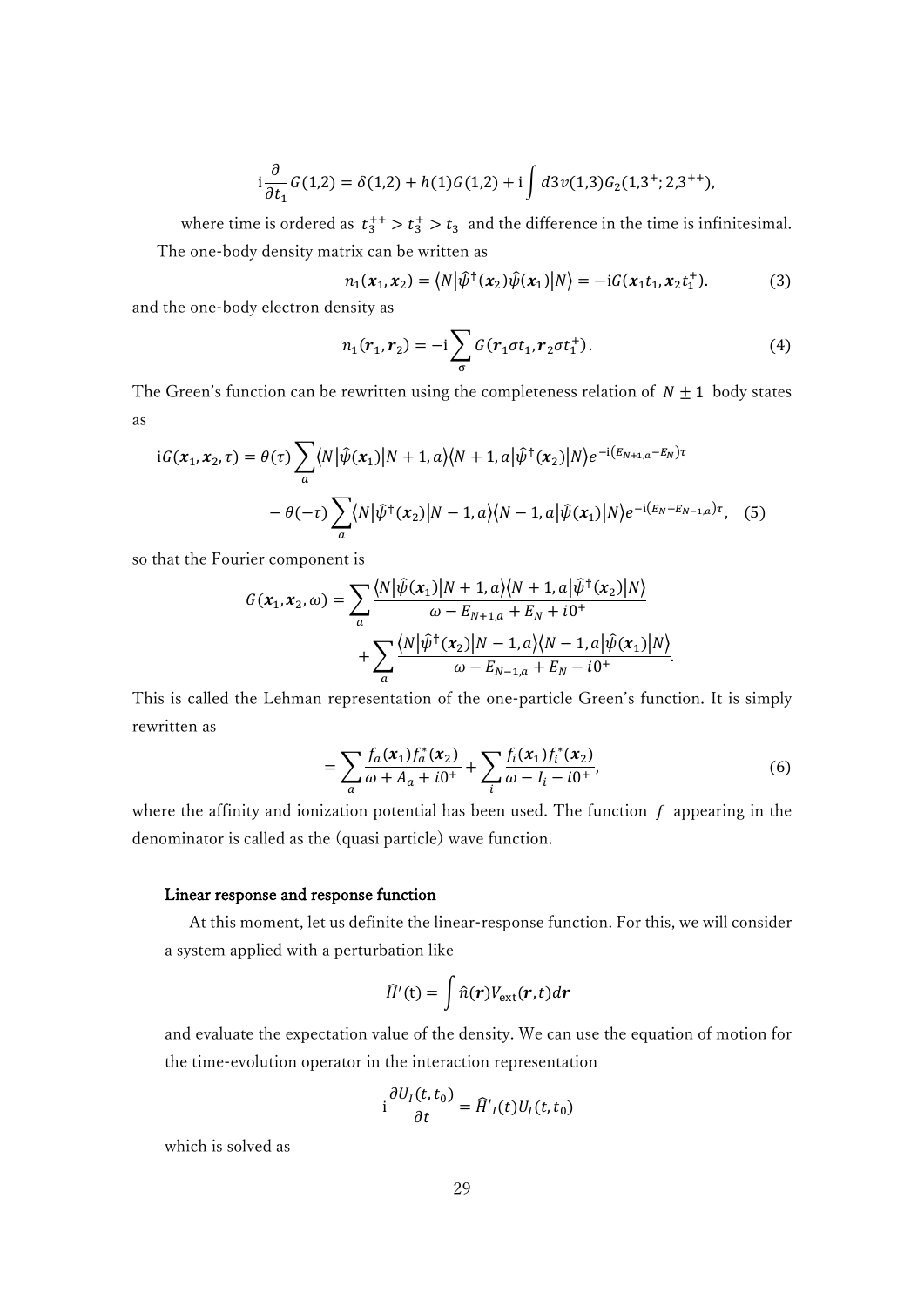$$\mathrm{i}\frac{\partial}{\partial t_1}G(1,2) = \delta(1,2) + h(1)G(1,2) + \mathrm{i}\int d3\, v(1,3)G_2(1,3^+;2,3^{++}),$$

where time is ordered as $t_3^{++} > t_3^{+} > t_3$ and the difference in the time is infinitesimal.

The one-body density matrix can be written as

$$n_1(\boldsymbol{x}_1, \boldsymbol{x}_2) = \langle N|\hat{\psi}^\dagger(\boldsymbol{x}_2)\hat{\psi}(\boldsymbol{x}_1)|N\rangle = -\mathrm{i}G(\boldsymbol{x}_1 t_1, \boldsymbol{x}_2 t_1^+). \tag{3}$$

and the one-body electron density as

$$n_1(\boldsymbol{r}_1, \boldsymbol{r}_2) = -\mathrm{i}\sum_\sigma G(\boldsymbol{r}_1\sigma t_1, \boldsymbol{r}_2\sigma t_1^+). \tag{4}$$

The Green's function can be rewritten using the completeness relation of $N \pm 1$ body states as

$$\begin{aligned}\mathrm{i}G(\boldsymbol{x}_1, \boldsymbol{x}_2, \tau) = {} & \theta(\tau)\sum_a \langle N|\hat{\psi}(\boldsymbol{x}_1)|N+1,a\rangle\langle N+1,a|\hat{\psi}^\dagger(\boldsymbol{x}_2)|N\rangle e^{-\mathrm{i}(E_{N+1,a}-E_N)\tau} \\ & - \theta(-\tau)\sum_a \langle N|\hat{\psi}^\dagger(\boldsymbol{x}_2)|N-1,a\rangle\langle N-1,a|\hat{\psi}(\boldsymbol{x}_1)|N\rangle e^{-\mathrm{i}(E_N - E_{N-1,a})\tau}, \end{aligned} \tag{5}$$

so that the Fourier component is

$$\begin{aligned} G(\boldsymbol{x}_1, \boldsymbol{x}_2, \omega) = {} & \sum_a \frac{\langle N|\hat{\psi}(\boldsymbol{x}_1)|N+1,a\rangle\langle N+1,a|\hat{\psi}^\dagger(\boldsymbol{x}_2)|N\rangle}{\omega - E_{N+1,a} + E_N + i0^+} \\ & + \sum_a \frac{\langle N|\hat{\psi}^\dagger(\boldsymbol{x}_2)|N-1,a\rangle\langle N-1,a|\hat{\psi}(\boldsymbol{x}_1)|N\rangle}{\omega - E_{N-1,a} + E_N - i0^+}. \end{aligned}$$

This is called the Lehman representation of the one-particle Green's function. It is simply rewritten as

$$= \sum_a \frac{f_a(\boldsymbol{x}_1)f_a^*(\boldsymbol{x}_2)}{\omega + A_a + i0^+} + \sum_i \frac{f_i(\boldsymbol{x}_1)f_i^*(\boldsymbol{x}_2)}{\omega - I_i - i0^+}, \tag{6}$$

where the affinity and ionization potential has been used. The function $f$ appearing in the denominator is called as the (quasi particle) wave function.

### Linear response and response function

At this moment, let us definite the linear-response function. For this, we will consider a system applied with a perturbation like

$$\hat{H}'(\mathrm{t}) = \int \hat{n}(\boldsymbol{r})V_{\mathrm{ext}}(\boldsymbol{r}, t)d\boldsymbol{r}$$

and evaluate the expectation value of the density. We can use the equation of motion for the time-evolution operator in the interaction representation

$$\mathrm{i}\frac{\partial U_I(t, t_0)}{\partial t} = \hat{H}'_I(t)U_I(t, t_0)$$

which is solved as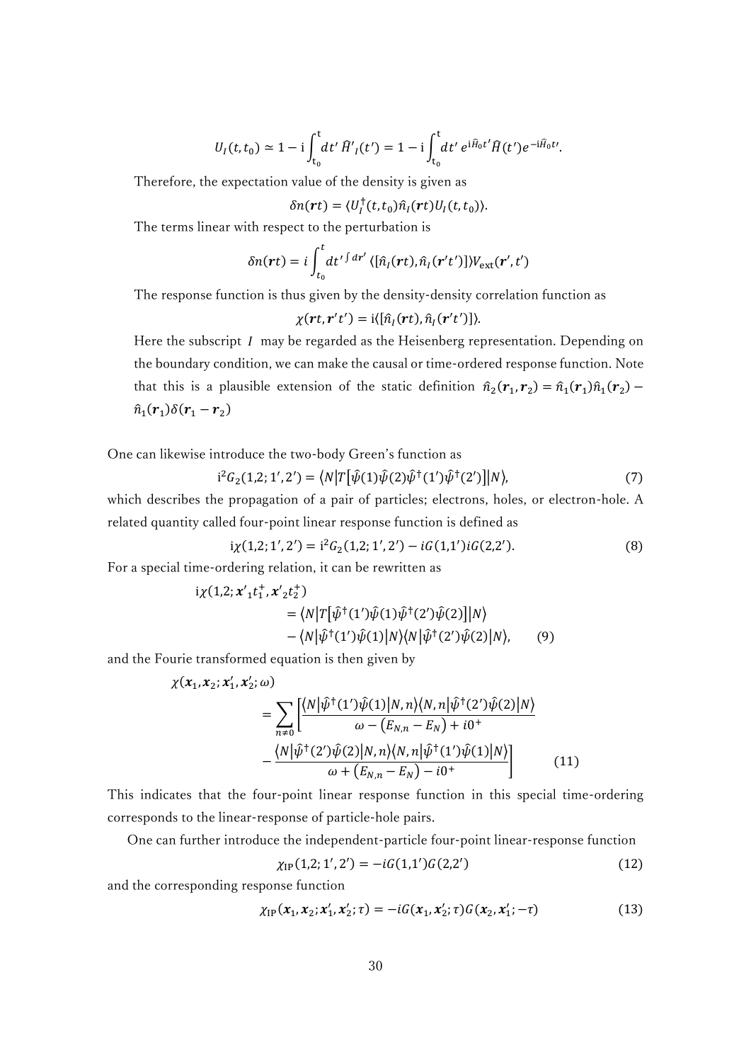$$U_I(t,t_0) \simeq 1 - \mathrm{i}\int_{\mathrm{t}_0}^{\mathrm{t}} dt'\, \hat{H}'_I(t') = 1 - \mathrm{i}\int_{\mathrm{t}_0}^{\mathrm{t}} dt'\, e^{\mathrm{i}\hat{H}_0 t'} \hat{H}(t') e^{-\mathrm{i}\hat{H}_0 t'}.$$

Therefore, the expectation value of the density is given as

$$\delta n(\boldsymbol{r}t) = \langle U_I^{\dagger}(t,t_0)\hat{n}_I(\boldsymbol{r}t)U_I(t,t_0)\rangle.$$

The terms linear with respect to the perturbation is

$$\delta n(\boldsymbol{r}t) = i\int_{t_0}^{t} dt'^{\int dr'} \langle [\hat{n}_I(\boldsymbol{r}t), \hat{n}_I(\boldsymbol{r}'t')]\rangle V_{\mathrm{ext}}(\boldsymbol{r}', t')$$

The response function is thus given by the density-density correlation function as

$$\chi(\boldsymbol{r}t, \boldsymbol{r}'t') = \mathrm{i}\langle [\hat{n}_I(\boldsymbol{r}t), \hat{n}_I(\boldsymbol{r}'t')]\rangle.$$

Here the subscript $I$ may be regarded as the Heisenberg representation. Depending on the boundary condition, we can make the causal or time-ordered response function. Note that this is a plausible extension of the static definition $\hat{n}_2(\boldsymbol{r}_1, \boldsymbol{r}_2) = \hat{n}_1(\boldsymbol{r}_1)\hat{n}_1(\boldsymbol{r}_2) - \hat{n}_1(\boldsymbol{r}_1)\delta(\boldsymbol{r}_1 - \boldsymbol{r}_2)$

One can likewise introduce the two-body Green's function as

$$\mathrm{i}^2 G_2(1,2;1',2') = \langle N | T[\hat{\psi}(1)\hat{\psi}(2)\hat{\psi}^{\dagger}(1')\hat{\psi}^{\dagger}(2')] | N\rangle, \tag{7}$$

which describes the propagation of a pair of particles; electrons, holes, or electron-hole. A related quantity called four-point linear response function is defined as

$$\mathrm{i}\chi(1,2;1',2') = \mathrm{i}^2 G_2(1,2;1',2') - iG(1,1')iG(2,2'). \tag{8}$$

For a special time-ordering relation, it can be rewritten as

$$\begin{aligned}
\mathrm{i}\chi(1,2;\boldsymbol{x'}_1 t_1^{+}, \boldsymbol{x'}_2 t_2^{+}) &= \langle N | T[\hat{\psi}^{\dagger}(1')\hat{\psi}(1)\hat{\psi}^{\dagger}(2')\hat{\psi}(2)] | N\rangle \\
&\quad - \langle N | \hat{\psi}^{\dagger}(1')\hat{\psi}(1) | N\rangle\langle N | \hat{\psi}^{\dagger}(2')\hat{\psi}(2) | N\rangle, \qquad (9)
\end{aligned}$$

and the Fourie transformed equation is then given by

$$\begin{aligned}
\chi(\boldsymbol{x}_1, \boldsymbol{x}_2; \boldsymbol{x}'_1, \boldsymbol{x}'_2; \omega) &= \sum_{n\neq 0}\left[\frac{\langle N|\hat{\psi}^{\dagger}(1')\hat{\psi}(1)|N,n\rangle\langle N,n|\hat{\psi}^{\dagger}(2')\hat{\psi}(2)|N\rangle}{\omega - (E_{N,n} - E_N) + i0^{+}}\right. \\
&\quad \left. - \frac{\langle N|\hat{\psi}^{\dagger}(2')\hat{\psi}(2)|N,n\rangle\langle N,n|\hat{\psi}^{\dagger}(1')\hat{\psi}(1)|N\rangle}{\omega + (E_{N,n} - E_N) - i0^{+}}\right] \qquad (11)
\end{aligned}$$

This indicates that the four-point linear response function in this special time-ordering corresponds to the linear-response of particle-hole pairs.

One can further introduce the independent-particle four-point linear-response function

$$\chi_{\mathrm{IP}}(1,2;1',2') = -iG(1,1')G(2,2') \tag{12}$$

and the corresponding response function

$$\chi_{\mathrm{IP}}(\boldsymbol{x}_1, \boldsymbol{x}_2; \boldsymbol{x}'_1, \boldsymbol{x}'_2; \tau) = -iG(\boldsymbol{x}_1, \boldsymbol{x}'_2; \tau)G(\boldsymbol{x}_2, \boldsymbol{x}'_1; -\tau) \tag{13}$$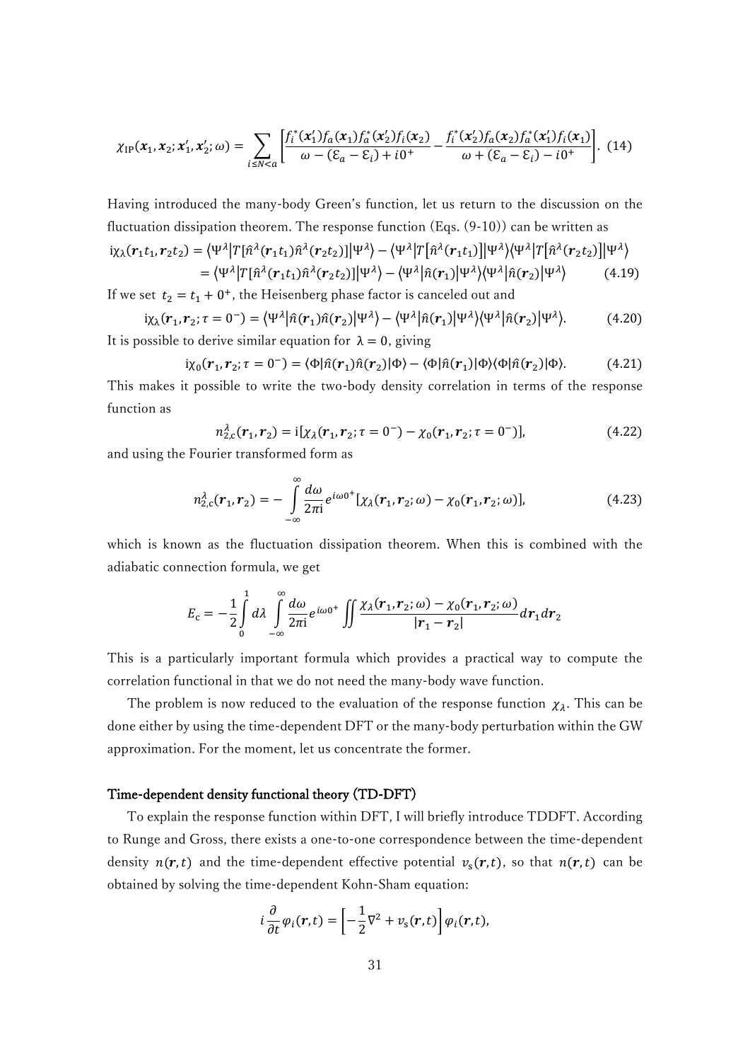$$\chi_{\mathrm{IP}}(\boldsymbol{x}_1, \boldsymbol{x}_2; \boldsymbol{x}_1', \boldsymbol{x}_2'; \omega) = \sum_{i \le N < a} \left[ \frac{f_i^*(\boldsymbol{x}_1') f_a(\boldsymbol{x}_1) f_a^*(\boldsymbol{x}_2') f_i(\boldsymbol{x}_2)}{\omega - (\mathcal{E}_a - \mathcal{E}_i) + i0^+} - \frac{f_i^*(\boldsymbol{x}_2') f_a(\boldsymbol{x}_2) f_a^*(\boldsymbol{x}_1') f_i(\boldsymbol{x}_1)}{\omega + (\mathcal{E}_a - \mathcal{E}_i) - i0^+} \right]. \quad (14)$$

Having introduced the many-body Green's function, let us return to the discussion on the fluctuation dissipation theorem. The response function (Eqs. (9-10)) can be written as

$$\begin{aligned} \mathrm{i}\chi_\lambda(\boldsymbol{r}_1 t_1, \boldsymbol{r}_2 t_2) &= \langle \Psi^\lambda | T[\hat{n}^\lambda(\boldsymbol{r}_1 t_1) \hat{n}^\lambda(\boldsymbol{r}_2 t_2)] | \Psi^\lambda \rangle - \langle \Psi^\lambda | T[\hat{n}^\lambda(\boldsymbol{r}_1 t_1)] | \Psi^\lambda \rangle \langle \Psi^\lambda | T[\hat{n}^\lambda(\boldsymbol{r}_2 t_2)] | \Psi^\lambda \rangle \\ &= \langle \Psi^\lambda | T[\hat{n}^\lambda(\boldsymbol{r}_1 t_1) \hat{n}^\lambda(\boldsymbol{r}_2 t_2)] | \Psi^\lambda \rangle - \langle \Psi^\lambda | \hat{n}(\boldsymbol{r}_1) | \Psi^\lambda \rangle \langle \Psi^\lambda | \hat{n}(\boldsymbol{r}_2) | \Psi^\lambda \rangle \quad (4.19) \end{aligned}$$

If we set $t_2 = t_1 + 0^+$, the Heisenberg phase factor is canceled out and

$$\mathrm{i}\chi_\lambda(\boldsymbol{r}_1, \boldsymbol{r}_2; \tau = 0^-) = \langle \Psi^\lambda | \hat{n}(\boldsymbol{r}_1) \hat{n}(\boldsymbol{r}_2) | \Psi^\lambda \rangle - \langle \Psi^\lambda | \hat{n}(\boldsymbol{r}_1) | \Psi^\lambda \rangle \langle \Psi^\lambda | \hat{n}(\boldsymbol{r}_2) | \Psi^\lambda \rangle. \quad (4.20)$$

It is possible to derive similar equation for $\lambda = 0$, giving

$$\mathrm{i}\chi_0(\boldsymbol{r}_1, \boldsymbol{r}_2; \tau = 0^-) = \langle \Phi | \hat{n}(\boldsymbol{r}_1) \hat{n}(\boldsymbol{r}_2) | \Phi \rangle - \langle \Phi | \hat{n}(\boldsymbol{r}_1) | \Phi \rangle \langle \Phi | \hat{n}(\boldsymbol{r}_2) | \Phi \rangle. \quad (4.21)$$

This makes it possible to write the two-body density correlation in terms of the response function as

$$n_{2,\mathrm{c}}^\lambda(\boldsymbol{r}_1, \boldsymbol{r}_2) = \mathrm{i}[\chi_\lambda(\boldsymbol{r}_1, \boldsymbol{r}_2; \tau = 0^-) - \chi_0(\boldsymbol{r}_1, \boldsymbol{r}_2; \tau = 0^-)], \quad (4.22)$$

and using the Fourier transformed form as

$$n_{2,\mathrm{c}}^\lambda(\boldsymbol{r}_1, \boldsymbol{r}_2) = -\int_{-\infty}^{\infty} \frac{d\omega}{2\pi\mathrm{i}} e^{i\omega 0^+} [\chi_\lambda(\boldsymbol{r}_1, \boldsymbol{r}_2; \omega) - \chi_0(\boldsymbol{r}_1, \boldsymbol{r}_2; \omega)], \quad (4.23)$$

which is known as the fluctuation dissipation theorem. When this is combined with the adiabatic connection formula, we get

$$E_\mathrm{c} = -\frac{1}{2} \int_0^1 d\lambda \int_{-\infty}^{\infty} \frac{d\omega}{2\pi\mathrm{i}} e^{i\omega 0^+} \iint \frac{\chi_\lambda(\boldsymbol{r}_1, \boldsymbol{r}_2; \omega) - \chi_0(\boldsymbol{r}_1, \boldsymbol{r}_2; \omega)}{|\boldsymbol{r}_1 - \boldsymbol{r}_2|} d\boldsymbol{r}_1 d\boldsymbol{r}_2$$

This is a particularly important formula which provides a practical way to compute the correlation functional in that we do not need the many-body wave function.

The problem is now reduced to the evaluation of the response function $\chi_\lambda$. This can be done either by using the time-dependent DFT or the many-body perturbation within the GW approximation. For the moment, let us concentrate the former.

## Time-dependent density functional theory (TD-DFT)

To explain the response function within DFT, I will briefly introduce TDDFT. According to Runge and Gross, there exists a one-to-one correspondence between the time-dependent density $n(\boldsymbol{r}, t)$ and the time-dependent effective potential $v_\mathrm{s}(\boldsymbol{r}, t)$, so that $n(\boldsymbol{r}, t)$ can be obtained by solving the time-dependent Kohn-Sham equation:

$$i \frac{\partial}{\partial t} \varphi_i(\boldsymbol{r}, t) = \left[ -\frac{1}{2} \nabla^2 + v_\mathrm{s}(\boldsymbol{r}, t) \right] \varphi_i(\boldsymbol{r}, t),$$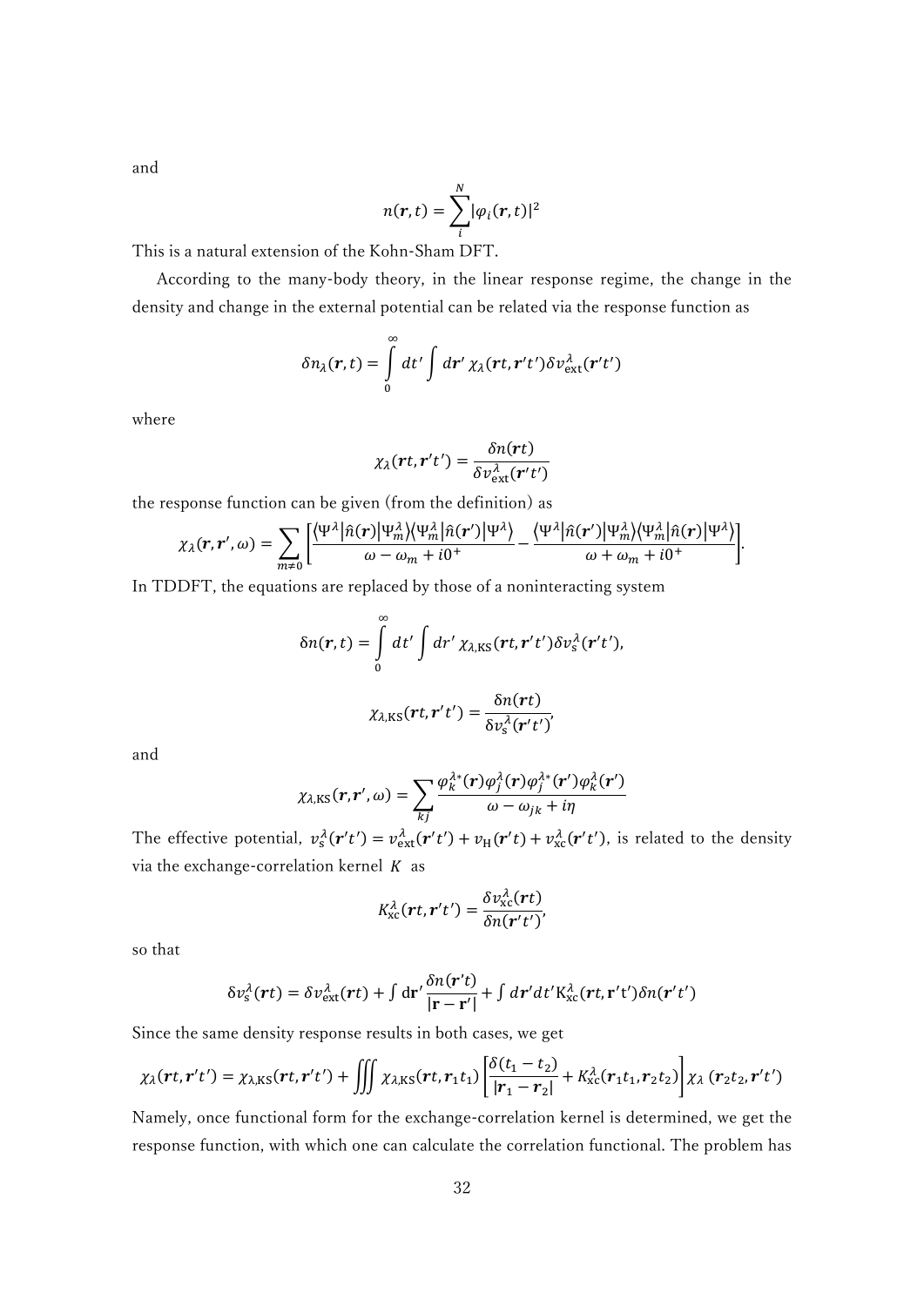and

$$n(\boldsymbol{r},t)=\sum_{i}^{N}|\varphi_i(\boldsymbol{r},t)|^2$$

This is a natural extension of the Kohn-Sham DFT.

According to the many-body theory, in the linear response regime, the change in the density and change in the external potential can be related via the response function as

$$\delta n_\lambda(\boldsymbol{r},t)=\int_0^\infty dt'\int d\boldsymbol{r}'\,\chi_\lambda(\boldsymbol{r}t,\boldsymbol{r}'t')\delta v_{\mathrm{ext}}^\lambda(\boldsymbol{r}'t')$$

where

$$\chi_\lambda(\boldsymbol{r}t,\boldsymbol{r}'t')=\frac{\delta n(\boldsymbol{r}t)}{\delta v_{\mathrm{ext}}^\lambda(\boldsymbol{r}'t')}$$

the response function can be given (from the definition) as

$$\chi_\lambda(\boldsymbol{r},\boldsymbol{r}',\omega)=\sum_{m\neq 0}\left[\frac{\langle\Psi^\lambda|\hat{n}(\boldsymbol{r})|\Psi_m^\lambda\rangle\langle\Psi_m^\lambda|\hat{n}(\boldsymbol{r}')|\Psi^\lambda\rangle}{\omega-\omega_m+i0^+}-\frac{\langle\Psi^\lambda|\hat{n}(\boldsymbol{r}')|\Psi_m^\lambda\rangle\langle\Psi_m^\lambda|\hat{n}(\boldsymbol{r})|\Psi^\lambda\rangle}{\omega+\omega_m+i0^+}\right].$$

In TDDFT, the equations are replaced by those of a noninteracting system

$$\delta n(\boldsymbol{r},t)=\int_0^\infty dt'\int dr'\,\chi_{\lambda,\mathrm{KS}}(\boldsymbol{r}t,\boldsymbol{r}'t')\delta v_{\mathrm{s}}^\lambda(\boldsymbol{r}'t'),$$

$$\chi_{\lambda,\mathrm{KS}}(\boldsymbol{r}t,\boldsymbol{r}'t')=\frac{\delta n(\boldsymbol{r}t)}{\delta v_{\mathrm{s}}^\lambda(\boldsymbol{r}'t')},$$

and

$$\chi_{\lambda,\mathrm{KS}}(\boldsymbol{r},\boldsymbol{r}',\omega)=\sum_{kj}\frac{\varphi_k^{\lambda*}(\boldsymbol{r})\varphi_j^\lambda(\boldsymbol{r})\varphi_j^{\lambda*}(\boldsymbol{r}')\varphi_k^\lambda(\boldsymbol{r}')}{\omega-\omega_{jk}+i\eta}$$

The effective potential, $v_{\mathrm{s}}^\lambda(\boldsymbol{r}'t')=v_{\mathrm{ext}}^\lambda(\boldsymbol{r}'t')+v_{\mathrm{H}}(\boldsymbol{r}'t)+v_{\mathrm{xc}}^\lambda(\boldsymbol{r}'t')$, is related to the density via the exchange-correlation kernel $K$ as

$$K_{\mathrm{xc}}^\lambda(\boldsymbol{r}t,\boldsymbol{r}'t')=\frac{\delta v_{\mathrm{xc}}^\lambda(\boldsymbol{r}t)}{\delta n(\boldsymbol{r}'t')},$$

so that

$$\delta v_{\mathrm{s}}^\lambda(\boldsymbol{r}t)=\delta v_{\mathrm{ext}}^\lambda(\boldsymbol{r}t)+\int d\mathbf{r}'\frac{\delta n(\boldsymbol{r}'t)}{|\mathbf{r}-\mathbf{r}'|}+\int d\boldsymbol{r}'dt'\mathrm{K}_{\mathrm{xc}}^\lambda(\boldsymbol{r}t,\mathbf{r}'t')\delta n(\boldsymbol{r}'t')$$

Since the same density response results in both cases, we get

$$\chi_\lambda(\boldsymbol{r}t,\boldsymbol{r}'t')=\chi_{\lambda,\mathrm{KS}}(\boldsymbol{r}t,\boldsymbol{r}'t')+\iiint\chi_{\lambda,\mathrm{KS}}(\boldsymbol{r}t,\boldsymbol{r}_1t_1)\left[\frac{\delta(t_1-t_2)}{|\boldsymbol{r}_1-\boldsymbol{r}_2|}+K_{\mathrm{xc}}^\lambda(\boldsymbol{r}_1t_1,\boldsymbol{r}_2t_2)\right]\chi_\lambda\,(\boldsymbol{r}_2t_2,\boldsymbol{r}'t')$$

Namely, once functional form for the exchange-correlation kernel is determined, we get the response function, with which one can calculate the correlation functional. The problem has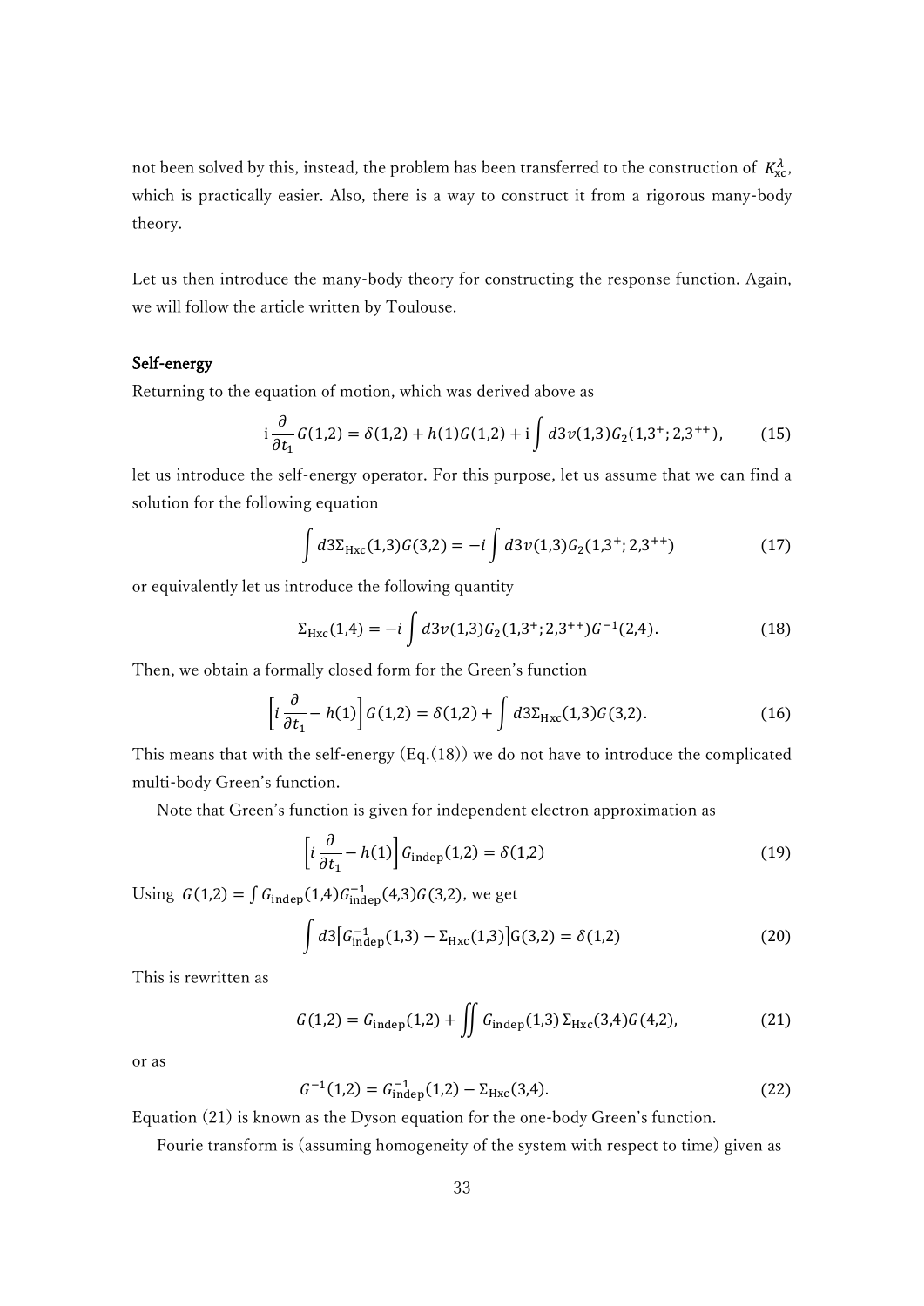not been solved by this, instead, the problem has been transferred to the construction of $K_{\mathrm{xc}}^{\lambda}$, which is practically easier. Also, there is a way to construct it from a rigorous many-body theory.

Let us then introduce the many-body theory for constructing the response function. Again, we will follow the article written by Toulouse.

**Self-energy**

Returning to the equation of motion, which was derived above as

$$\mathrm{i}\frac{\partial}{\partial t_1}G(1,2) = \delta(1,2) + h(1)G(1,2) + \mathrm{i}\int d3\, v(1,3)G_2(1,3^+;2,3^{++}), \tag{15}$$

let us introduce the self-energy operator. For this purpose, let us assume that we can find a solution for the following equation

$$\int d3\Sigma_{\mathrm{Hxc}}(1,3)G(3,2) = -i\int d3\, v(1,3)G_2(1,3^+;2,3^{++}) \tag{17}$$

or equivalently let us introduce the following quantity

$$\Sigma_{\mathrm{Hxc}}(1,4) = -i\int d3\, v(1,3)G_2(1,3^+;2,3^{++})G^{-1}(2,4). \tag{18}$$

Then, we obtain a formally closed form for the Green's function

$$\left[i\frac{\partial}{\partial t_1} - h(1)\right]G(1,2) = \delta(1,2) + \int d3\Sigma_{\mathrm{Hxc}}(1,3)G(3,2). \tag{16}$$

This means that with the self-energy (Eq.(18)) we do not have to introduce the complicated multi-body Green's function.

Note that Green's function is given for independent electron approximation as

$$\left[i\frac{\partial}{\partial t_1} - h(1)\right]G_{\mathrm{indep}}(1,2) = \delta(1,2) \tag{19}$$

Using $G(1,2) = \int G_{\mathrm{indep}}(1,4)G_{\mathrm{indep}}^{-1}(4,3)G(3,2)$, we get

$$\int d3\left[G_{\mathrm{indep}}^{-1}(1,3) - \Sigma_{\mathrm{Hxc}}(1,3)\right]\mathrm{G}(3,2) = \delta(1,2) \tag{20}$$

This is rewritten as

$$G(1,2) = G_{\mathrm{indep}}(1,2) + \iint G_{\mathrm{indep}}(1,3)\,\Sigma_{\mathrm{Hxc}}(3,4)G(4,2), \tag{21}$$

or as

$$G^{-1}(1,2) = G_{\mathrm{indep}}^{-1}(1,2) - \Sigma_{\mathrm{Hxc}}(3,4). \tag{22}$$

Equation (21) is known as the Dyson equation for the one-body Green's function.

Fourie transform is (assuming homogeneity of the system with respect to time) given as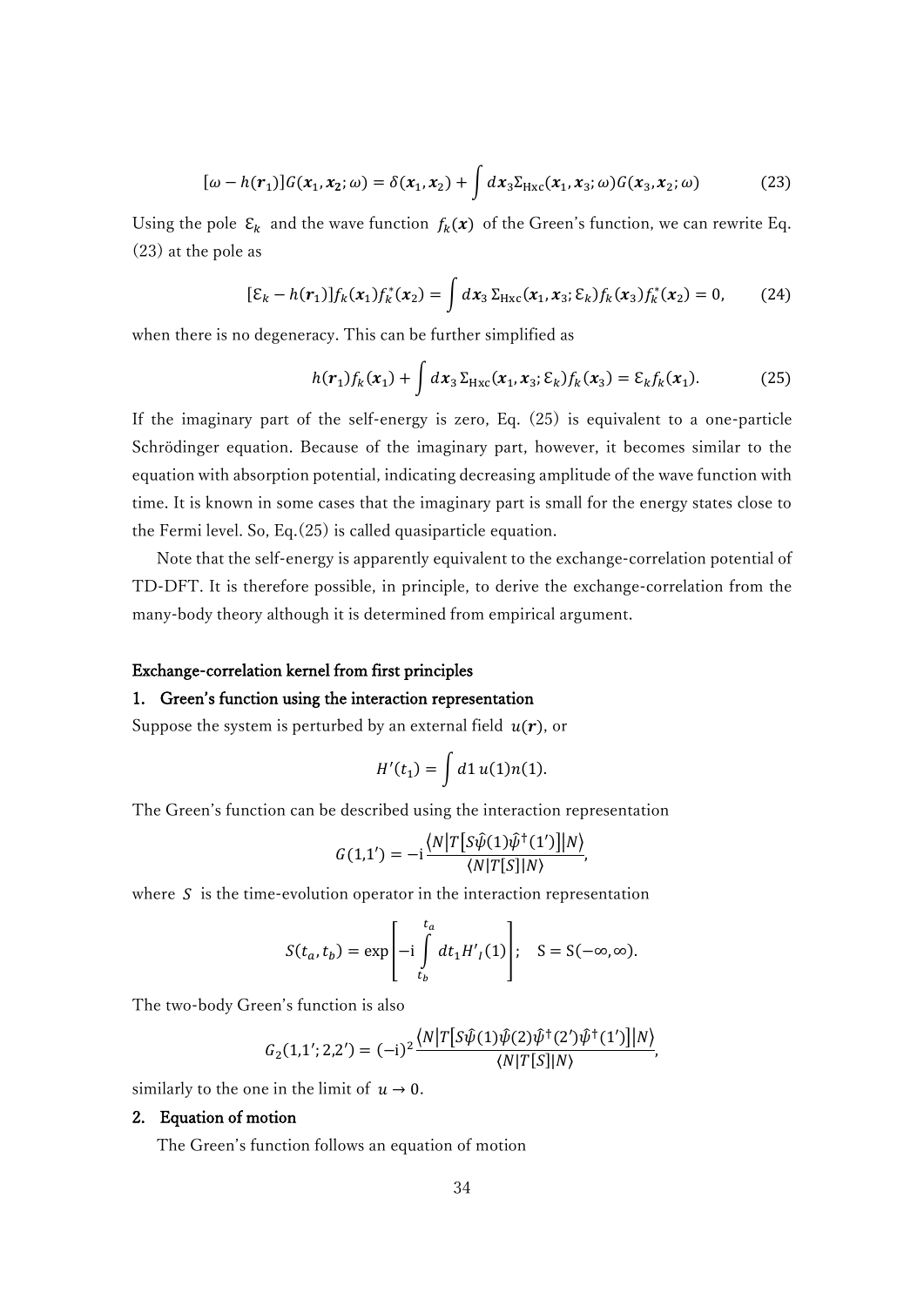$$[\omega - h(\boldsymbol{r}_1)]G(\boldsymbol{x}_1, \boldsymbol{x}_2; \omega) = \delta(\boldsymbol{x}_1, \boldsymbol{x}_2) + \int d\boldsymbol{x}_3 \Sigma_{\text{Hxc}}(\boldsymbol{x}_1, \boldsymbol{x}_3; \omega) G(\boldsymbol{x}_3, \boldsymbol{x}_2; \omega) \tag{23}$$

Using the pole $\mathcal{E}_k$ and the wave function $f_k(\boldsymbol{x})$ of the Green's function, we can rewrite Eq. (23) at the pole as

$$[\mathcal{E}_k - h(\boldsymbol{r}_1)] f_k(\boldsymbol{x}_1) f_k^*(\boldsymbol{x}_2) = \int d\boldsymbol{x}_3 \, \Sigma_{\text{Hxc}}(\boldsymbol{x}_1, \boldsymbol{x}_3; \mathcal{E}_k) f_k(\boldsymbol{x}_3) f_k^*(\boldsymbol{x}_2) = 0, \tag{24}$$

when there is no degeneracy. This can be further simplified as

$$h(\boldsymbol{r}_1) f_k(\boldsymbol{x}_1) + \int d\boldsymbol{x}_3 \, \Sigma_{\text{Hxc}}(\boldsymbol{x}_1, \boldsymbol{x}_3; \mathcal{E}_k) f_k(\boldsymbol{x}_3) = \mathcal{E}_k f_k(\boldsymbol{x}_1). \tag{25}$$

If the imaginary part of the self-energy is zero, Eq. (25) is equivalent to a one-particle Schrödinger equation. Because of the imaginary part, however, it becomes similar to the equation with absorption potential, indicating decreasing amplitude of the wave function with time. It is known in some cases that the imaginary part is small for the energy states close to the Fermi level. So, Eq.(25) is called quasiparticle equation.

Note that the self-energy is apparently equivalent to the exchange-correlation potential of TD-DFT. It is therefore possible, in principle, to derive the exchange-correlation from the many-body theory although it is determined from empirical argument.

### Exchange-correlation kernel from first principles

#### 1. Green's function using the interaction representation

Suppose the system is perturbed by an external field $u(\boldsymbol{r})$, or

$$H'(t_1) = \int d1 \, u(1) n(1).$$

The Green's function can be described using the interaction representation

$$G(1,1') = -\mathrm{i} \frac{\langle N | T[S\hat{\psi}(1)\hat{\psi}^\dagger(1')] | N \rangle}{\langle N | T[S] | N \rangle},$$

where $S$ is the time-evolution operator in the interaction representation

$$S(t_a, t_b) = \exp\left[-\mathrm{i} \int_{t_b}^{t_a} dt_1 H'_I(1)\right]; \quad \mathrm{S} = \mathrm{S}(-\infty, \infty).$$

The two-body Green's function is also

$$G_2(1,1'; 2,2') = (-\mathrm{i})^2 \frac{\langle N | T[S\hat{\psi}(1)\hat{\psi}(2)\hat{\psi}^\dagger(2')\hat{\psi}^\dagger(1')] | N \rangle}{\langle N | T[S] | N \rangle},$$

similarly to the one in the limit of $u \to 0$.

#### 2. Equation of motion

The Green's function follows an equation of motion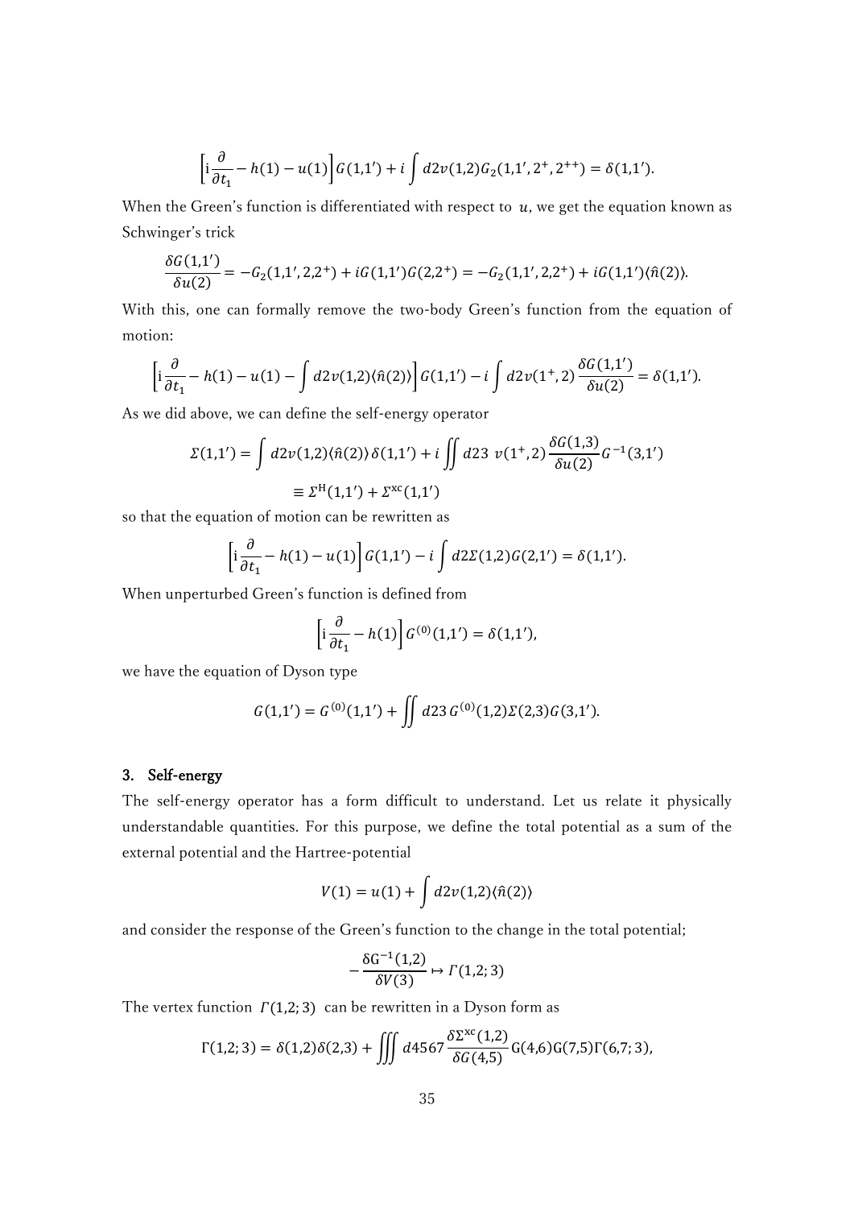$$\left[\mathrm{i}\frac{\partial}{\partial t_1} - h(1) - u(1)\right] G(1,1') + i\int d2 v(1,2) G_2(1,1',2^+,2^{++}) = \delta(1,1').$$

When the Green's function is differentiated with respect to $u$, we get the equation known as Schwinger's trick

$$\frac{\delta G(1,1')}{\delta u(2)} = -G_2(1,1',2,2^+) + iG(1,1')G(2,2^+) = -G_2(1,1',2,2^+) + iG(1,1')\langle\hat{n}(2)\rangle.$$

With this, one can formally remove the two-body Green's function from the equation of motion:

$$\left[\mathrm{i}\frac{\partial}{\partial t_1} - h(1) - u(1) - \int d2 v(1,2)\langle\hat{n}(2)\rangle\right] G(1,1') - i\int d2 v(1^+,2)\frac{\delta G(1,1')}{\delta u(2)} = \delta(1,1').$$

As we did above, we can define the self-energy operator

$$\Sigma(1,1') = \int d2 v(1,2)\langle\hat{n}(2)\rangle\,\delta(1,1') + i\iint d23\; v(1^+,2)\frac{\delta G(1,3)}{\delta u(2)} G^{-1}(3,1')$$

$$\equiv \Sigma^{\mathrm{H}}(1,1') + \Sigma^{\mathrm{xc}}(1,1')$$

so that the equation of motion can be rewritten as

$$\left[\mathrm{i}\frac{\partial}{\partial t_1} - h(1) - u(1)\right] G(1,1') - i\int d2 \Sigma(1,2) G(2,1') = \delta(1,1').$$

When unperturbed Green's function is defined from

$$\left[\mathrm{i}\frac{\partial}{\partial t_1} - h(1)\right] G^{(0)}(1,1') = \delta(1,1'),$$

we have the equation of Dyson type

$$G(1,1') = G^{(0)}(1,1') + \iint d23\, G^{(0)}(1,2)\Sigma(2,3)G(3,1').$$

## 3. Self-energy

The self-energy operator has a form difficult to understand. Let us relate it physically understandable quantities. For this purpose, we define the total potential as a sum of the external potential and the Hartree-potential

$$V(1) = u(1) + \int d2 v(1,2)\langle\hat{n}(2)\rangle$$

and consider the response of the Green's function to the change in the total potential;

$$-\frac{\delta G^{-1}(1,2)}{\delta V(3)} \mapsto \Gamma(1,2;3)$$

The vertex function $\Gamma(1,2;3)$ can be rewritten in a Dyson form as

$$\Gamma(1,2;3) = \delta(1,2)\delta(2,3) + \iiint d4567\,\frac{\delta\Sigma^{\mathrm{xc}}(1,2)}{\delta G(4,5)} G(4,6)G(7,5)\Gamma(6,7;3),$$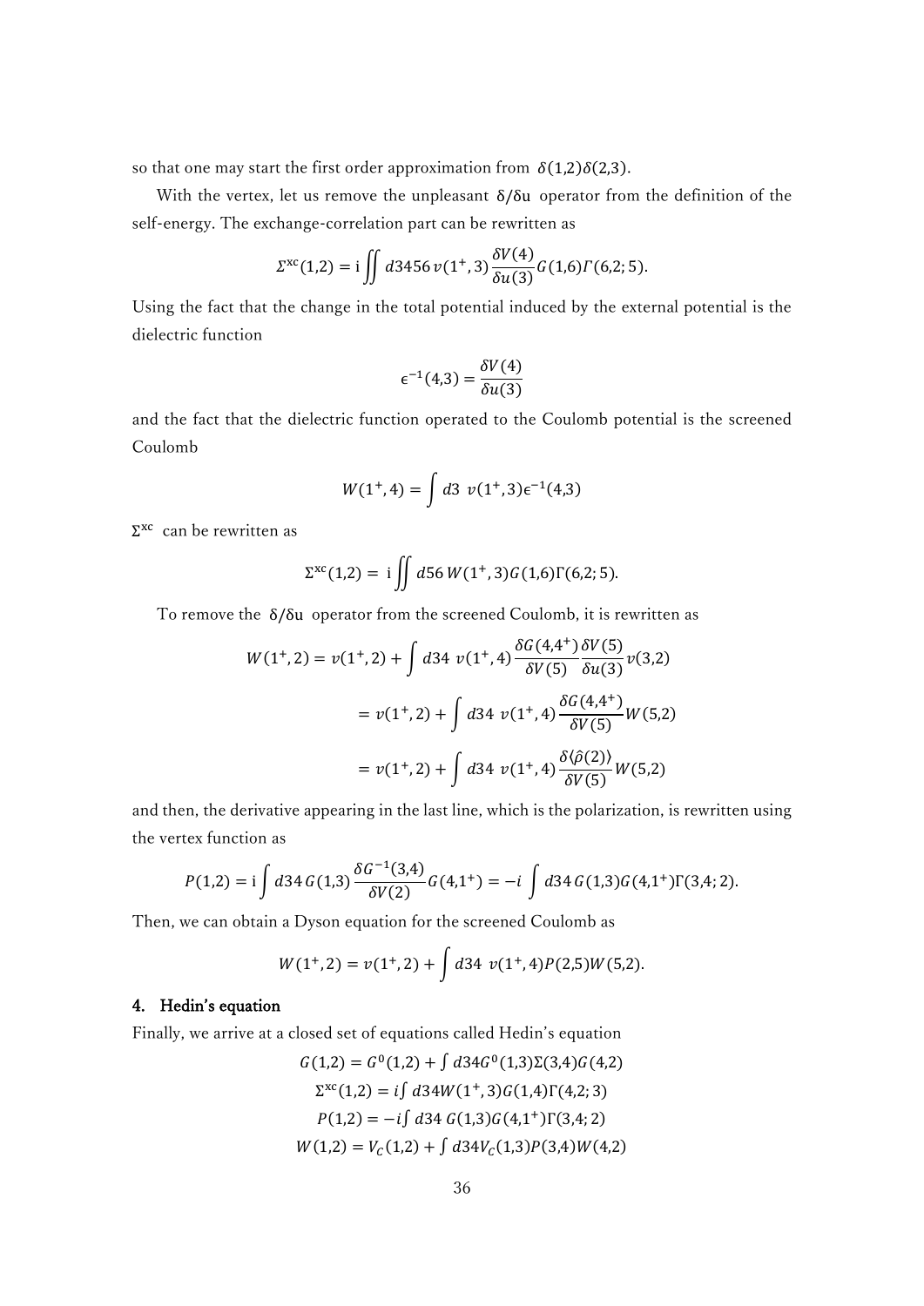so that one may start the first order approximation from $\delta(1,2)\delta(2,3)$.

With the vertex, let us remove the unpleasant $\delta/\delta u$ operator from the definition of the self-energy. The exchange-correlation part can be rewritten as

$$\Sigma^{xc}(1,2) = i \iint d3456\, v(1^+,3)\frac{\delta V(4)}{\delta u(3)} G(1,6)\Gamma(6,2;5).$$

Using the fact that the change in the total potential induced by the external potential is the dielectric function

$$\epsilon^{-1}(4,3) = \frac{\delta V(4)}{\delta u(3)}$$

and the fact that the dielectric function operated to the Coulomb potential is the screened Coulomb

$$W(1^+,4) = \int d3\ v(1^+,3)\epsilon^{-1}(4,3)$$

$\Sigma^{xc}$ can be rewritten as

$$\Sigma^{xc}(1,2) = i \iint d56\, W(1^+,3)G(1,6)\Gamma(6,2;5).$$

To remove the $\delta/\delta u$ operator from the screened Coulomb, it is rewritten as

$$W(1^+,2) = v(1^+,2) + \int d34\ v(1^+,4)\frac{\delta G(4,4^+)}{\delta V(5)}\frac{\delta V(5)}{\delta u(3)} v(3,2)$$

$$= v(1^+,2) + \int d34\ v(1^+,4)\frac{\delta G(4,4^+)}{\delta V(5)} W(5,2)$$

$$= v(1^+,2) + \int d34\ v(1^+,4)\frac{\delta\langle\hat{\rho}(2)\rangle}{\delta V(5)} W(5,2)$$

and then, the derivative appearing in the last line, which is the polarization, is rewritten using the vertex function as

$$P(1,2) = i\int d34\, G(1,3)\frac{\delta G^{-1}(3,4)}{\delta V(2)} G(4,1^+) = -i\int d34\, G(1,3)G(4,1^+)\Gamma(3,4;2).$$

Then, we can obtain a Dyson equation for the screened Coulomb as

$$W(1^+,2) = v(1^+,2) + \int d34\ v(1^+,4)P(2,5)W(5,2).$$

## 4. Hedin's equation

Finally, we arrive at a closed set of equations called Hedin's equation

$$G(1,2) = G^0(1,2) + \int d34 G^0(1,3)\Sigma(3,4)G(4,2)$$

$$\Sigma^{xc}(1,2) = i\int d34 W(1^+,3)G(1,4)\Gamma(4,2;3)$$

$$P(1,2) = -i\int d34\ G(1,3)G(4,1^+)\Gamma(3,4;2)$$

$$W(1,2) = V_C(1,2) + \int d34 V_C(1,3)P(3,4)W(4,2)$$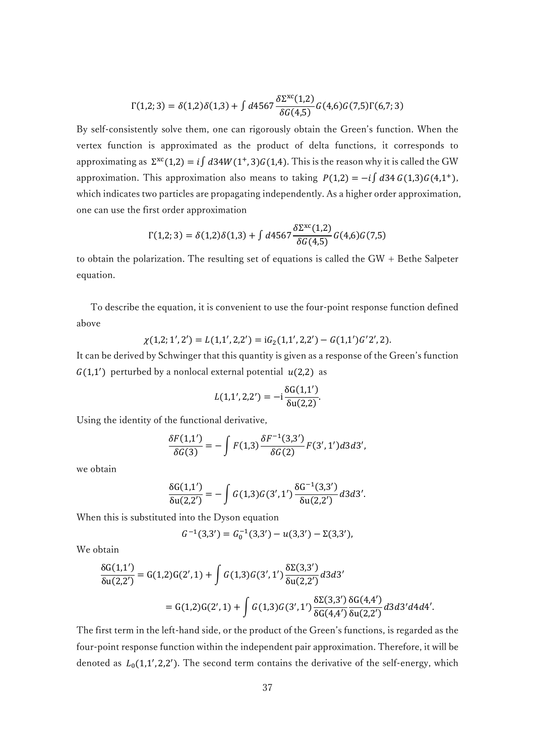$$\Gamma(1,2;3) = \delta(1,2)\delta(1,3) + \int d4567 \frac{\delta\Sigma^{\mathrm{xc}}(1,2)}{\delta G(4,5)} G(4,6)G(7,5)\Gamma(6,7;3)$$

By self-consistently solve them, one can rigorously obtain the Green's function. When the vertex function is approximated as the product of delta functions, it corresponds to approximating as $\Sigma^{\mathrm{xc}}(1,2) = i\int d34W(1^{+},3)G(1,4)$. This is the reason why it is called the GW approximation. This approximation also means to taking $P(1,2) = -i\int d34\, G(1,3)G(4,1^{+})$, which indicates two particles are propagating independently. As a higher order approximation, one can use the first order approximation

$$\Gamma(1,2;3) = \delta(1,2)\delta(1,3) + \int d4567 \frac{\delta\Sigma^{\mathrm{xc}}(1,2)}{\delta G(4,5)} G(4,6)G(7,5)$$

to obtain the polarization. The resulting set of equations is called the GW + Bethe Salpeter equation.

To describe the equation, it is convenient to use the four-point response function defined above

$$\chi(1,2;1',2') = L(1,1',2,2') = \mathrm{i}G_2(1,1',2,2') - G(1,1')G'2',2).$$

It can be derived by Schwinger that this quantity is given as a response of the Green's function $G(1,1')$ perturbed by a nonlocal external potential $u(2,2)$ as

$$L(1,1',2,2') = -\mathrm{i}\frac{\delta \mathrm{G}(1,1')}{\delta \mathrm{u}(2,2)}.$$

Using the identity of the functional derivative,

$$\frac{\delta F(1,1')}{\delta G(3)} = -\int F(1,3)\frac{\delta F^{-1}(3,3')}{\delta G(2)}F(3',1')d3d3',$$

we obtain

$$\frac{\delta \mathrm{G}(1,1')}{\delta \mathrm{u}(2,2')} = -\int G(1,3)G(3',1')\frac{\delta \mathrm{G}^{-1}(3,3')}{\delta \mathrm{u}(2,2')}d3d3'.$$

When this is substituted into the Dyson equation

$$G^{-1}(3,3') = G_0^{-1}(3,3') - u(3,3') - \Sigma(3,3'),$$

We obtain

$$\frac{\delta \mathrm{G}(1,1')}{\delta \mathrm{u}(2,2')} = \mathrm{G}(1,2)\mathrm{G}(2',1) + \int G(1,3)G(3',1')\frac{\delta\Sigma(3,3')}{\delta \mathrm{u}(2,2')}d3d3'$$

$$= \mathrm{G}(1,2)\mathrm{G}(2',1) + \int G(1,3)G(3',1')\frac{\delta\Sigma(3,3')}{\delta \mathrm{G}(4,4')}\frac{\delta \mathrm{G}(4,4')}{\delta \mathrm{u}(2,2')}d3d3'd4d4'.$$

The first term in the left-hand side, or the product of the Green's functions, is regarded as the four-point response function within the independent pair approximation. Therefore, it will be denoted as $L_0(1,1',2,2')$. The second term contains the derivative of the self-energy, which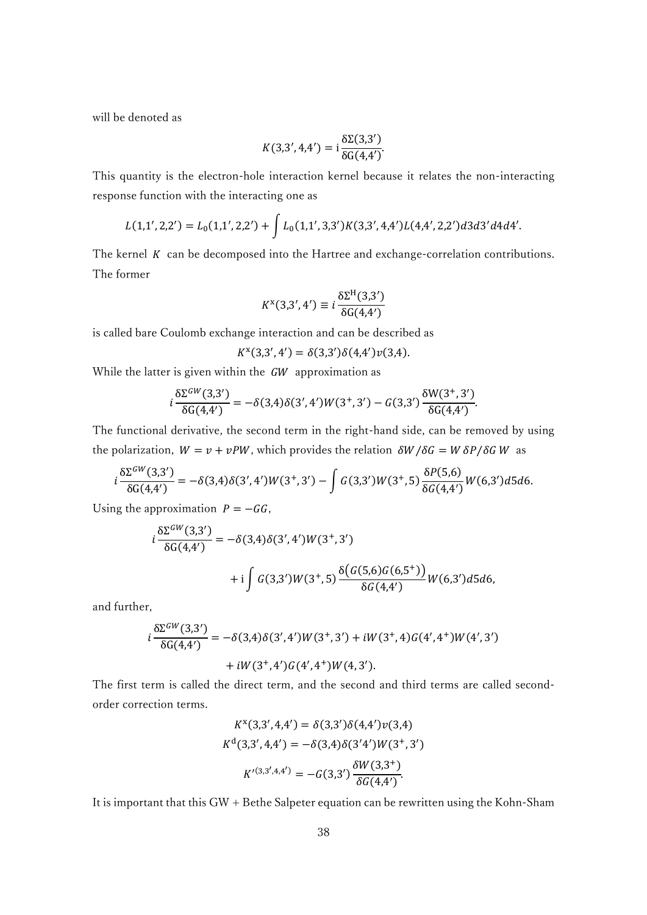will be denoted as

$$K(3,3',4,4') = \mathrm{i}\frac{\delta\Sigma(3,3')}{\delta G(4,4')}.$$

This quantity is the electron-hole interaction kernel because it relates the non-interacting response function with the interacting one as

$$L(1,1',2,2') = L_0(1,1',2,2') + \int L_0(1,1',3,3')K(3,3',4,4')L(4,4',2,2')d3d3'd4d4'.$$

The kernel $K$ can be decomposed into the Hartree and exchange-correlation contributions. The former

$$K^{\mathrm{x}}(3,3',4') \equiv i\frac{\delta\Sigma^{\mathrm{H}}(3,3')}{\delta G(4,4')}$$

is called bare Coulomb exchange interaction and can be described as

$$K^{\mathrm{x}}(3,3',4') = \delta(3,3')\delta(4,4')v(3,4).$$

While the latter is given within the $GW$ approximation as

$$i\frac{\delta\Sigma^{GW}(3,3')}{\delta G(4,4')} = -\delta(3,4)\delta(3',4')W(3^+,3') - G(3,3')\frac{\delta W(3^+,3')}{\delta G(4,4')}.$$

The functional derivative, the second term in the right-hand side, can be removed by using the polarization, $W = v + vPW$, which provides the relation $\delta W/\delta G = W\,\delta P/\delta G\,W$ as

$$i\frac{\delta\Sigma^{GW}(3,3')}{\delta G(4,4')} = -\delta(3,4)\delta(3',4')W(3^+,3') - \int G(3,3')W(3^+,5)\frac{\delta P(5,6)}{\delta G(4,4')}W(6,3')d5d6.$$

Using the approximation $P = -GG$,

$$i\frac{\delta\Sigma^{GW}(3,3')}{\delta G(4,4')} = -\delta(3,4)\delta(3',4')W(3^+,3') + \mathrm{i}\int G(3,3')W(3^+,5)\frac{\delta\big(G(5,6)G(6,5^+)\big)}{\delta G(4,4')}W(6,3')d5d6,$$

and further,

$$i\frac{\delta\Sigma^{GW}(3,3')}{\delta G(4,4')} = -\delta(3,4)\delta(3',4')W(3^+,3') + iW(3^+,4)G(4',4^+)W(4',3') + iW(3^+,4')G(4',4^+)W(4,3').$$

The first term is called the direct term, and the second and third terms are called second-order correction terms.

$$K^{\mathrm{x}}(3,3',4,4') = \delta(3,3')\delta(4,4')v(3,4)$$

$$K^{\mathrm{d}}(3,3',4,4') = -\delta(3,4)\delta(3'4')W(3^+,3')$$

$$K'^{(3,3',4,4')} = -G(3,3')\frac{\delta W(3,3^+)}{\delta G(4,4')}.$$

It is important that this GW + Bethe Salpeter equation can be rewritten using the Kohn-Sham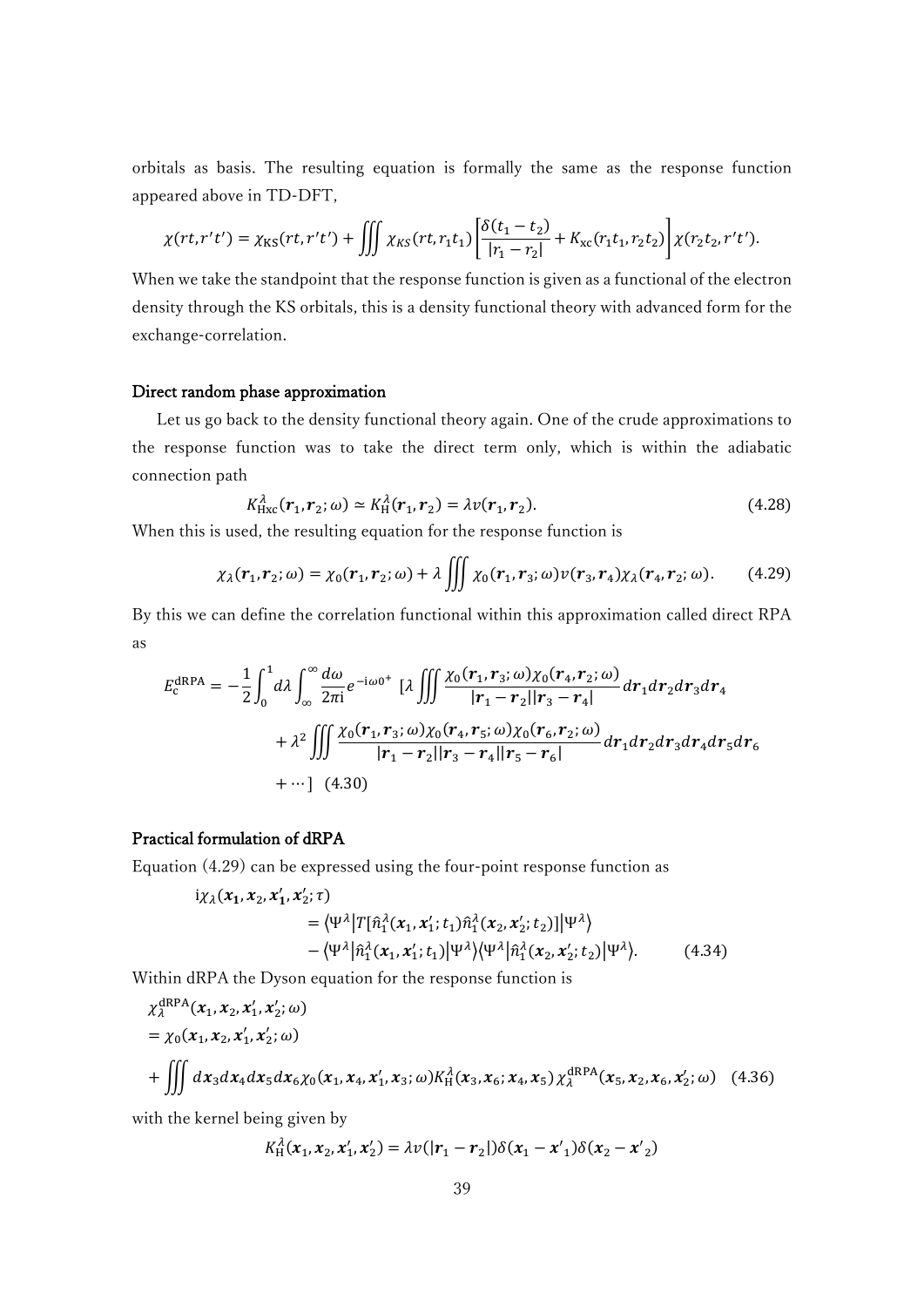orbitals as basis. The resulting equation is formally the same as the response function appeared above in TD-DFT,

$$\chi(rt, r't') = \chi_{\mathrm{KS}}(rt, r't') + \iiint \chi_{KS}(rt, r_1 t_1)\left[\frac{\delta(t_1 - t_2)}{|r_1 - r_2|} + K_{\mathrm{xc}}(r_1 t_1, r_2 t_2)\right]\chi(r_2 t_2, r't').$$

When we take the standpoint that the response function is given as a functional of the electron density through the KS orbitals, this is a density functional theory with advanced form for the exchange-correlation.

### Direct random phase approximation

Let us go back to the density functional theory again. One of the crude approximations to the response function was to take the direct term only, which is within the adiabatic connection path

$$K^{\lambda}_{\mathrm{Hxc}}(\boldsymbol{r}_1, \boldsymbol{r}_2; \omega) \simeq K^{\lambda}_{\mathrm{H}}(\boldsymbol{r}_1, \boldsymbol{r}_2) = \lambda v(\boldsymbol{r}_1, \boldsymbol{r}_2). \tag{4.28}$$

When this is used, the resulting equation for the response function is

$$\chi_{\lambda}(\boldsymbol{r}_1, \boldsymbol{r}_2; \omega) = \chi_0(\boldsymbol{r}_1, \boldsymbol{r}_2; \omega) + \lambda \iiint \chi_0(\boldsymbol{r}_1, \boldsymbol{r}_3; \omega) v(\boldsymbol{r}_3, \boldsymbol{r}_4) \chi_{\lambda}(\boldsymbol{r}_4, \boldsymbol{r}_2; \omega). \tag{4.29}$$

By this we can define the correlation functional within this approximation called direct RPA as

$$\begin{aligned} E^{\mathrm{dRPA}}_{\mathrm{c}} = -\frac{1}{2}\int_0^1 d\lambda \int_{\infty}^{\infty} \frac{d\omega}{2\pi \mathrm{i}} e^{-\mathrm{i}\omega 0^+} \ [\lambda \iiint \frac{\chi_0(\boldsymbol{r}_1, \boldsymbol{r}_3; \omega)\chi_0(\boldsymbol{r}_4, \boldsymbol{r}_2; \omega)}{|\boldsymbol{r}_1 - \boldsymbol{r}_2||\boldsymbol{r}_3 - \boldsymbol{r}_4|} d\boldsymbol{r}_1 d\boldsymbol{r}_2 d\boldsymbol{r}_3 d\boldsymbol{r}_4 \\ + \lambda^2 \iiint \frac{\chi_0(\boldsymbol{r}_1, \boldsymbol{r}_3; \omega)\chi_0(\boldsymbol{r}_4, \boldsymbol{r}_5; \omega)\chi_0(\boldsymbol{r}_6, \boldsymbol{r}_2; \omega)}{|\boldsymbol{r}_1 - \boldsymbol{r}_2||\boldsymbol{r}_3 - \boldsymbol{r}_4||\boldsymbol{r}_5 - \boldsymbol{r}_6|} d\boldsymbol{r}_1 d\boldsymbol{r}_2 d\boldsymbol{r}_3 d\boldsymbol{r}_4 d\boldsymbol{r}_5 d\boldsymbol{r}_6 \\ + \cdots] \quad (4.30) \end{aligned}$$

### Practical formulation of dRPA

Equation (4.29) can be expressed using the four-point response function as

$$\begin{aligned} \mathrm{i}\chi_{\lambda}(\boldsymbol{x}_1, \boldsymbol{x}_2, \boldsymbol{x}'_1, \boldsymbol{x}'_2; \tau) \\ = \langle \Psi^{\lambda} | T[\hat{n}^{\lambda}_1(\boldsymbol{x}_1, \boldsymbol{x}'_1; t_1)\hat{n}^{\lambda}_1(\boldsymbol{x}_2, \boldsymbol{x}'_2; t_2)] | \Psi^{\lambda} \rangle \\ - \langle \Psi^{\lambda} | \hat{n}^{\lambda}_1(\boldsymbol{x}_1, \boldsymbol{x}'_1; t_1) | \Psi^{\lambda} \rangle \langle \Psi^{\lambda} | \hat{n}^{\lambda}_1(\boldsymbol{x}_2, \boldsymbol{x}'_2; t_2) | \Psi^{\lambda} \rangle. \end{aligned} \tag{4.34}$$

Within dRPA the Dyson equation for the response function is

$$\begin{aligned} &\chi^{\mathrm{dRPA}}_{\lambda}(\boldsymbol{x}_1, \boldsymbol{x}_2, \boldsymbol{x}'_1, \boldsymbol{x}'_2; \omega) \\ &= \chi_0(\boldsymbol{x}_1, \boldsymbol{x}_2, \boldsymbol{x}'_1, \boldsymbol{x}'_2; \omega) \\ &+ \iiint d\boldsymbol{x}_3 d\boldsymbol{x}_4 d\boldsymbol{x}_5 d\boldsymbol{x}_6 \chi_0(\boldsymbol{x}_1, \boldsymbol{x}_4, \boldsymbol{x}'_1, \boldsymbol{x}_3; \omega) K^{\lambda}_{\mathrm{H}}(\boldsymbol{x}_3, \boldsymbol{x}_6; \boldsymbol{x}_4, \boldsymbol{x}_5)\, \chi^{\mathrm{dRPA}}_{\lambda}(\boldsymbol{x}_5, \boldsymbol{x}_2, \boldsymbol{x}_6, \boldsymbol{x}'_2; \omega) \quad (4.36) \end{aligned}$$

with the kernel being given by

$$K^{\lambda}_{\mathrm{H}}(\boldsymbol{x}_1, \boldsymbol{x}_2, \boldsymbol{x}'_1, \boldsymbol{x}'_2) = \lambda v(|\boldsymbol{r}_1 - \boldsymbol{r}_2|)\delta(\boldsymbol{x}_1 - \boldsymbol{x}'_1)\delta(\boldsymbol{x}_2 - \boldsymbol{x}'_2)$$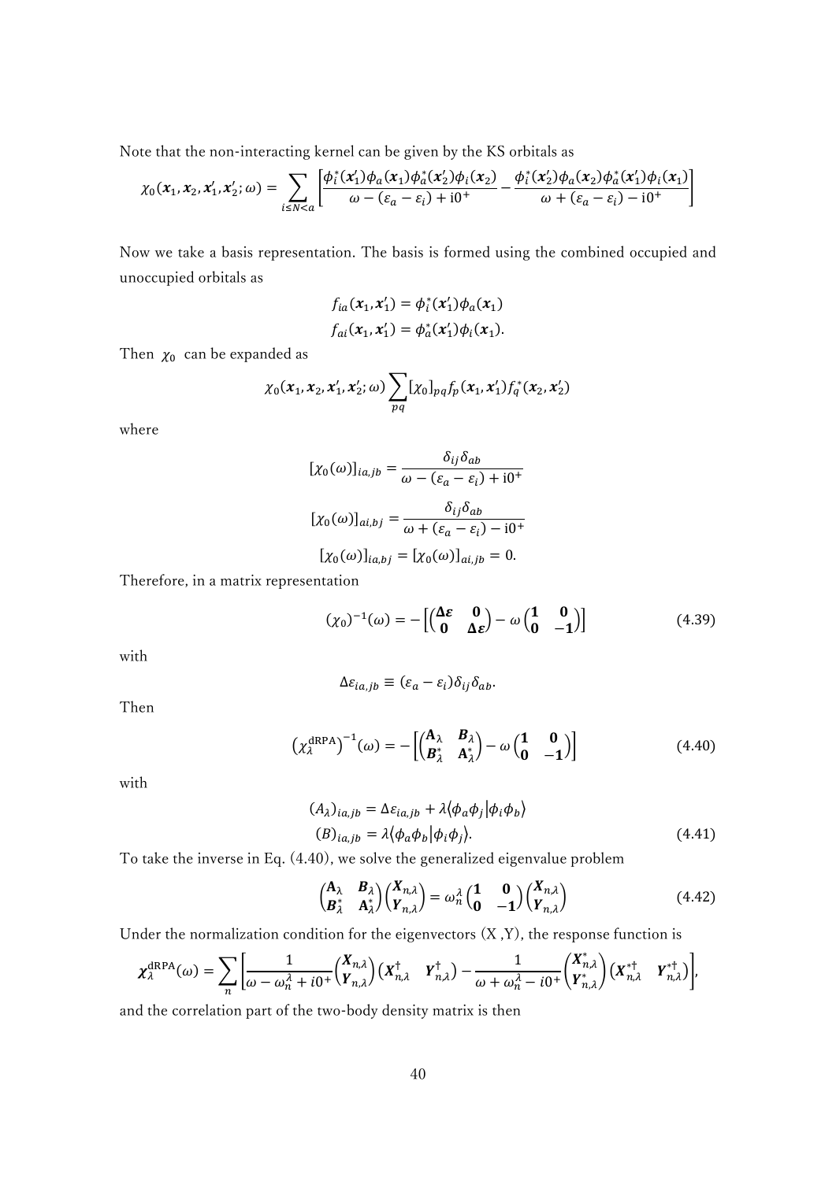Note that the non-interacting kernel can be given by the KS orbitals as

$$\chi_0(\boldsymbol{x}_1, \boldsymbol{x}_2, \boldsymbol{x}_1', \boldsymbol{x}_2'; \omega) = \sum_{i \leq N < a} \left[ \frac{\phi_i^*(\boldsymbol{x}_1')\phi_a(\boldsymbol{x}_1)\phi_a^*(\boldsymbol{x}_2')\phi_i(\boldsymbol{x}_2)}{\omega - (\varepsilon_a - \varepsilon_i) + \mathrm{i}0^+} - \frac{\phi_i^*(\boldsymbol{x}_2')\phi_a(\boldsymbol{x}_2)\phi_a^*(\boldsymbol{x}_1')\phi_i(\boldsymbol{x}_1)}{\omega + (\varepsilon_a - \varepsilon_i) - \mathrm{i}0^+} \right]$$

Now we take a basis representation. The basis is formed using the combined occupied and unoccupied orbitals as

$$f_{ia}(\boldsymbol{x}_1, \boldsymbol{x}_1') = \phi_i^*(\boldsymbol{x}_1')\phi_a(\boldsymbol{x}_1)$$
$$f_{ai}(\boldsymbol{x}_1, \boldsymbol{x}_1') = \phi_a^*(\boldsymbol{x}_1')\phi_i(\boldsymbol{x}_1).$$

Then $\chi_0$ can be expanded as

$$\chi_0(\boldsymbol{x}_1, \boldsymbol{x}_2, \boldsymbol{x}_1', \boldsymbol{x}_2'; \omega) \sum_{pq} [\chi_0]_{pq} f_p(\boldsymbol{x}_1, \boldsymbol{x}_1') f_q^*(\boldsymbol{x}_2, \boldsymbol{x}_2')$$

where

$$[\chi_0(\omega)]_{ia,jb} = \frac{\delta_{ij}\delta_{ab}}{\omega - (\varepsilon_a - \varepsilon_i) + \mathrm{i}0^+}$$

$$[\chi_0(\omega)]_{ai,bj} = \frac{\delta_{ij}\delta_{ab}}{\omega + (\varepsilon_a - \varepsilon_i) - \mathrm{i}0^+}$$

$$[\chi_0(\omega)]_{ia,bj} = [\chi_0(\omega)]_{ai,jb} = 0.$$

Therefore, in a matrix representation

$$(\chi_0)^{-1}(\omega) = -\left[ \begin{pmatrix} \boldsymbol{\Delta\varepsilon} & \boldsymbol{0} \\ \boldsymbol{0} & \boldsymbol{\Delta\varepsilon} \end{pmatrix} - \omega \begin{pmatrix} \boldsymbol{1} & \boldsymbol{0} \\ \boldsymbol{0} & -\boldsymbol{1} \end{pmatrix} \right] \tag{4.39}$$

with

$$\Delta\varepsilon_{ia,jb} \equiv (\varepsilon_a - \varepsilon_i)\delta_{ij}\delta_{ab}.$$

Then

$$\left(\chi_\lambda^{\mathrm{dRPA}}\right)^{-1}(\omega) = -\left[ \begin{pmatrix} \mathbf{A}_\lambda & \boldsymbol{B}_\lambda \\ \boldsymbol{B}_\lambda^* & \mathbf{A}_\lambda^* \end{pmatrix} - \omega \begin{pmatrix} \boldsymbol{1} & \boldsymbol{0} \\ \boldsymbol{0} & -\boldsymbol{1} \end{pmatrix} \right] \tag{4.40}$$

with

$$(A_\lambda)_{ia,jb} = \Delta\varepsilon_{ia,jb} + \lambda\langle \phi_a\phi_j | \phi_i\phi_b \rangle$$
$$(B)_{ia,jb} = \lambda\langle \phi_a\phi_b | \phi_i\phi_j \rangle. \tag{4.41}$$

To take the inverse in Eq. (4.40), we solve the generalized eigenvalue problem

$$\begin{pmatrix} \mathbf{A}_\lambda & \boldsymbol{B}_\lambda \\ \boldsymbol{B}_\lambda^* & \mathbf{A}_\lambda^* \end{pmatrix} \begin{pmatrix} \boldsymbol{X}_{n,\lambda} \\ \boldsymbol{Y}_{n,\lambda} \end{pmatrix} = \omega_n^\lambda \begin{pmatrix} \boldsymbol{1} & \boldsymbol{0} \\ \boldsymbol{0} & -\boldsymbol{1} \end{pmatrix} \begin{pmatrix} \boldsymbol{X}_{n,\lambda} \\ \boldsymbol{Y}_{n,\lambda} \end{pmatrix} \tag{4.42}$$

Under the normalization condition for the eigenvectors (X ,Y), the response function is

$$\boldsymbol{\chi}_\lambda^{\mathrm{dRPA}}(\omega) = \sum_n \left[ \frac{1}{\omega - \omega_n^\lambda + i0^+} \begin{pmatrix} \boldsymbol{X}_{n,\lambda} \\ \boldsymbol{Y}_{n,\lambda} \end{pmatrix} \begin{pmatrix} \boldsymbol{X}_{n,\lambda}^\dagger & \boldsymbol{Y}_{n,\lambda}^\dagger \end{pmatrix} - \frac{1}{\omega + \omega_n^\lambda - i0^+} \begin{pmatrix} \boldsymbol{X}_{n,\lambda}^* \\ \boldsymbol{Y}_{n,\lambda}^* \end{pmatrix} \begin{pmatrix} \boldsymbol{X}_{n,\lambda}^{*\dagger} & \boldsymbol{Y}_{n,\lambda}^{*\dagger} \end{pmatrix} \right],$$

and the correlation part of the two-body density matrix is then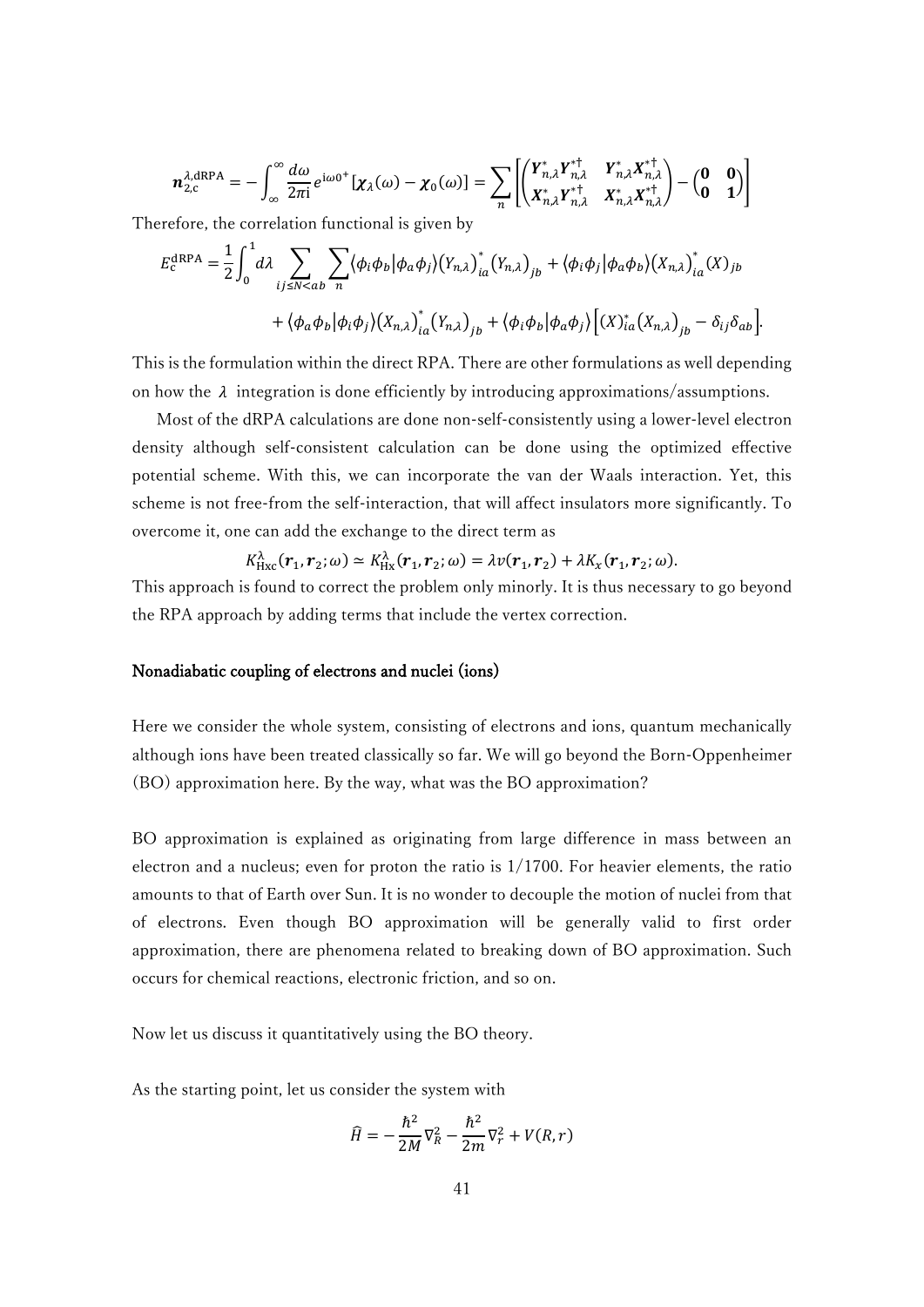$$\boldsymbol{n}_{2,\mathrm{c}}^{\lambda,\mathrm{dRPA}} = -\int_{\infty}^{\infty} \frac{d\omega}{2\pi \mathrm{i}} e^{\mathrm{i}\omega 0^+} [\boldsymbol{\chi}_\lambda(\omega) - \boldsymbol{\chi}_0(\omega)] = \sum_n \left[ \begin{pmatrix} \boldsymbol{Y}_{n,\lambda}^* \boldsymbol{Y}_{n,\lambda}^{*\dagger} & \boldsymbol{Y}_{n,\lambda}^* \boldsymbol{X}_{n,\lambda}^{*\dagger} \\ \boldsymbol{X}_{n,\lambda}^* \boldsymbol{Y}_{n,\lambda}^{*\dagger} & \boldsymbol{X}_{n,\lambda}^* \boldsymbol{X}_{n,\lambda}^{*\dagger} \end{pmatrix} - \begin{pmatrix} \boldsymbol{0} & \boldsymbol{0} \\ \boldsymbol{0} & \boldsymbol{1} \end{pmatrix} \right]$$

Therefore, the correlation functional is given by

$$E_{\mathrm{c}}^{\mathrm{dRPA}} = \frac{1}{2}\int_0^1 d\lambda \sum_{ij \le N < ab} \sum_n \langle \phi_i \phi_b | \phi_a \phi_j \rangle \left(Y_{n,\lambda}\right)_{ia}^* \left(Y_{n,\lambda}\right)_{jb} + \langle \phi_i \phi_j | \phi_a \phi_b \rangle \left(X_{n,\lambda}\right)_{ia}^* (X)_{jb}$$

$$+ \langle \phi_a \phi_b | \phi_i \phi_j \rangle \left(X_{n,\lambda}\right)_{ia}^* \left(Y_{n,\lambda}\right)_{jb} + \langle \phi_i \phi_b | \phi_a \phi_j \rangle \left[ (X)_{ia}^* \left(X_{n,\lambda}\right)_{jb} - \delta_{ij}\delta_{ab} \right].$$

This is the formulation within the direct RPA. There are other formulations as well depending on how the $\lambda$ integration is done efficiently by introducing approximations/assumptions.

Most of the dRPA calculations are done non-self-consistently using a lower-level electron density although self-consistent calculation can be done using the optimized effective potential scheme. With this, we can incorporate the van der Waals interaction. Yet, this scheme is not free-from the self-interaction, that will affect insulators more significantly. To overcome it, one can add the exchange to the direct term as

$$K_{\mathrm{Hxc}}^{\lambda}(\boldsymbol{r}_1, \boldsymbol{r}_2; \omega) \simeq K_{\mathrm{Hx}}^{\lambda}(\boldsymbol{r}_1, \boldsymbol{r}_2; \omega) = \lambda v(\boldsymbol{r}_1, \boldsymbol{r}_2) + \lambda K_x(\boldsymbol{r}_1, \boldsymbol{r}_2; \omega).$$

This approach is found to correct the problem only minorly. It is thus necessary to go beyond the RPA approach by adding terms that include the vertex correction.

## Nonadiabatic coupling of electrons and nuclei (ions)

Here we consider the whole system, consisting of electrons and ions, quantum mechanically although ions have been treated classically so far. We will go beyond the Born-Oppenheimer (BO) approximation here. By the way, what was the BO approximation?

BO approximation is explained as originating from large difference in mass between an electron and a nucleus; even for proton the ratio is 1/1700. For heavier elements, the ratio amounts to that of Earth over Sun. It is no wonder to decouple the motion of nuclei from that of electrons. Even though BO approximation will be generally valid to first order approximation, there are phenomena related to breaking down of BO approximation. Such occurs for chemical reactions, electronic friction, and so on.

Now let us discuss it quantitatively using the BO theory.

As the starting point, let us consider the system with

$$\hat{H} = -\frac{\hbar^2}{2M}\nabla_R^2 - \frac{\hbar^2}{2m}\nabla_r^2 + V(R, r)$$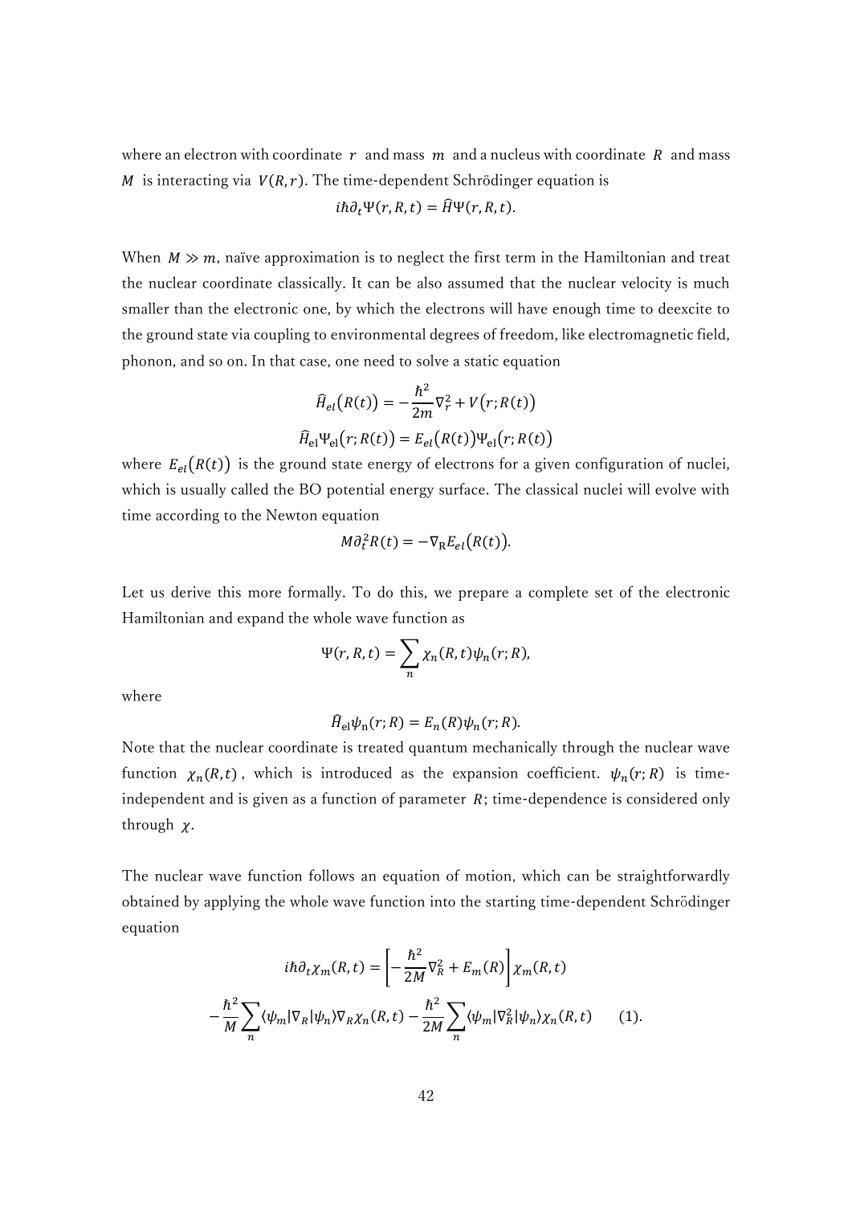where an electron with coordinate $r$ and mass $m$ and a nucleus with coordinate $R$ and mass $M$ is interacting via $V(R,r)$. The time-dependent Schrödinger equation is

$$i\hbar\partial_t\Psi(r,R,t) = \hat{H}\Psi(r,R,t).$$

When $M \gg m$, naïve approximation is to neglect the first term in the Hamiltonian and treat the nuclear coordinate classically. It can be also assumed that the nuclear velocity is much smaller than the electronic one, by which the electrons will have enough time to deexcite to the ground state via coupling to environmental degrees of freedom, like electromagnetic field, phonon, and so on. In that case, one need to solve a static equation

$$\hat{H}_{el}\big(R(t)\big) = -\frac{\hbar^2}{2m}\nabla_r^2 + V\big(r;R(t)\big)$$

$$\hat{H}_{\mathrm{el}}\Psi_{\mathrm{el}}\big(r;R(t)\big) = E_{el}\big(R(t)\big)\Psi_{\mathrm{el}}\big(r;R(t)\big)$$

where $E_{el}\big(R(t)\big)$ is the ground state energy of electrons for a given configuration of nuclei, which is usually called the BO potential energy surface. The classical nuclei will evolve with time according to the Newton equation

$$M\partial_t^2 R(t) = -\nabla_{\mathrm{R}} E_{el}\big(R(t)\big).$$

Let us derive this more formally. To do this, we prepare a complete set of the electronic Hamiltonian and expand the whole wave function as

$$\Psi(r,R,t) = \sum_n \chi_n(R,t)\psi_n(r;R),$$

where

$$\hat{H}_{\mathrm{el}}\psi_{\mathrm{n}}(r;R) = E_n(R)\psi_n(r;R).$$

Note that the nuclear coordinate is treated quantum mechanically through the nuclear wave function $\chi_n(R,t)$, which is introduced as the expansion coefficient. $\psi_n(r;R)$ is time-independent and is given as a function of parameter $R$; time-dependence is considered only through $\chi$.

The nuclear wave function follows an equation of motion, which can be straightforwardly obtained by applying the whole wave function into the starting time-dependent Schrödinger equation

$$i\hbar\partial_t\chi_m(R,t) = \left[-\frac{\hbar^2}{2M}\nabla_R^2 + E_m(R)\right]\chi_m(R,t)$$

$$-\frac{\hbar^2}{M}\sum_n \langle\psi_m|\nabla_R|\psi_n\rangle\nabla_R\chi_n(R,t) - \frac{\hbar^2}{2M}\sum_n \langle\psi_m|\nabla_R^2|\psi_n\rangle\chi_n(R,t) \qquad (1).$$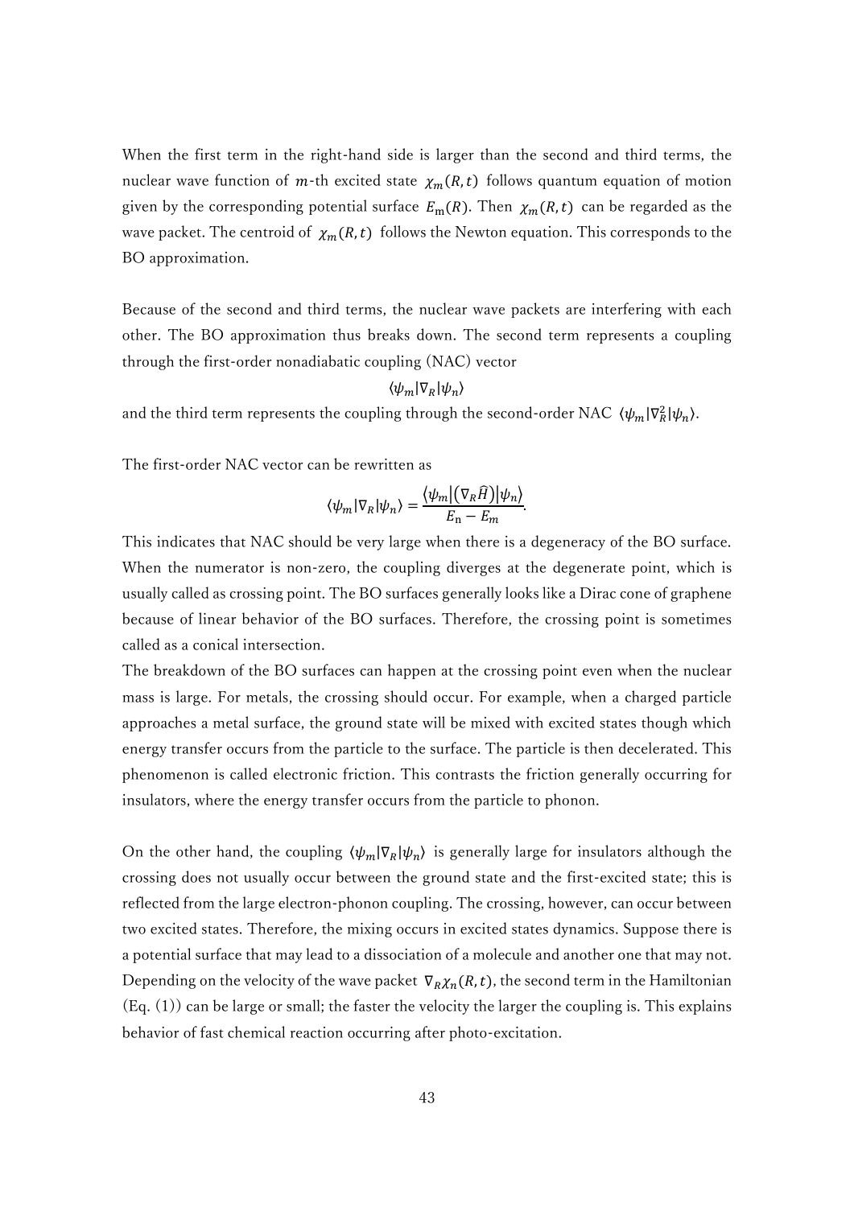When the first term in the right-hand side is larger than the second and third terms, the nuclear wave function of $m$-th excited state $\chi_m(R,t)$ follows quantum equation of motion given by the corresponding potential surface $E_\mathrm{m}(R)$. Then $\chi_m(R,t)$ can be regarded as the wave packet. The centroid of $\chi_m(R,t)$ follows the Newton equation. This corresponds to the BO approximation.

Because of the second and third terms, the nuclear wave packets are interfering with each other. The BO approximation thus breaks down. The second term represents a coupling through the first-order nonadiabatic coupling (NAC) vector

$$\langle\psi_m|\nabla_R|\psi_n\rangle$$

and the third term represents the coupling through the second-order NAC $\langle\psi_m|\nabla_R^2|\psi_n\rangle$.

The first-order NAC vector can be rewritten as

$$\langle\psi_m|\nabla_R|\psi_n\rangle = \frac{\langle\psi_m|(\nabla_R\hat{H})|\psi_n\rangle}{E_\mathrm{n} - E_m}.$$

This indicates that NAC should be very large when there is a degeneracy of the BO surface. When the numerator is non-zero, the coupling diverges at the degenerate point, which is usually called as crossing point. The BO surfaces generally looks like a Dirac cone of graphene because of linear behavior of the BO surfaces. Therefore, the crossing point is sometimes called as a conical intersection.

The breakdown of the BO surfaces can happen at the crossing point even when the nuclear mass is large. For metals, the crossing should occur. For example, when a charged particle approaches a metal surface, the ground state will be mixed with excited states though which energy transfer occurs from the particle to the surface. The particle is then decelerated. This phenomenon is called electronic friction. This contrasts the friction generally occurring for insulators, where the energy transfer occurs from the particle to phonon.

On the other hand, the coupling $\langle\psi_m|\nabla_R|\psi_n\rangle$ is generally large for insulators although the crossing does not usually occur between the ground state and the first-excited state; this is reflected from the large electron-phonon coupling. The crossing, however, can occur between two excited states. Therefore, the mixing occurs in excited states dynamics. Suppose there is a potential surface that may lead to a dissociation of a molecule and another one that may not. Depending on the velocity of the wave packet $\nabla_R\chi_n(R,t)$, the second term in the Hamiltonian (Eq. (1)) can be large or small; the faster the velocity the larger the coupling is. This explains behavior of fast chemical reaction occurring after photo-excitation.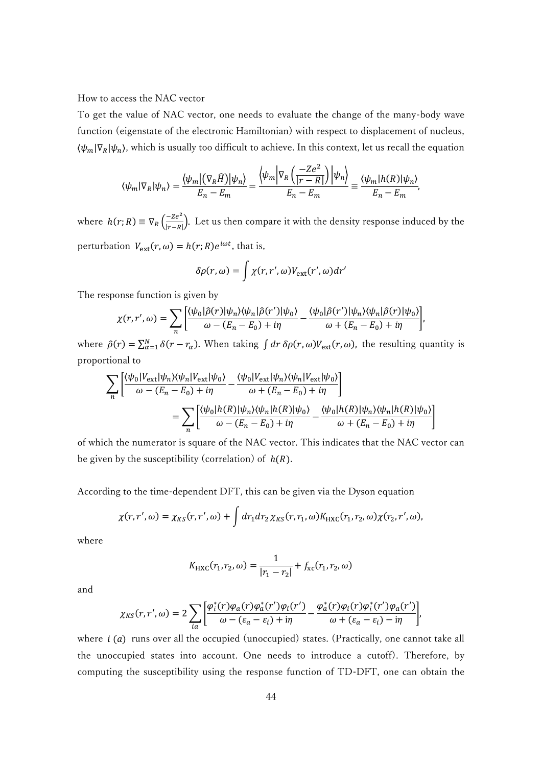How to access the NAC vector

To get the value of NAC vector, one needs to evaluate the change of the many-body wave function (eigenstate of the electronic Hamiltonian) with respect to displacement of nucleus, $\langle\psi_m|\nabla_R|\psi_n\rangle$, which is usually too difficult to achieve. In this context, let us recall the equation

$$\langle\psi_m|\nabla_R|\psi_n\rangle = \frac{\langle\psi_m|(\nabla_R\hat{H})|\psi_n\rangle}{E_n - E_m} = \frac{\left\langle\psi_m\middle|\nabla_R\left(\frac{-Ze^2}{|r-R|}\right)\middle|\psi_n\right\rangle}{E_n - E_m} \equiv \frac{\langle\psi_m|h(R)|\psi_n\rangle}{E_n - E_m},$$

where $h(r;R) \equiv \nabla_R\left(\frac{-Ze^2}{|r-R|}\right)$. Let us then compare it with the density response induced by the perturbation $V_{\text{ext}}(r,\omega) = h(r;R)e^{i\omega t}$, that is,

$$\delta\rho(r,\omega) = \int \chi(r,r',\omega)V_{\text{ext}}(r',\omega)dr'$$

The response function is given by

$$\chi(r,r',\omega) = \sum_n\left[\frac{\langle\psi_0|\hat{\rho}(r)|\psi_n\rangle\langle\psi_n|\hat{\rho}(r')|\psi_0\rangle}{\omega-(E_n-E_0)+i\eta} - \frac{\langle\psi_0|\hat{\rho}(r')|\psi_n\rangle\langle\psi_n|\hat{\rho}(r)|\psi_0\rangle}{\omega+(E_n-E_0)+i\eta}\right],$$

where $\hat{\rho}(r) = \sum_{\alpha=1}^{N}\delta(r-r_\alpha)$. When taking $\int dr\,\delta\rho(r,\omega)V_{\text{ext}}(r,\omega)$, the resulting quantity is proportional to

$$\sum_n\left[\frac{\langle\psi_0|V_{\text{ext}}|\psi_n\rangle\langle\psi_n|V_{\text{ext}}|\psi_0\rangle}{\omega-(E_n-E_0)+i\eta} - \frac{\langle\psi_0|V_{\text{ext}}|\psi_n\rangle\langle\psi_n|V_{\text{ext}}|\psi_0\rangle}{\omega+(E_n-E_0)+i\eta}\right]$$
$$= \sum_n\left[\frac{\langle\psi_0|h(R)|\psi_n\rangle\langle\psi_n|h(R)|\psi_0\rangle}{\omega-(E_n-E_0)+i\eta} - \frac{\langle\psi_0|h(R)|\psi_n\rangle\langle\psi_n|h(R)|\psi_0\rangle}{\omega+(E_n-E_0)+i\eta}\right]$$

of which the numerator is square of the NAC vector. This indicates that the NAC vector can be given by the susceptibility (correlation) of $h(R)$.

According to the time-dependent DFT, this can be given via the Dyson equation

$$\chi(r,r',\omega) = \chi_{KS}(r,r',\omega) + \int dr_1 dr_2\,\chi_{KS}(r,r_1,\omega)K_{\text{HXC}}(r_1,r_2,\omega)\chi(r_2,r',\omega),$$

where

$$K_{\text{HXC}}(r_1,r_2,\omega) = \frac{1}{|r_1-r_2|} + f_{\text{xc}}(r_1,r_2,\omega)$$

and

$$\chi_{KS}(r,r',\omega) = 2\sum_{ia}\left[\frac{\varphi_i^*(r)\varphi_a(r)\varphi_a^*(r')\varphi_i(r')}{\omega-(\varepsilon_a-\varepsilon_i)+i\eta} - \frac{\varphi_a^*(r)\varphi_i(r)\varphi_i^*(r')\varphi_a(r')}{\omega+(\varepsilon_a-\varepsilon_i)-i\eta}\right],$$

where $i$ $(a)$ runs over all the occupied (unoccupied) states. (Practically, one cannot take all the unoccupied states into account. One needs to introduce a cutoff). Therefore, by computing the susceptibility using the response function of TD-DFT, one can obtain the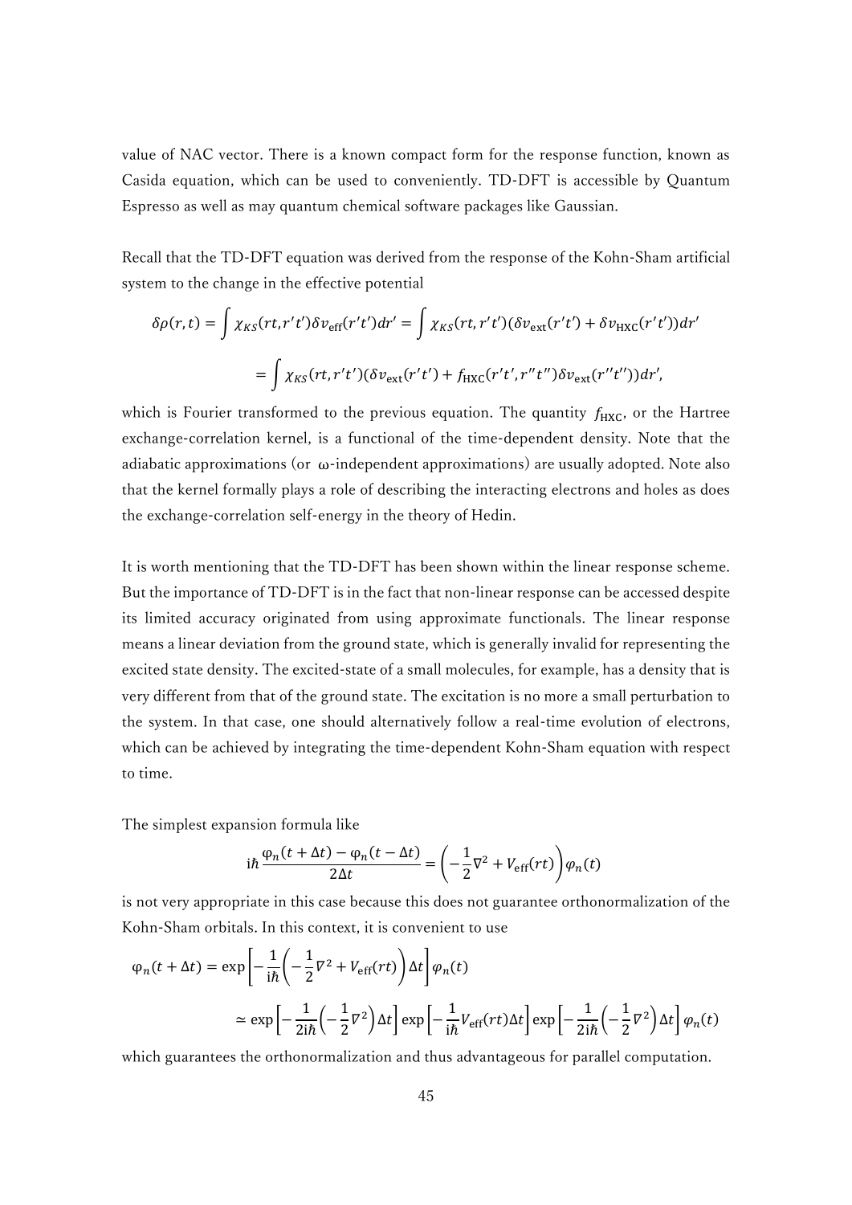value of NAC vector. There is a known compact form for the response function, known as Casida equation, which can be used to conveniently. TD-DFT is accessible by Quantum Espresso as well as may quantum chemical software packages like Gaussian.

Recall that the TD-DFT equation was derived from the response of the Kohn-Sham artificial system to the change in the effective potential

$$\delta\rho(r,t) = \int \chi_{KS}(rt,r't')\delta v_{\mathrm{eff}}(r't')dr' = \int \chi_{KS}(rt,r't')(\delta v_{\mathrm{ext}}(r't') + \delta v_{\mathrm{HXC}}(r't'))dr'$$

$$= \int \chi_{KS}(rt,r't')(\delta v_{\mathrm{ext}}(r't') + f_{\mathrm{HXC}}(r't',r''t'')\delta v_{\mathrm{ext}}(r''t''))dr',$$

which is Fourier transformed to the previous equation. The quantity $f_{\mathrm{HXC}}$, or the Hartree exchange-correlation kernel, is a functional of the time-dependent density. Note that the adiabatic approximations (or ω-independent approximations) are usually adopted. Note also that the kernel formally plays a role of describing the interacting electrons and holes as does the exchange-correlation self-energy in the theory of Hedin.

It is worth mentioning that the TD-DFT has been shown within the linear response scheme. But the importance of TD-DFT is in the fact that non-linear response can be accessed despite its limited accuracy originated from using approximate functionals. The linear response means a linear deviation from the ground state, which is generally invalid for representing the excited state density. The excited-state of a small molecules, for example, has a density that is very different from that of the ground state. The excitation is no more a small perturbation to the system. In that case, one should alternatively follow a real-time evolution of electrons, which can be achieved by integrating the time-dependent Kohn-Sham equation with respect to time.

The simplest expansion formula like

$$\mathrm{i}\hbar\frac{\varphi_n(t+\Delta t) - \varphi_n(t-\Delta t)}{2\Delta t} = \left(-\frac{1}{2}\nabla^2 + V_{\mathrm{eff}}(rt)\right)\varphi_n(t)$$

is not very appropriate in this case because this does not guarantee orthonormalization of the Kohn-Sham orbitals. In this context, it is convenient to use

$$\varphi_n(t+\Delta t) = \exp\left[-\frac{1}{\mathrm{i}\hbar}\left(-\frac{1}{2}\nabla^2 + V_{\mathrm{eff}}(rt)\right)\Delta t\right]\varphi_n(t)$$

$$\simeq \exp\left[-\frac{1}{2\mathrm{i}\hbar}\left(-\frac{1}{2}\nabla^2\right)\Delta t\right]\exp\left[-\frac{1}{\mathrm{i}\hbar}V_{\mathrm{eff}}(rt)\Delta t\right]\exp\left[-\frac{1}{2\mathrm{i}\hbar}\left(-\frac{1}{2}\nabla^2\right)\Delta t\right]\varphi_n(t)$$

which guarantees the orthonormalization and thus advantageous for parallel computation.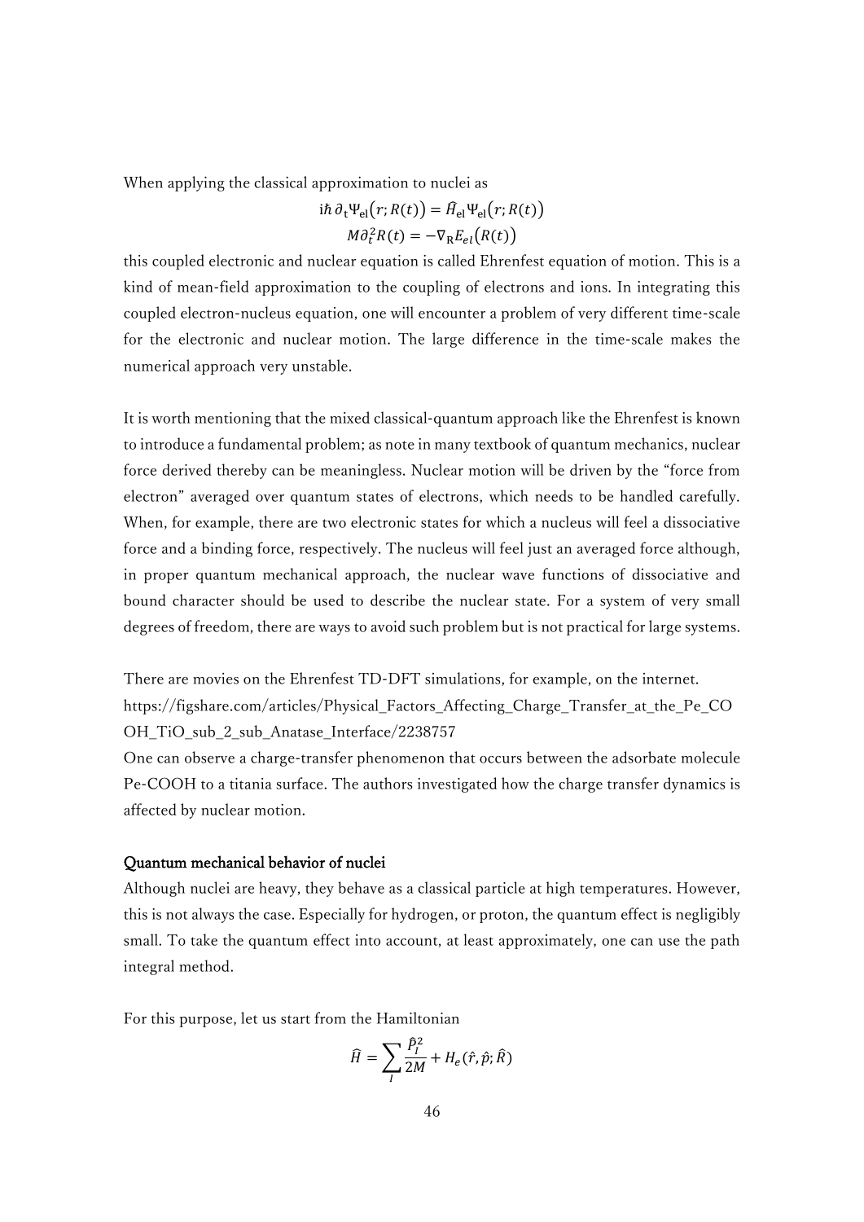When applying the classical approximation to nuclei as

$$i\hbar\,\partial_t \Psi_{\rm el}(r;R(t)) = \hat{H}_{\rm el}\Psi_{\rm el}(r;R(t))$$

$$M\partial_t^2 R(t) = -\nabla_{\rm R} E_{el}(R(t))$$

this coupled electronic and nuclear equation is called Ehrenfest equation of motion. This is a kind of mean-field approximation to the coupling of electrons and ions. In integrating this coupled electron-nucleus equation, one will encounter a problem of very different time-scale for the electronic and nuclear motion. The large difference in the time-scale makes the numerical approach very unstable.

It is worth mentioning that the mixed classical-quantum approach like the Ehrenfest is known to introduce a fundamental problem; as note in many textbook of quantum mechanics, nuclear force derived thereby can be meaningless. Nuclear motion will be driven by the "force from electron" averaged over quantum states of electrons, which needs to be handled carefully. When, for example, there are two electronic states for which a nucleus will feel a dissociative force and a binding force, respectively. The nucleus will feel just an averaged force although, in proper quantum mechanical approach, the nuclear wave functions of dissociative and bound character should be used to describe the nuclear state. For a system of very small degrees of freedom, there are ways to avoid such problem but is not practical for large systems.

There are movies on the Ehrenfest TD-DFT simulations, for example, on the internet.
https://figshare.com/articles/Physical_Factors_Affecting_Charge_Transfer_at_the_Pe_COOH_TiO_sub_2_sub_Anatase_Interface/2238757
One can observe a charge-transfer phenomenon that occurs between the adsorbate molecule Pe-COOH to a titania surface. The authors investigated how the charge transfer dynamics is affected by nuclear motion.

**Quantum mechanical behavior of nuclei**

Although nuclei are heavy, they behave as a classical particle at high temperatures. However, this is not always the case. Especially for hydrogen, or proton, the quantum effect is negligibly small. To take the quantum effect into account, at least approximately, one can use the path integral method.

For this purpose, let us start from the Hamiltonian

$$\hat{H} = \sum_I \frac{\hat{P}_I^2}{2M} + H_e(\hat{r},\hat{p};\hat{R})$$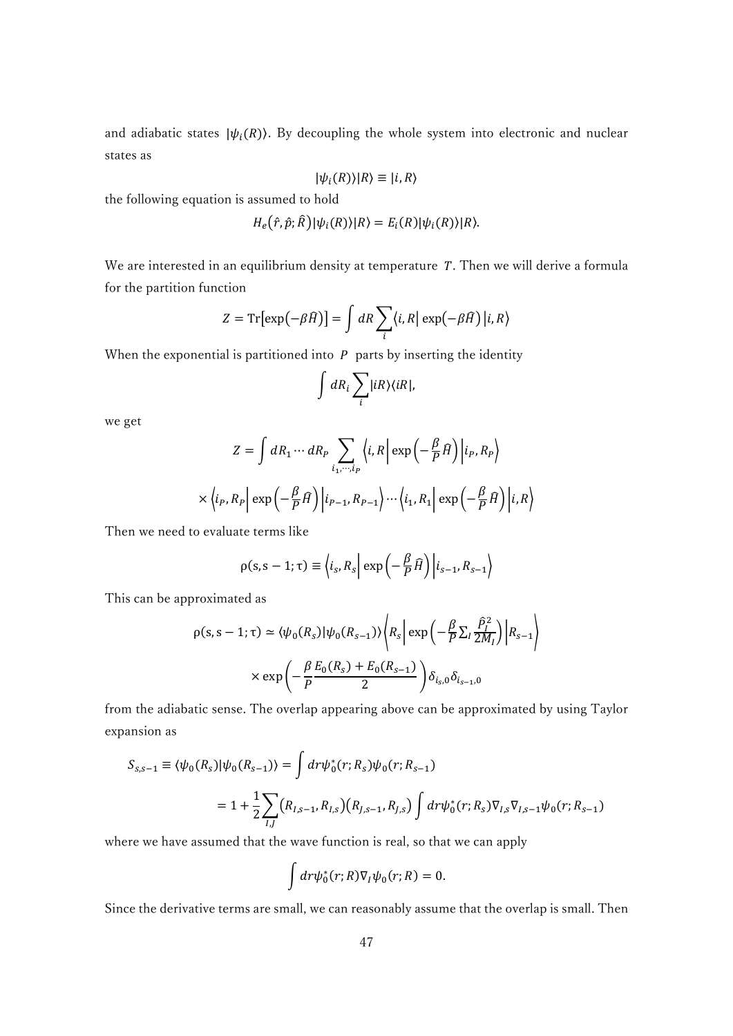and adiabatic states $|\psi_i(R)\rangle$. By decoupling the whole system into electronic and nuclear states as

$$|\psi_i(R)\rangle|R\rangle \equiv |i,R\rangle$$

the following equation is assumed to hold

$$H_e(\hat{r},\hat{p};\hat{R})|\psi_i(R)\rangle|R\rangle = E_i(R)|\psi_i(R)\rangle|R\rangle.$$

We are interested in an equilibrium density at temperature $T$. Then we will derive a formula for the partition function

$$Z = \mathrm{Tr}\left[\exp\left(-\beta\hat{H}\right)\right] = \int dR \sum_i \left\langle i,R\right| \exp\left(-\beta\hat{H}\right) \left|i,R\right\rangle$$

When the exponential is partitioned into $P$ parts by inserting the identity

$$\int dR_i \sum_i |iR\rangle\langle iR|,$$

we get

$$Z = \int dR_1 \cdots dR_P \sum_{i_1,\cdots,i_P} \left\langle i,R\right| \exp\left(-\frac{\beta}{P}\hat{H}\right) \left|i_P,R_P\right\rangle$$

$$\times \left\langle i_P,R_P\right| \exp\left(-\frac{\beta}{P}\hat{H}\right) \left|i_{P-1},R_{P-1}\right\rangle \cdots \left\langle i_1,R_1\right| \exp\left(-\frac{\beta}{P}\hat{H}\right) \left|i,R\right\rangle$$

Then we need to evaluate terms like

$$\rho(\mathrm{s},\mathrm{s}-1;\tau) \equiv \left\langle i_s,R_s\right| \exp\left(-\frac{\beta}{P}\hat{H}\right) \left|i_{s-1},R_{s-1}\right\rangle$$

This can be approximated as

$$\rho(\mathrm{s},\mathrm{s}-1;\tau) \simeq \langle\psi_0(R_s)|\psi_0(R_{s-1})\rangle \left\langle R_s\right| \exp\left(-\frac{\beta}{P}\sum_I \frac{\hat{P}_I^2}{2M_I}\right) \left|R_{s-1}\right\rangle$$

$$\times \exp\left(-\frac{\beta}{P}\frac{E_0(R_s)+E_0(R_{s-1})}{2}\right)\delta_{i_s,0}\delta_{i_{s-1},0}$$

from the adiabatic sense. The overlap appearing above can be approximated by using Taylor expansion as

$$S_{s,s-1} \equiv \langle\psi_0(R_s)|\psi_0(R_{s-1})\rangle = \int dr \psi_0^*(r;R_s)\psi_0(r;R_{s-1})$$

$$= 1 + \frac{1}{2}\sum_{I,J}\left(R_{I,s-1},R_{I,s}\right)\left(R_{J,s-1},R_{J,s}\right)\int dr\psi_0^*(r;R_s)\nabla_{I,s}\nabla_{I,s-1}\psi_0(r;R_{s-1})$$

where we have assumed that the wave function is real, so that we can apply

$$\int dr\psi_0^*(r;R)\nabla_I\psi_0(r;R) = 0.$$

Since the derivative terms are small, we can reasonably assume that the overlap is small. Then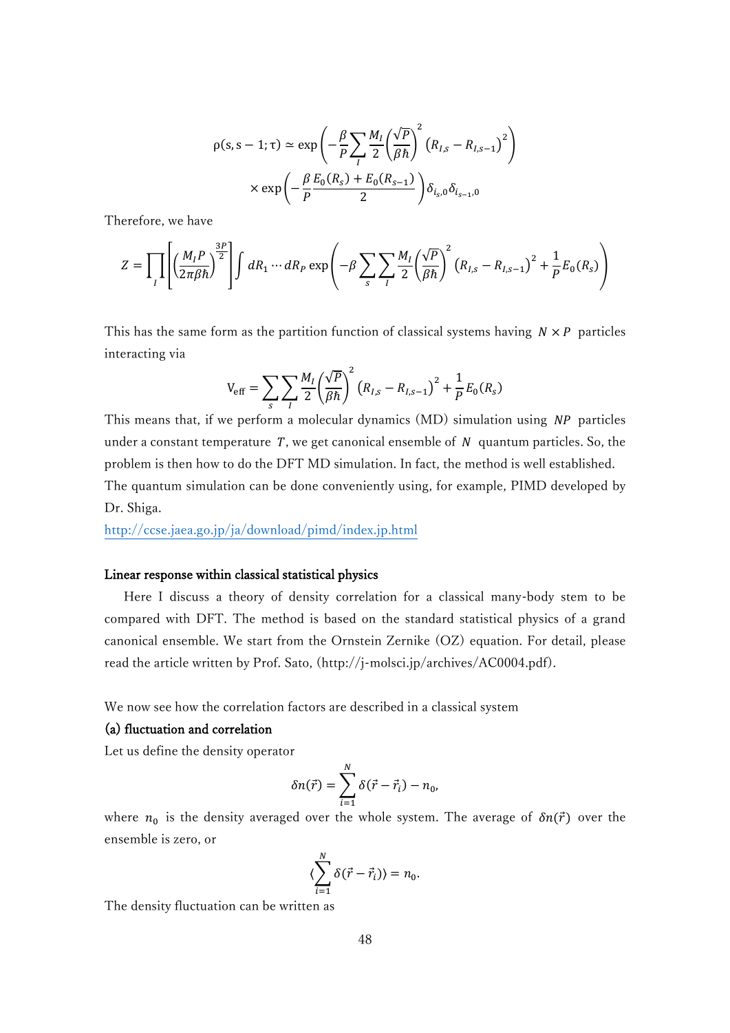$$\rho(s, s-1; \tau) \simeq \exp\left(-\frac{\beta}{P}\sum_{I}\frac{M_I}{2}\left(\frac{\sqrt{P}}{\beta\hbar}\right)^2\left(R_{I,s}-R_{I,s-1}\right)^2\right)$$
$$\times \exp\left(-\frac{\beta}{P}\frac{E_0(R_s)+E_0(R_{s-1})}{2}\right)\delta_{i_s,0}\delta_{i_{s-1},0}$$

Therefore, we have

$$Z = \prod_I\left[\left(\frac{M_I P}{2\pi\beta\hbar}\right)^{\frac{3P}{2}}\right]\int dR_1\cdots dR_P \exp\left(-\beta\sum_s\sum_I\frac{M_I}{2}\left(\frac{\sqrt{P}}{\beta\hbar}\right)^2\left(R_{I,s}-R_{I,s-1}\right)^2+\frac{1}{P}E_0(R_s)\right)$$

This has the same form as the partition function of classical systems having $N \times P$ particles interacting via

$$V_{\text{eff}} = \sum_s\sum_I\frac{M_I}{2}\left(\frac{\sqrt{P}}{\beta\hbar}\right)^2\left(R_{I,s}-R_{I,s-1}\right)^2+\frac{1}{P}E_0(R_s)$$

This means that, if we perform a molecular dynamics (MD) simulation using $NP$ particles under a constant temperature $T$, we get canonical ensemble of $N$ quantum particles. So, the problem is then how to do the DFT MD simulation. In fact, the method is well established. The quantum simulation can be done conveniently using, for example, PIMD developed by Dr. Shiga.

http://ccse.jaea.go.jp/ja/download/pimd/index.jp.html

### Linear response within classical statistical physics

Here I discuss a theory of density correlation for a classical many-body stem to be compared with DFT. The method is based on the standard statistical physics of a grand canonical ensemble. We start from the Ornstein Zernike (OZ) equation. For detail, please read the article written by Prof. Sato, (http://j-molsci.jp/archives/AC0004.pdf).

We now see how the correlation factors are described in a classical system

#### (a) fluctuation and correlation

Let us define the density operator

$$\delta n(\vec{r}) = \sum_{i=1}^{N}\delta(\vec{r}-\vec{r}_i) - n_0,$$

where $n_0$ is the density averaged over the whole system. The average of $\delta n(\vec{r})$ over the ensemble is zero, or

$$\langle\sum_{i=1}^{N}\delta(\vec{r}-\vec{r}_i)\rangle = n_0.$$

The density fluctuation can be written as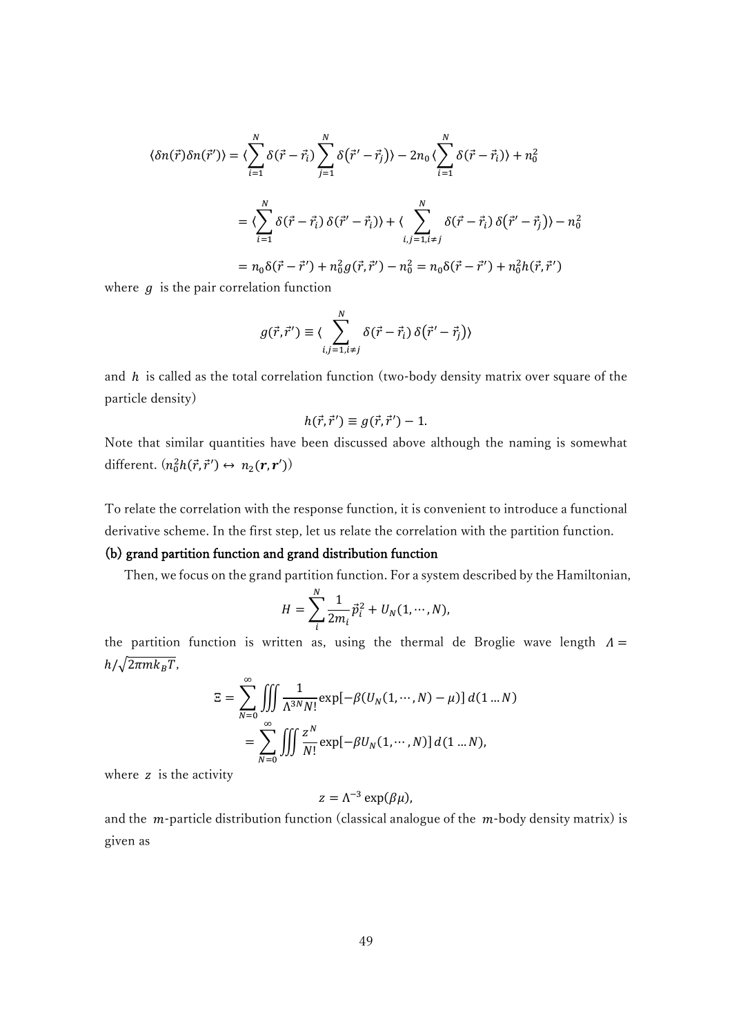$$\langle \delta n(\vec{r})\delta n(\vec{r}')\rangle = \langle \sum_{i=1}^{N} \delta(\vec{r}-\vec{r}_i) \sum_{j=1}^{N} \delta(\vec{r}'-\vec{r}_j)\rangle - 2n_0 \langle \sum_{i=1}^{N} \delta(\vec{r}-\vec{r}_i)\rangle + n_0^2$$

$$= \langle \sum_{i=1}^{N} \delta(\vec{r}-\vec{r}_i)\, \delta(\vec{r}'-\vec{r}_i)\rangle + \langle \sum_{i,j=1,i\neq j}^{N} \delta(\vec{r}-\vec{r}_i)\, \delta(\vec{r}'-\vec{r}_j)\rangle - n_0^2$$

$$= n_0 \delta(\vec{r}-\vec{r}') + n_0^2 g(\vec{r},\vec{r}') - n_0^2 = n_0 \delta(\vec{r}-\vec{r}') + n_0^2 h(\vec{r},\vec{r}')$$

where $g$ is the pair correlation function

$$g(\vec{r},\vec{r}') \equiv \langle \sum_{i,j=1,i\neq j}^{N} \delta(\vec{r}-\vec{r}_i)\, \delta(\vec{r}'-\vec{r}_j)\rangle$$

and $h$ is called as the total correlation function (two-body density matrix over square of the particle density)

$$h(\vec{r},\vec{r}') \equiv g(\vec{r},\vec{r}') - 1.$$

Note that similar quantities have been discussed above although the naming is somewhat different. ($n_0^2 h(\vec{r},\vec{r}') \leftrightarrow n_2(\boldsymbol{r},\boldsymbol{r}')$)

To relate the correlation with the response function, it is convenient to introduce a functional derivative scheme. In the first step, let us relate the correlation with the partition function.

**(b) grand partition function and grand distribution function**

Then, we focus on the grand partition function. For a system described by the Hamiltonian,

$$H = \sum_{i}^{N} \frac{1}{2m_i}\vec{p}_i^{\,2} + U_N(1,\cdots,N),$$

the partition function is written as, using the thermal de Broglie wave length $\Lambda = h/\sqrt{2\pi m k_B T}$,

$$\Xi = \sum_{N=0}^{\infty} \iiint \frac{1}{\Lambda^{3N} N!} \exp[-\beta(U_N(1,\cdots,N) - \mu)]\, d(1 \ldots N)$$
$$= \sum_{N=0}^{\infty} \iiint \frac{z^N}{N!} \exp[-\beta U_N(1,\cdots,N)]\, d(1 \ldots N),$$

where $z$ is the activity

$$z = \Lambda^{-3} \exp(\beta\mu),$$

and the $m$-particle distribution function (classical analogue of the $m$-body density matrix) is given as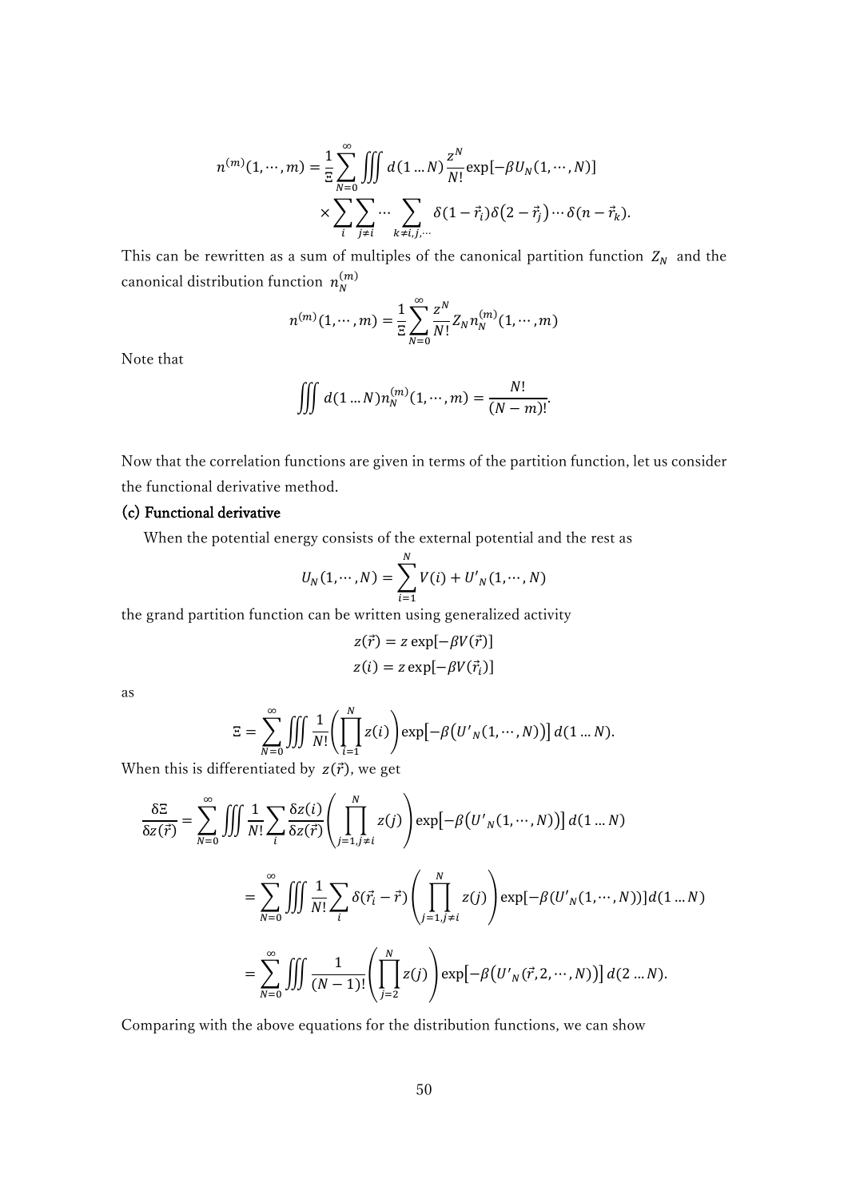$$n^{(m)}(1,\cdots,m) = \frac{1}{\Xi}\sum_{N=0}^{\infty}\iiint d(1\dots N)\frac{z^N}{N!}\exp[-\beta U_N(1,\cdots,N)]$$
$$\times \sum_{i}\sum_{j\neq i}\cdots\sum_{k\neq i,j,\cdots}\delta(1-\vec{r}_i)\delta(2-\vec{r}_j)\cdots\delta(n-\vec{r}_k).$$

This can be rewritten as a sum of multiples of the canonical partition function $Z_N$ and the canonical distribution function $n_N^{(m)}$

$$n^{(m)}(1,\cdots,m) = \frac{1}{\Xi}\sum_{N=0}^{\infty}\frac{z^N}{N!}Z_N n_N^{(m)}(1,\cdots,m)$$

Note that

$$\iiint d(1\dots N)n_N^{(m)}(1,\cdots,m) = \frac{N!}{(N-m)!}.$$

Now that the correlation functions are given in terms of the partition function, let us consider the functional derivative method.

### (c) Functional derivative

When the potential energy consists of the external potential and the rest as

$$U_N(1,\cdots,N) = \sum_{i=1}^{N}V(i) + U'_N(1,\cdots,N)$$

the grand partition function can be written using generalized activity

$$z(\vec{r}) = z\exp[-\beta V(\vec{r})]$$
$$z(i) = z\exp[-\beta V(\vec{r}_i)]$$

as

$$\Xi = \sum_{N=0}^{\infty}\iiint \frac{1}{N!}\left(\prod_{i=1}^{N}z(i)\right)\exp[-\beta(U'_N(1,\cdots,N))]\,d(1\dots N).$$

When this is differentiated by $z(\vec{r})$, we get

$$\frac{\delta\Xi}{\delta z(\vec{r})} = \sum_{N=0}^{\infty}\iiint\frac{1}{N!}\sum_{i}\frac{\delta z(i)}{\delta z(\vec{r})}\left(\prod_{j=1,j\neq i}^{N}z(j)\right)\exp[-\beta(U'_N(1,\cdots,N))]\,d(1\dots N)$$

$$= \sum_{N=0}^{\infty}\iiint\frac{1}{N!}\sum_{i}\delta(\vec{r}_i-\vec{r})\left(\prod_{j=1,j\neq i}^{N}z(j)\right)\exp[-\beta(U'_N(1,\cdots,N))]d(1\dots N)$$

$$= \sum_{N=0}^{\infty}\iiint\frac{1}{(N-1)!}\left(\prod_{j=2}^{N}z(j)\right)\exp[-\beta(U'_N(\vec{r},2,\cdots,N))]\,d(2\dots N).$$

Comparing with the above equations for the distribution functions, we can show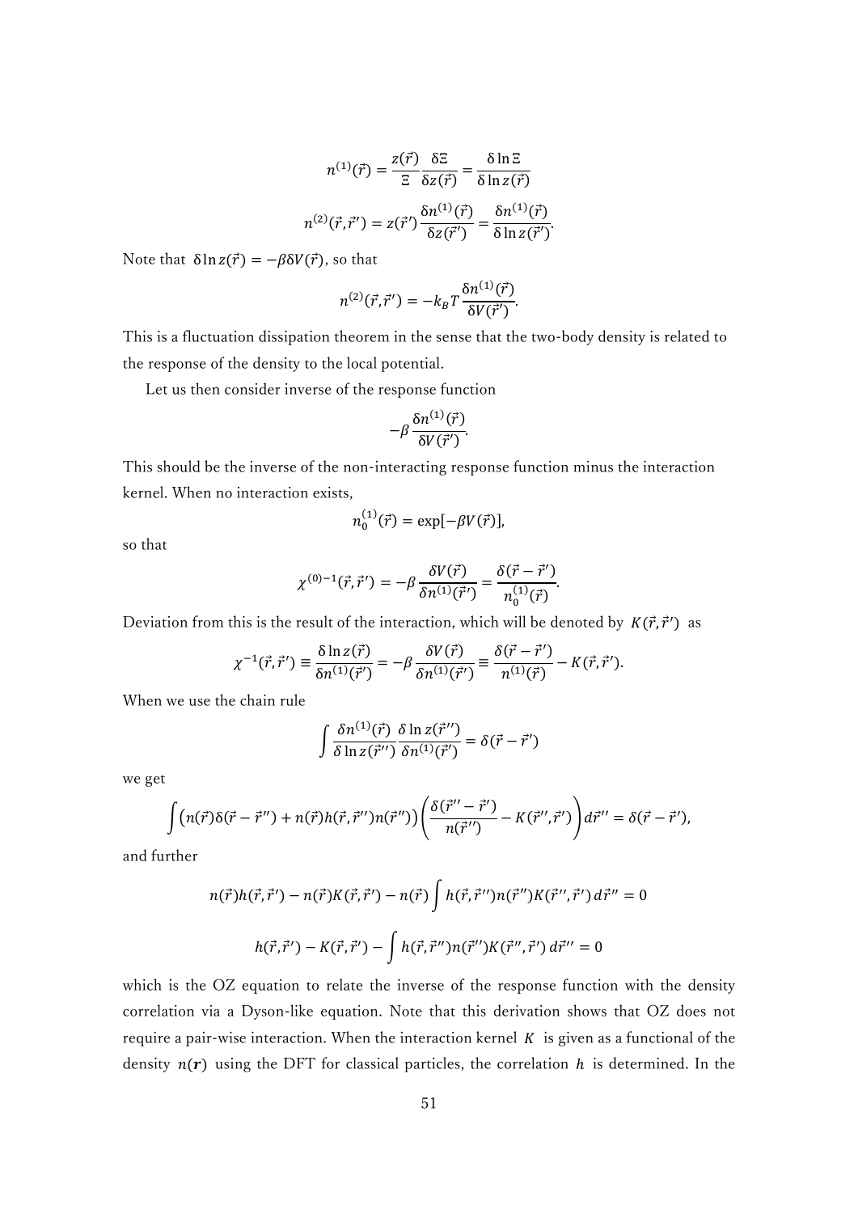$$n^{(1)}(\vec{r}) = \frac{z(\vec{r})}{\Xi}\frac{\delta\Xi}{\delta z(\vec{r})} = \frac{\delta \ln \Xi}{\delta \ln z(\vec{r})}$$

$$n^{(2)}(\vec{r},\vec{r}') = z(\vec{r}')\frac{\delta n^{(1)}(\vec{r})}{\delta z(\vec{r}')} = \frac{\delta n^{(1)}(\vec{r})}{\delta \ln z(\vec{r}')}.$$

Note that $\delta \ln z(\vec{r}) = -\beta\delta V(\vec{r})$, so that

$$n^{(2)}(\vec{r},\vec{r}') = -k_B T\frac{\delta n^{(1)}(\vec{r})}{\delta V(\vec{r}')}.$$

This is a fluctuation dissipation theorem in the sense that the two-body density is related to the response of the density to the local potential.

Let us then consider inverse of the response function

$$-\beta\frac{\delta n^{(1)}(\vec{r})}{\delta V(\vec{r}')}.$$

This should be the inverse of the non-interacting response function minus the interaction kernel. When no interaction exists,

$$n_0^{(1)}(\vec{r}) = \exp[-\beta V(\vec{r})],$$

so that

$$\chi^{(0)-1}(\vec{r},\vec{r}') = -\beta\frac{\delta V(\vec{r})}{\delta n^{(1)}(\vec{r}')} = \frac{\delta(\vec{r}-\vec{r}')}{n_0^{(1)}(\vec{r})}.$$

Deviation from this is the result of the interaction, which will be denoted by $K(\vec{r},\vec{r}')$ as

$$\chi^{-1}(\vec{r},\vec{r}') \equiv \frac{\delta \ln z(\vec{r})}{\delta n^{(1)}(\vec{r}')} = -\beta\frac{\delta V(\vec{r})}{\delta n^{(1)}(\vec{r}')} \equiv \frac{\delta(\vec{r}-\vec{r}')}{n^{(1)}(\vec{r})} - K(\vec{r},\vec{r}').$$

When we use the chain rule

$$\int \frac{\delta n^{(1)}(\vec{r})}{\delta \ln z(\vec{r}'')}\frac{\delta \ln z(\vec{r}'')}{\delta n^{(1)}(\vec{r}')} = \delta(\vec{r}-\vec{r}')$$

we get

$$\int \left(n(\vec{r})\delta(\vec{r}-\vec{r}'') + n(\vec{r})h(\vec{r},\vec{r}'')n(\vec{r}'')\right)\left(\frac{\delta(\vec{r}''-\vec{r}')}{n(\vec{r}'')} - K(\vec{r}'',\vec{r}')\right)d\vec{r}'' = \delta(\vec{r}-\vec{r}'),$$

and further

$$n(\vec{r})h(\vec{r},\vec{r}') - n(\vec{r})K(\vec{r},\vec{r}') - n(\vec{r})\int h(\vec{r},\vec{r}'')n(\vec{r}'')K(\vec{r}'',\vec{r}')\,d\vec{r}'' = 0$$

$$h(\vec{r},\vec{r}') - K(\vec{r},\vec{r}') - \int h(\vec{r},\vec{r}'')n(\vec{r}'')K(\vec{r}'',\vec{r}')\,d\vec{r}'' = 0$$

which is the OZ equation to relate the inverse of the response function with the density correlation via a Dyson-like equation. Note that this derivation shows that OZ does not require a pair-wise interaction. When the interaction kernel $K$ is given as a functional of the density $n(\boldsymbol{r})$ using the DFT for classical particles, the correlation $h$ is determined. In the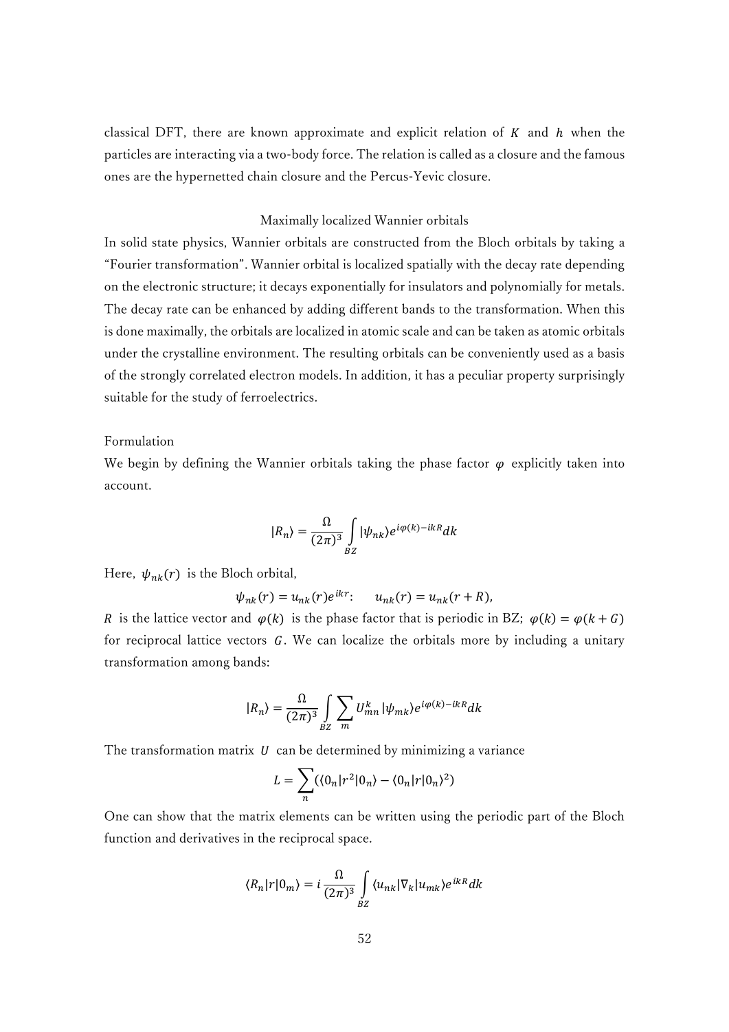classical DFT, there are known approximate and explicit relation of $K$ and $h$ when the particles are interacting via a two-body force. The relation is called as a closure and the famous ones are the hypernetted chain closure and the Percus-Yevic closure.

## Maximally localized Wannier orbitals

In solid state physics, Wannier orbitals are constructed from the Bloch orbitals by taking a "Fourier transformation". Wannier orbital is localized spatially with the decay rate depending on the electronic structure; it decays exponentially for insulators and polynomially for metals. The decay rate can be enhanced by adding different bands to the transformation. When this is done maximally, the orbitals are localized in atomic scale and can be taken as atomic orbitals under the crystalline environment. The resulting orbitals can be conveniently used as a basis of the strongly correlated electron models. In addition, it has a peculiar property surprisingly suitable for the study of ferroelectrics.

### Formulation

We begin by defining the Wannier orbitals taking the phase factor $\varphi$ explicitly taken into account.

$$|R_n\rangle = \frac{\Omega}{(2\pi)^3} \int_{BZ} |\psi_{nk}\rangle e^{i\varphi(k) - ikR} dk$$

Here, $\psi_{nk}(r)$ is the Bloch orbital,

$$\psi_{nk}(r) = u_{nk}(r) e^{ikr}: \quad u_{nk}(r) = u_{nk}(r+R),$$

$R$ is the lattice vector and $\varphi(k)$ is the phase factor that is periodic in BZ; $\varphi(k) = \varphi(k+G)$ for reciprocal lattice vectors $G$. We can localize the orbitals more by including a unitary transformation among bands:

$$|R_n\rangle = \frac{\Omega}{(2\pi)^3} \int_{BZ} \sum_m U_{mn}^k |\psi_{mk}\rangle e^{i\varphi(k) - ikR} dk$$

The transformation matrix $U$ can be determined by minimizing a variance

$$L = \sum_n (\langle 0_n | r^2 | 0_n \rangle - \langle 0_n | r | 0_n \rangle^2)$$

One can show that the matrix elements can be written using the periodic part of the Bloch function and derivatives in the reciprocal space.

$$\langle R_n | r | 0_m \rangle = i \frac{\Omega}{(2\pi)^3} \int_{BZ} \langle u_{nk} | \nabla_k | u_{mk} \rangle e^{ikR} dk$$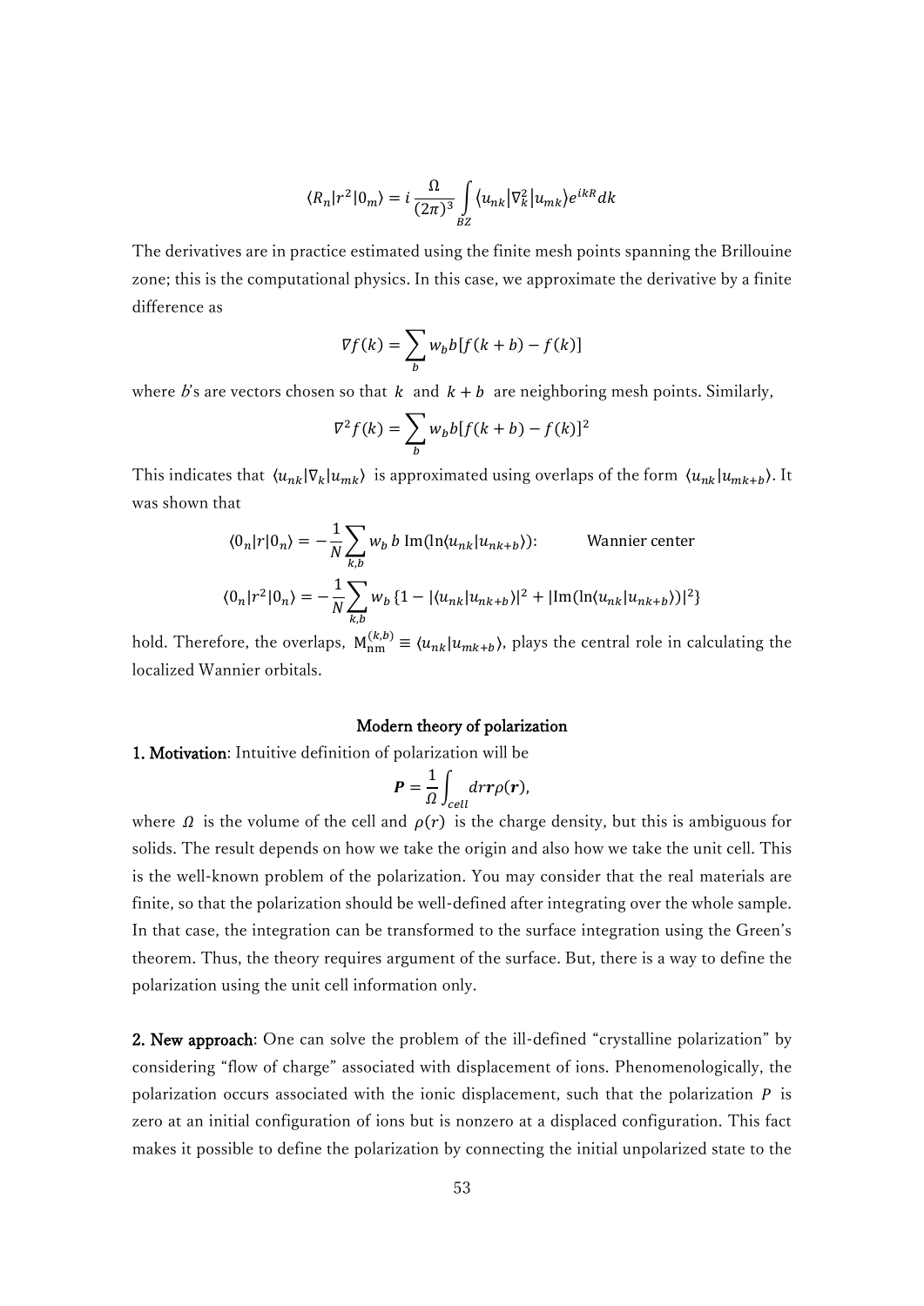$$\langle R_n | r^2 | 0_m \rangle = i \frac{\Omega}{(2\pi)^3} \int_{BZ} \langle u_{nk} | \nabla_k^2 | u_{mk} \rangle e^{ikR} dk$$

The derivatives are in practice estimated using the finite mesh points spanning the Brillouine zone; this is the computational physics. In this case, we approximate the derivative by a finite difference as

$$\nabla f(k) = \sum_b w_b b [f(k+b) - f(k)]$$

where $b$'s are vectors chosen so that $k$ and $k+b$ are neighboring mesh points. Similarly,

$$\nabla^2 f(k) = \sum_b w_b b [f(k+b) - f(k)]^2$$

This indicates that $\langle u_{nk} | \nabla_k | u_{mk} \rangle$ is approximated using overlaps of the form $\langle u_{nk} | u_{mk+b} \rangle$. It was shown that

$$\langle 0_n | r | 0_n \rangle = -\frac{1}{N} \sum_{k,b} w_b \, b \, \mathrm{Im}(\ln \langle u_{nk} | u_{nk+b} \rangle): \qquad \text{Wannier center}$$

$$\langle 0_n | r^2 | 0_n \rangle = -\frac{1}{N} \sum_{k,b} w_b \{1 - |\langle u_{nk} | u_{nk+b} \rangle|^2 + |\mathrm{Im}(\ln \langle u_{nk} | u_{nk+b} \rangle)|^2\}$$

hold. Therefore, the overlaps, $\mathrm{M}_{\mathrm{nm}}^{(k,b)} \equiv \langle u_{nk} | u_{mk+b} \rangle$, plays the central role in calculating the localized Wannier orbitals.

## Modern theory of polarization

**1. Motivation**: Intuitive definition of polarization will be

$$\boldsymbol{P} = \frac{1}{\Omega} \int_{cell} dr \boldsymbol{r} \rho(\boldsymbol{r}),$$

where $\Omega$ is the volume of the cell and $\rho(r)$ is the charge density, but this is ambiguous for solids. The result depends on how we take the origin and also how we take the unit cell. This is the well-known problem of the polarization. You may consider that the real materials are finite, so that the polarization should be well-defined after integrating over the whole sample. In that case, the integration can be transformed to the surface integration using the Green's theorem. Thus, the theory requires argument of the surface. But, there is a way to define the polarization using the unit cell information only.

**2. New approach**: One can solve the problem of the ill-defined "crystalline polarization" by considering "flow of charge" associated with displacement of ions. Phenomenologically, the polarization occurs associated with the ionic displacement, such that the polarization $P$ is zero at an initial configuration of ions but is nonzero at a displaced configuration. This fact makes it possible to define the polarization by connecting the initial unpolarized state to the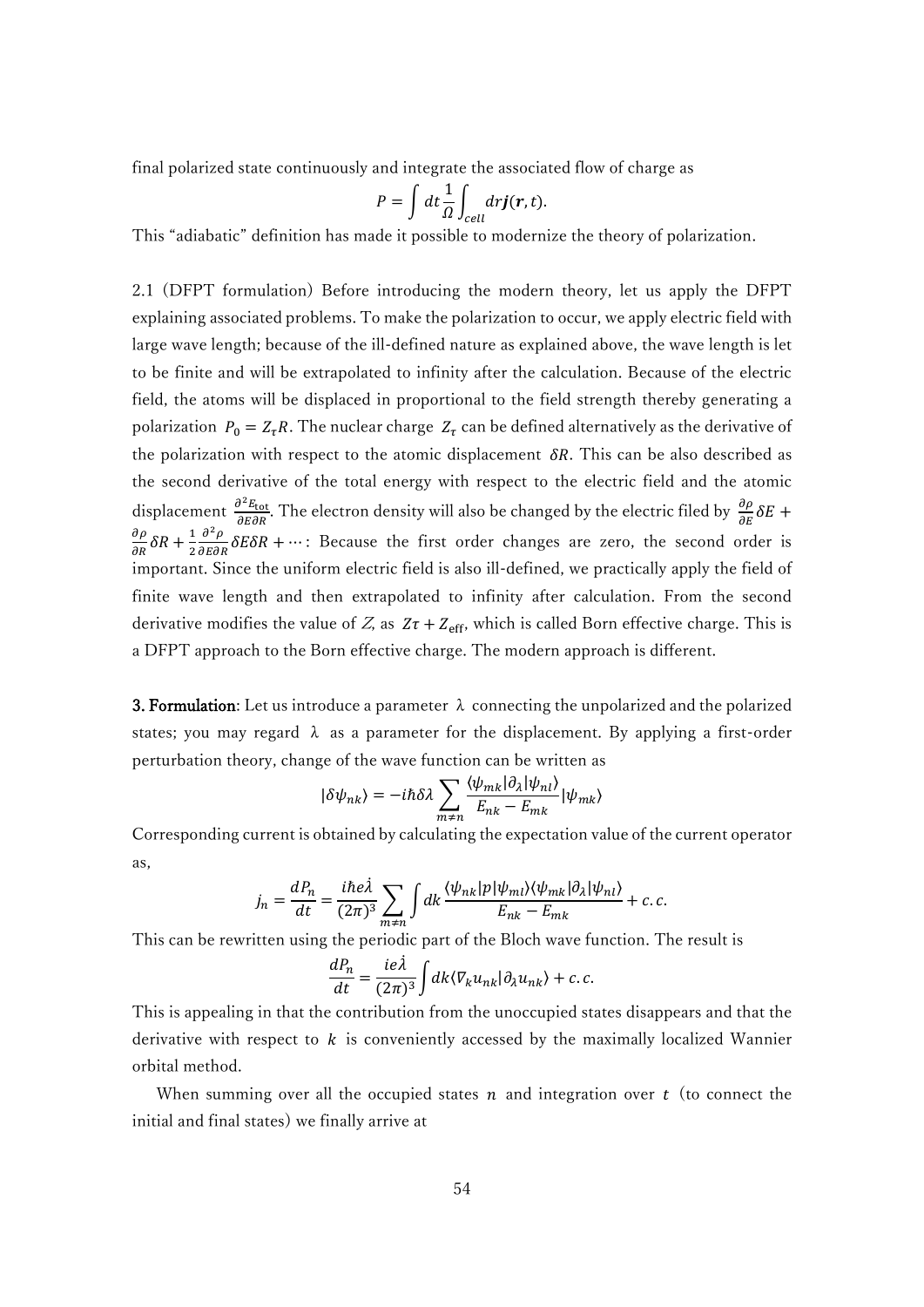final polarized state continuously and integrate the associated flow of charge as

$$P = \int dt \frac{1}{\Omega} \int_{cell} d\boldsymbol{r} \boldsymbol{j}(\boldsymbol{r}, t).$$

This "adiabatic" definition has made it possible to modernize the theory of polarization.

2.1 (DFPT formulation) Before introducing the modern theory, let us apply the DFPT explaining associated problems. To make the polarization to occur, we apply electric field with large wave length; because of the ill-defined nature as explained above, the wave length is let to be finite and will be extrapolated to infinity after the calculation. Because of the electric field, the atoms will be displaced in proportional to the field strength thereby generating a polarization $P_0 = Z_\tau R$. The nuclear charge $Z_\tau$ can be defined alternatively as the derivative of the polarization with respect to the atomic displacement $\delta R$. This can be also described as the second derivative of the total energy with respect to the electric field and the atomic displacement $\frac{\partial^2 E_{\mathrm{tot}}}{\partial E \partial R}$. The electron density will also be changed by the electric filed by $\frac{\partial \rho}{\partial E}\delta E + \frac{\partial \rho}{\partial R}\delta R + \frac{1}{2}\frac{\partial^2 \rho}{\partial E \partial R}\delta E \delta R + \cdots$: Because the first order changes are zero, the second order is important. Since the uniform electric field is also ill-defined, we practically apply the field of finite wave length and then extrapolated to infinity after calculation. From the second derivative modifies the value of $Z$, as $Z\tau + Z_{\mathrm{eff}}$, which is called Born effective charge. This is a DFPT approach to the Born effective charge. The modern approach is different.

**3. Formulation**: Let us introduce a parameter $\lambda$ connecting the unpolarized and the polarized states; you may regard $\lambda$ as a parameter for the displacement. By applying a first-order perturbation theory, change of the wave function can be written as

$$|\delta\psi_{nk}\rangle = -i\hbar\delta\lambda \sum_{m\neq n} \frac{\langle \psi_{mk}|\partial_\lambda|\psi_{nl}\rangle}{E_{nk} - E_{mk}} |\psi_{mk}\rangle$$

Corresponding current is obtained by calculating the expectation value of the current operator as,

$$j_n = \frac{dP_n}{dt} = \frac{i\hbar e\dot{\lambda}}{(2\pi)^3} \sum_{m\neq n} \int dk \frac{\langle \psi_{nk}|p|\psi_{ml}\rangle\langle \psi_{mk}|\partial_\lambda|\psi_{nl}\rangle}{E_{nk} - E_{mk}} + c.c.$$

This can be rewritten using the periodic part of the Bloch wave function. The result is

$$\frac{dP_n}{dt} = \frac{ie\dot{\lambda}}{(2\pi)^3} \int dk \langle \nabla_k u_{nk}|\partial_\lambda u_{nk}\rangle + c.c.$$

This is appealing in that the contribution from the unoccupied states disappears and that the derivative with respect to $k$ is conveniently accessed by the maximally localized Wannier orbital method.

When summing over all the occupied states $n$ and integration over $t$ (to connect the initial and final states) we finally arrive at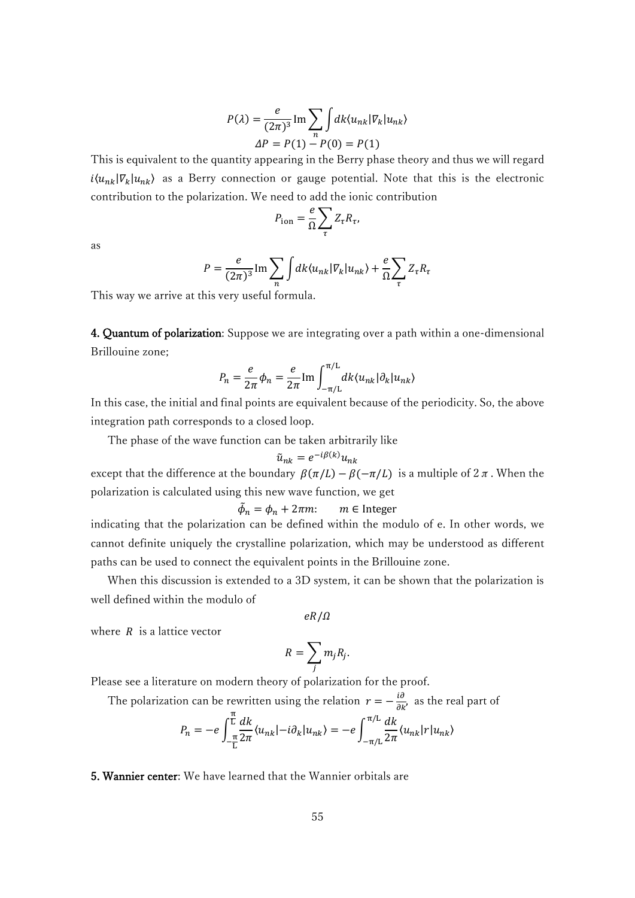$$P(\lambda) = \frac{e}{(2\pi)^3} \mathrm{Im} \sum_n \int dk \langle u_{nk} | \nabla_k | u_{nk} \rangle$$
$$\Delta P = P(1) - P(0) = P(1)$$

This is equivalent to the quantity appearing in the Berry phase theory and thus we will regard $i\langle u_{nk}|\nabla_k|u_{nk}\rangle$ as a Berry connection or gauge potential. Note that this is the electronic contribution to the polarization. We need to add the ionic contribution

$$P_{\mathrm{ion}} = \frac{e}{\Omega} \sum_\tau Z_\tau R_\tau,$$

as

$$P = \frac{e}{(2\pi)^3} \mathrm{Im} \sum_n \int dk \langle u_{nk} | \nabla_k | u_{nk} \rangle + \frac{e}{\Omega} \sum_\tau Z_\tau R_\tau$$

This way we arrive at this very useful formula.

**4. Quantum of polarization**: Suppose we are integrating over a path within a one-dimensional Brillouine zone;

$$P_n = \frac{e}{2\pi} \phi_n = \frac{e}{2\pi} \mathrm{Im} \int_{-\pi/L}^{\pi/L} dk \langle u_{nk} | \partial_k | u_{nk} \rangle$$

In this case, the initial and final points are equivalent because of the periodicity. So, the above integration path corresponds to a closed loop.

The phase of the wave function can be taken arbitrarily like

$$\tilde{u}_{nk} = e^{-i\beta(k)} u_{nk}$$

except that the difference at the boundary $\beta(\pi/L) - \beta(-\pi/L)$ is a multiple of $2\pi$. When the polarization is calculated using this new wave function, we get

$$\tilde{\phi}_n = \phi_n + 2\pi m: \qquad m \in \text{Integer}$$

indicating that the polarization can be defined within the modulo of e. In other words, we cannot definite uniquely the crystalline polarization, which may be understood as different paths can be used to connect the equivalent points in the Brillouine zone.

When this discussion is extended to a 3D system, it can be shown that the polarization is well defined within the modulo of

$$eR/\Omega$$

where $R$ is a lattice vector

$$R = \sum_j m_j R_j.$$

Please see a literature on modern theory of polarization for the proof.

The polarization can be rewritten using the relation $r = -\frac{i\partial}{\partial k}$, as the real part of

$$P_n = -e \int_{-\frac{\pi}{L}}^{\frac{\pi}{L}} \frac{dk}{2\pi} \langle u_{nk} | -i\partial_k | u_{nk} \rangle = -e \int_{-\pi/L}^{\pi/L} \frac{dk}{2\pi} \langle u_{nk} | r | u_{nk} \rangle$$

**5. Wannier center**: We have learned that the Wannier orbitals are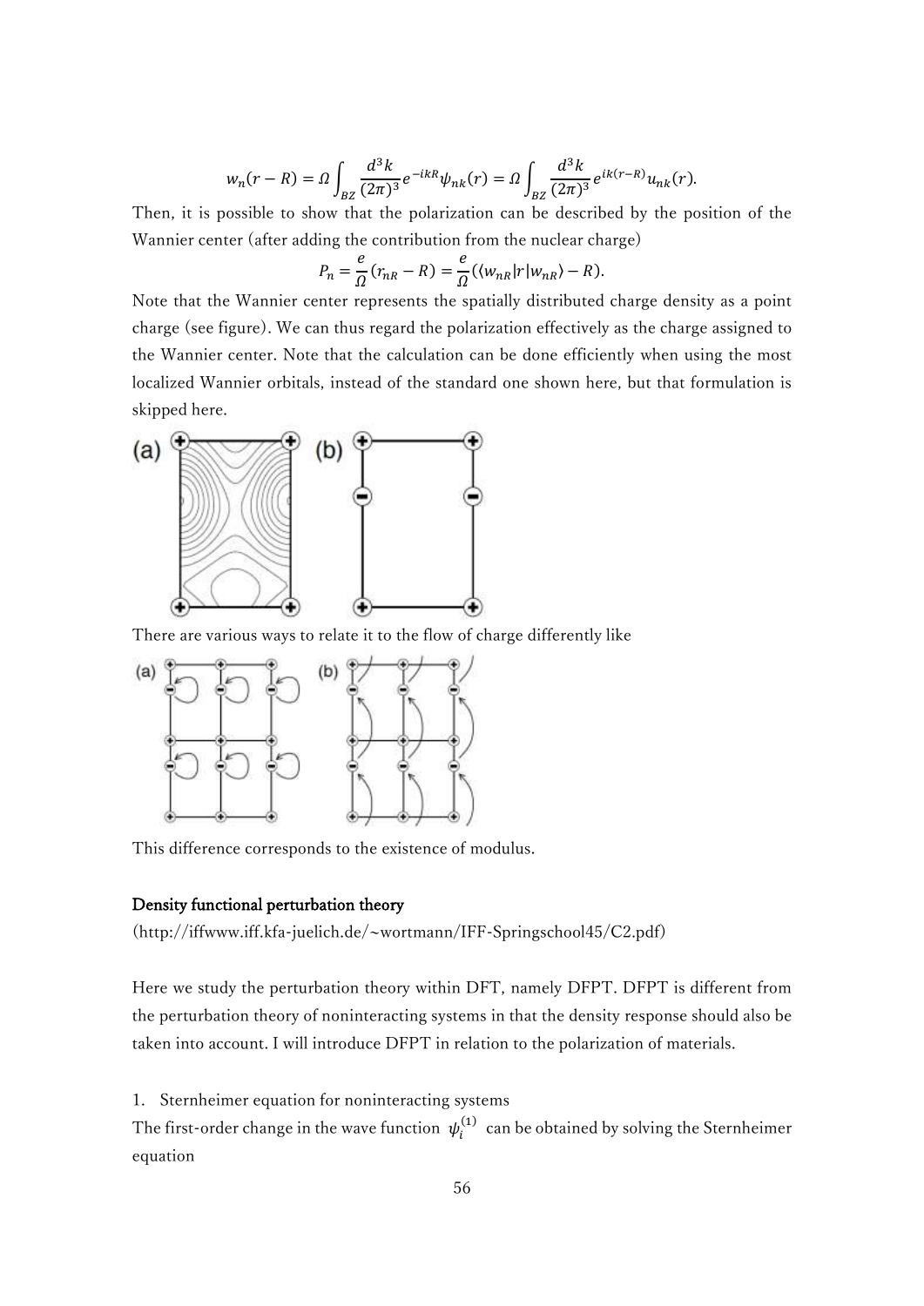$$w_n(r-R) = \Omega \int_{BZ} \frac{d^3k}{(2\pi)^3} e^{-ikR} \psi_{nk}(r) = \Omega \int_{BZ} \frac{d^3k}{(2\pi)^3} e^{ik(r-R)} u_{nk}(r).$$

Then, it is possible to show that the polarization can be described by the position of the Wannier center (after adding the contribution from the nuclear charge)

$$P_n = \frac{e}{\Omega}(r_{nR} - R) = \frac{e}{\Omega}(\langle w_{nR}|r|w_{nR}\rangle - R).$$

Note that the Wannier center represents the spatially distributed charge density as a point charge (see figure). We can thus regard the polarization effectively as the charge assigned to the Wannier center. Note that the calculation can be done efficiently when using the most localized Wannier orbitals, instead of the standard one shown here, but that formulation is skipped here.

There are various ways to relate it to the flow of charge differently like

This difference corresponds to the existence of modulus.

## Density functional perturbation theory

(http://iffwww.iff.kfa-juelich.de/~wortmann/IFF-Springschool45/C2.pdf)

Here we study the perturbation theory within DFT, namely DFPT. DFPT is different from the perturbation theory of noninteracting systems in that the density response should also be taken into account. I will introduce DFPT in relation to the polarization of materials.

1. Sternheimer equation for noninteracting systems

The first-order change in the wave function $\psi_i^{(1)}$ can be obtained by solving the Sternheimer equation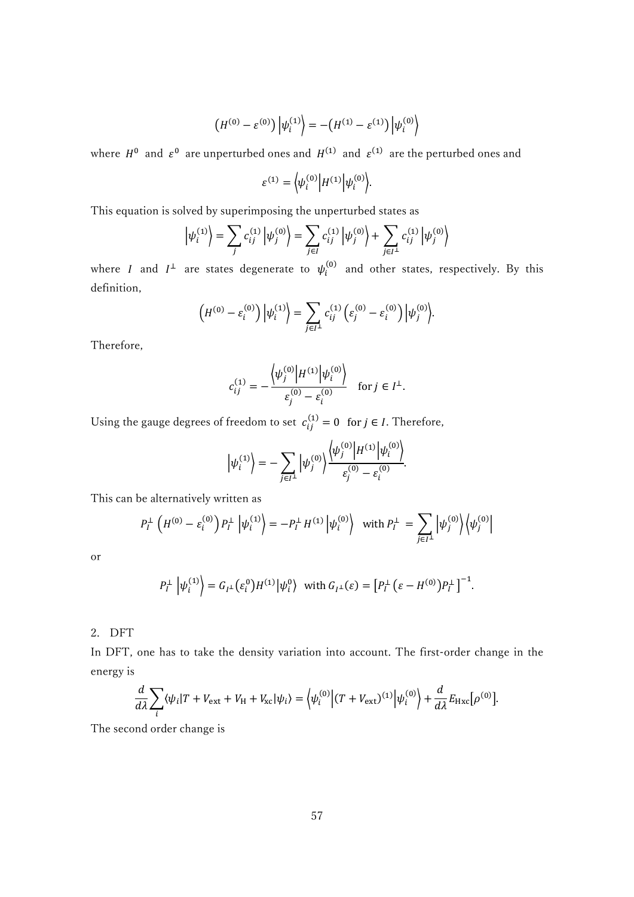$$\left(H^{(0)} - \varepsilon^{(0)}\right)\left|\psi_i^{(1)}\right\rangle = -\left(H^{(1)} - \varepsilon^{(1)}\right)\left|\psi_i^{(0)}\right\rangle$$

where $H^0$ and $\varepsilon^0$ are unperturbed ones and $H^{(1)}$ and $\varepsilon^{(1)}$ are the perturbed ones and

$$\varepsilon^{(1)} = \left\langle\psi_i^{(0)}\middle|H^{(1)}\middle|\psi_i^{(0)}\right\rangle.$$

This equation is solved by superimposing the unperturbed states as

$$\left|\psi_i^{(1)}\right\rangle = \sum_j c_{ij}^{(1)}\left|\psi_j^{(0)}\right\rangle = \sum_{j\in I} c_{ij}^{(1)}\left|\psi_j^{(0)}\right\rangle + \sum_{j\in I^{\perp}} c_{ij}^{(1)}\left|\psi_j^{(0)}\right\rangle$$

where $I$ and $I^{\perp}$ are states degenerate to $\psi_i^{(0)}$ and other states, respectively. By this definition,

$$\left(H^{(0)} - \varepsilon_i^{(0)}\right)\left|\psi_i^{(1)}\right\rangle = \sum_{j\in I^{\perp}} c_{ij}^{(1)}\left(\varepsilon_j^{(0)} - \varepsilon_i^{(0)}\right)\left|\psi_j^{(0)}\right\rangle.$$

Therefore,

$$c_{ij}^{(1)} = -\frac{\left\langle\psi_j^{(0)}\middle|H^{(1)}\middle|\psi_i^{(0)}\right\rangle}{\varepsilon_j^{(0)} - \varepsilon_i^{(0)}} \quad \text{for } j \in I^{\perp}.$$

Using the gauge degrees of freedom to set $c_{ij}^{(1)} = 0$ for $j \in I$. Therefore,

$$\left|\psi_i^{(1)}\right\rangle = -\sum_{j\in I^{\perp}}\left|\psi_j^{(0)}\right\rangle\frac{\left\langle\psi_j^{(0)}\middle|H^{(1)}\middle|\psi_i^{(0)}\right\rangle}{\varepsilon_j^{(0)} - \varepsilon_i^{(0)}}.$$

This can be alternatively written as

$$P_I^{\perp}\left(H^{(0)} - \varepsilon_i^{(0)}\right)P_I^{\perp}\left|\psi_i^{(1)}\right\rangle = -P_I^{\perp}H^{(1)}\left|\psi_i^{(0)}\right\rangle \quad \text{with } P_I^{\perp} = \sum_{j\in I^{\perp}}\left|\psi_j^{(0)}\right\rangle\left\langle\psi_j^{(0)}\right|$$

or

$$P_I^{\perp}\left|\psi_i^{(1)}\right\rangle = G_{I^{\perp}}(\varepsilon_i^0)H^{(1)}\left|\psi_i^0\right\rangle \quad \text{with } G_{I^{\perp}}(\varepsilon) = \left[P_I^{\perp}\left(\varepsilon - H^{(0)}\right)P_I^{\perp}\right]^{-1}.$$

2. DFT

In DFT, one has to take the density variation into account. The first-order change in the energy is

$$\frac{d}{d\lambda}\sum_i\langle\psi_i|T + V_{\text{ext}} + V_{\text{H}} + V_{\text{xc}}|\psi_i\rangle = \left\langle\psi_i^{(0)}\middle|(T + V_{\text{ext}})^{(1)}\middle|\psi_i^{(0)}\right\rangle + \frac{d}{d\lambda}E_{\text{Hxc}}[\rho^{(0)}].$$

The second order change is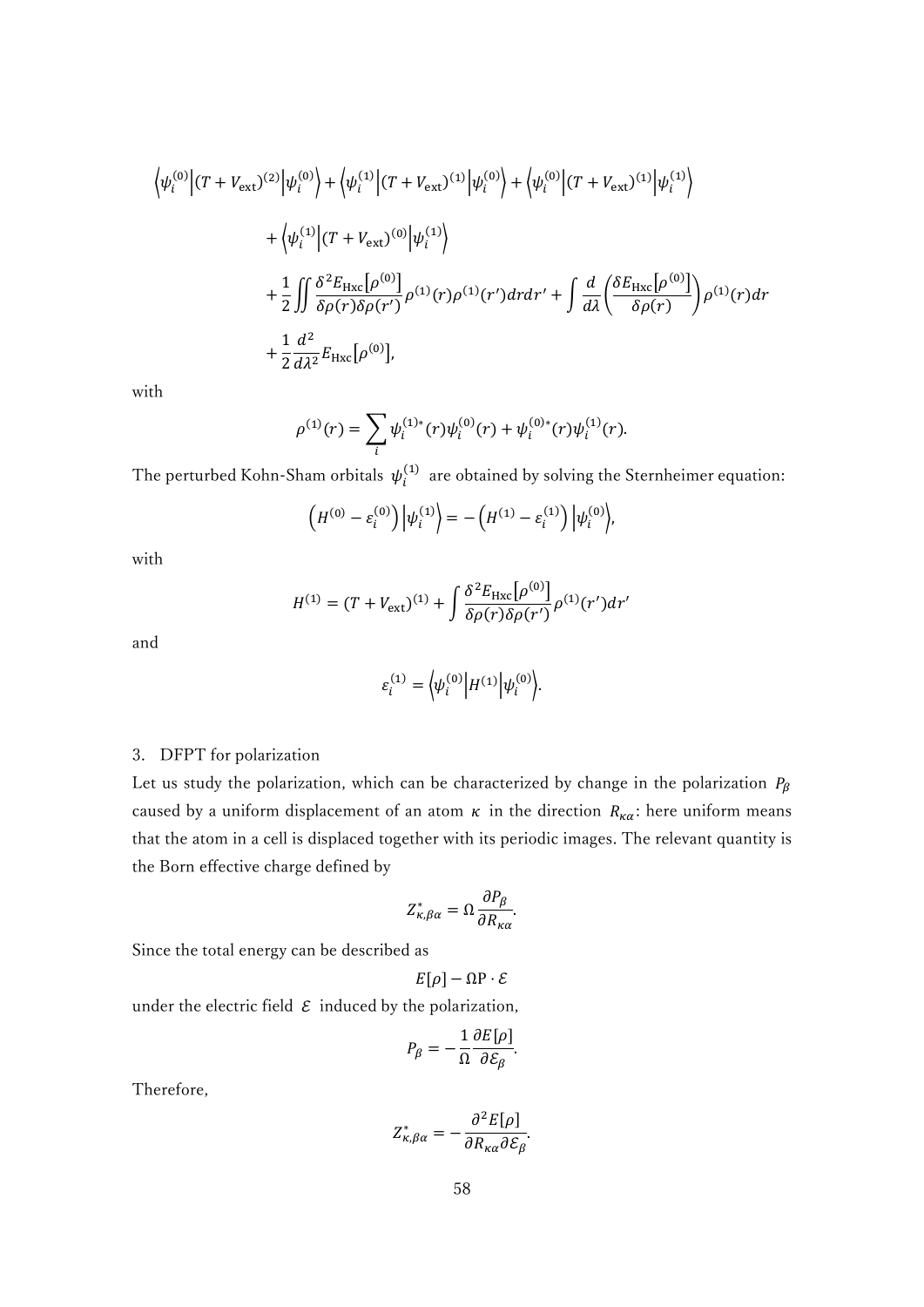$$
\begin{aligned}
&\left\langle \psi_i^{(0)} \middle| (T+V_{\mathrm{ext}})^{(2)} \middle| \psi_i^{(0)} \right\rangle + \left\langle \psi_i^{(1)} \middle| (T+V_{\mathrm{ext}})^{(1)} \middle| \psi_i^{(0)} \right\rangle + \left\langle \psi_i^{(0)} \middle| (T+V_{\mathrm{ext}})^{(1)} \middle| \psi_i^{(1)} \right\rangle \\
&\quad + \left\langle \psi_i^{(1)} \middle| (T+V_{\mathrm{ext}})^{(0)} \middle| \psi_i^{(1)} \right\rangle \\
&\quad + \frac{1}{2} \iint \frac{\delta^2 E_{\mathrm{Hxc}}[\rho^{(0)}]}{\delta\rho(r)\delta\rho(r')} \rho^{(1)}(r)\rho^{(1)}(r') dr dr' + \int \frac{d}{d\lambda}\left( \frac{\delta E_{\mathrm{Hxc}}[\rho^{(0)}]}{\delta\rho(r)} \right) \rho^{(1)}(r) dr \\
&\quad + \frac{1}{2}\frac{d^2}{d\lambda^2} E_{\mathrm{Hxc}}[\rho^{(0)}],
\end{aligned}
$$

with

$$
\rho^{(1)}(r) = \sum_i \psi_i^{(1)*}(r)\psi_i^{(0)}(r) + \psi_i^{(0)*}(r)\psi_i^{(1)}(r).
$$

The perturbed Kohn-Sham orbitals $\psi_i^{(1)}$ are obtained by solving the Sternheimer equation:

$$
\left( H^{(0)} - \varepsilon_i^{(0)} \right) \left| \psi_i^{(1)} \right\rangle = -\left( H^{(1)} - \varepsilon_i^{(1)} \right) \left| \psi_i^{(0)} \right\rangle,
$$

with

$$
H^{(1)} = (T+V_{\mathrm{ext}})^{(1)} + \int \frac{\delta^2 E_{\mathrm{Hxc}}[\rho^{(0)}]}{\delta\rho(r)\delta\rho(r')} \rho^{(1)}(r') dr'
$$

and

$$
\varepsilon_i^{(1)} = \left\langle \psi_i^{(0)} \middle| H^{(1)} \middle| \psi_i^{(0)} \right\rangle.
$$

3. DFPT for polarization

Let us study the polarization, which can be characterized by change in the polarization $P_\beta$ caused by a uniform displacement of an atom $\kappa$ in the direction $R_{\kappa\alpha}$: here uniform means that the atom in a cell is displaced together with its periodic images. The relevant quantity is the Born effective charge defined by

$$
Z^*_{\kappa,\beta\alpha} = \Omega \frac{\partial P_\beta}{\partial R_{\kappa\alpha}}.
$$

Since the total energy can be described as

$$
E[\rho] - \Omega \mathrm{P} \cdot \mathcal{E}
$$

under the electric field $\mathcal{E}$ induced by the polarization,

$$
P_\beta = -\frac{1}{\Omega}\frac{\partial E[\rho]}{\partial \mathcal{E}_\beta}.
$$

Therefore,

$$
Z^*_{\kappa,\beta\alpha} = -\frac{\partial^2 E[\rho]}{\partial R_{\kappa\alpha}\partial \mathcal{E}_\beta}.
$$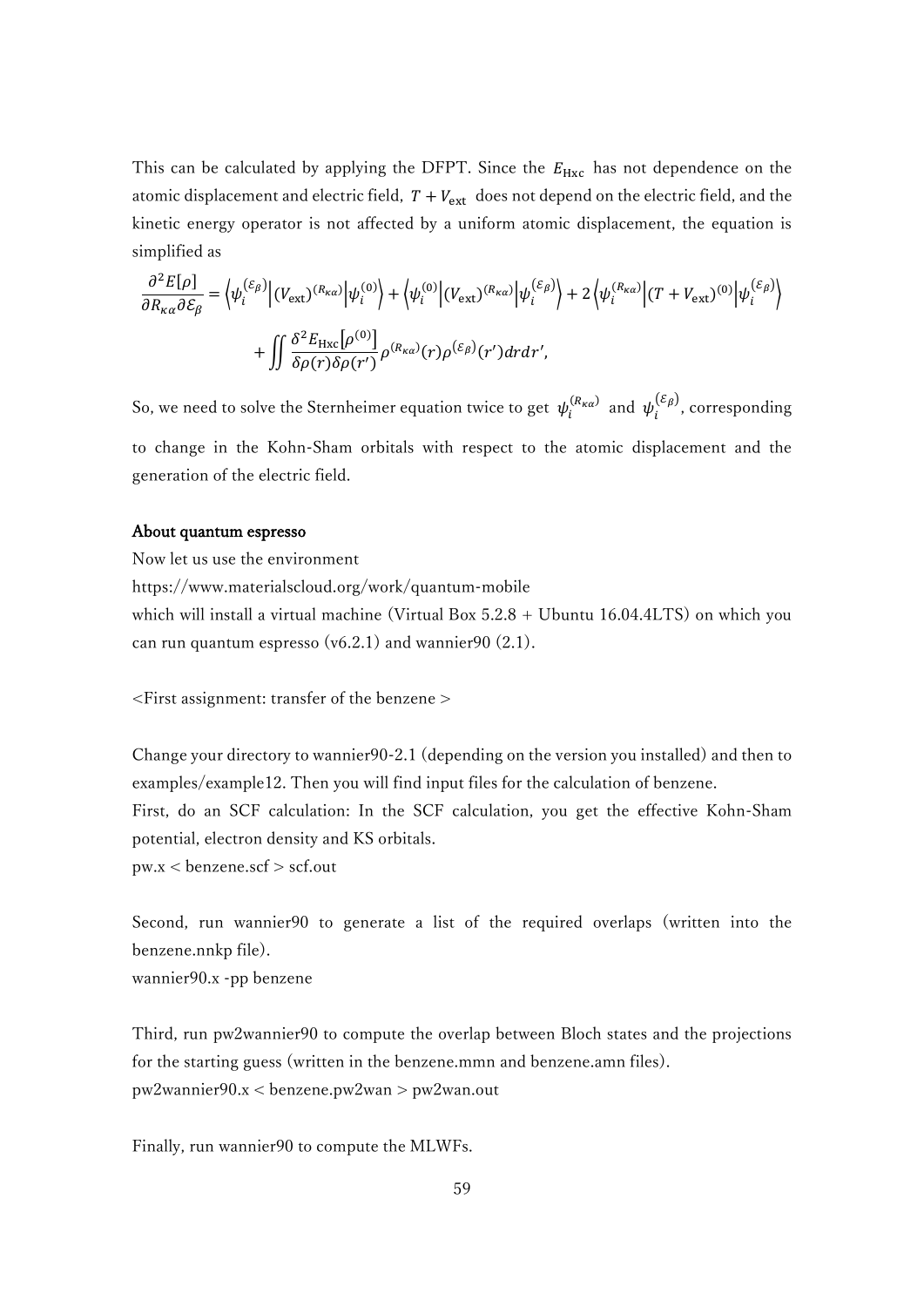This can be calculated by applying the DFPT. Since the $E_{\mathrm{Hxc}}$ has not dependence on the atomic displacement and electric field, $T + V_{\mathrm{ext}}$ does not depend on the electric field, and the kinetic energy operator is not affected by a uniform atomic displacement, the equation is simplified as

$$\frac{\partial^2 E[\rho]}{\partial R_{\kappa\alpha}\partial \mathcal{E}_\beta} = \left\langle \psi_i^{(\mathcal{E}_\beta)} \middle| (V_{\mathrm{ext}})^{(R_{\kappa\alpha})} \middle| \psi_i^{(0)} \right\rangle + \left\langle \psi_i^{(0)} \middle| (V_{\mathrm{ext}})^{(R_{\kappa\alpha})} \middle| \psi_i^{(\mathcal{E}_\beta)} \right\rangle + 2\left\langle \psi_i^{(R_{\kappa\alpha})} \middle| (T + V_{\mathrm{ext}})^{(0)} \middle| \psi_i^{(\mathcal{E}_\beta)} \right\rangle$$

$$+ \iint \frac{\delta^2 E_{\mathrm{Hxc}}\left[\rho^{(0)}\right]}{\delta\rho(r)\delta\rho(r')} \rho^{(R_{\kappa\alpha})}(r)\rho^{(\mathcal{E}_\beta)}(r') dr dr',$$

So, we need to solve the Sternheimer equation twice to get $\psi_i^{(R_{\kappa\alpha})}$ and $\psi_i^{(\mathcal{E}_\beta)}$, corresponding to change in the Kohn-Sham orbitals with respect to the atomic displacement and the generation of the electric field.

**About quantum espresso**

Now let us use the environment
https://www.materialscloud.org/work/quantum-mobile
which will install a virtual machine (Virtual Box 5.2.8 + Ubuntu 16.04.4LTS) on which you can run quantum espresso (v6.2.1) and wannier90 (2.1).

<First assignment: transfer of the benzene >

Change your directory to wannier90-2.1 (depending on the version you installed) and then to examples/example12. Then you will find input files for the calculation of benzene.
First, do an SCF calculation: In the SCF calculation, you get the effective Kohn-Sham potential, electron density and KS orbitals.
pw.x < benzene.scf > scf.out

Second, run wannier90 to generate a list of the required overlaps (written into the benzene.nnkp file).
wannier90.x -pp benzene

Third, run pw2wannier90 to compute the overlap between Bloch states and the projections for the starting guess (written in the benzene.mmn and benzene.amn files).
pw2wannier90.x < benzene.pw2wan > pw2wan.out

Finally, run wannier90 to compute the MLWFs.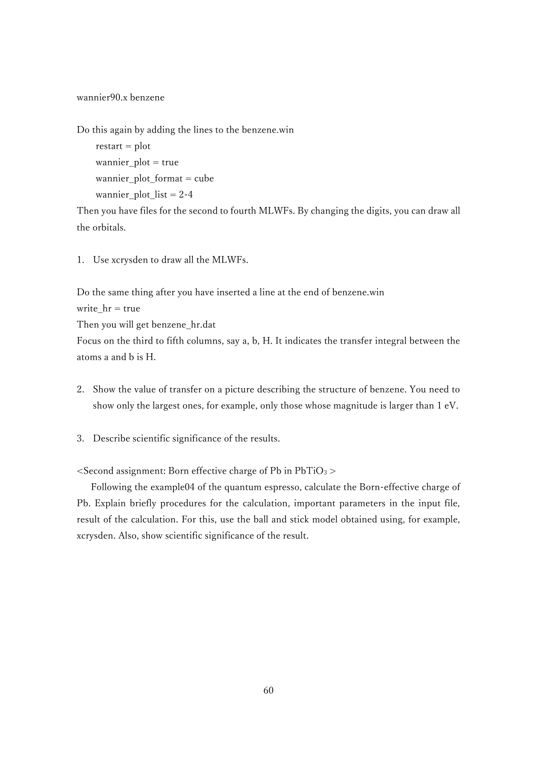wannier90.x benzene

Do this again by adding the lines to the benzene.win

```
restart = plot
wannier_plot = true
wannier_plot_format = cube
wannier_plot_list = 2-4
```

Then you have files for the second to fourth MLWFs. By changing the digits, you can draw all the orbitals.

1. Use xcrysden to draw all the MLWFs.

Do the same thing after you have inserted a line at the end of benzene.win

```
write_hr = true
```

Then you will get benzene_hr.dat

Focus on the third to fifth columns, say a, b, H. It indicates the transfer integral between the atoms a and b is H.

2. Show the value of transfer on a picture describing the structure of benzene. You need to show only the largest ones, for example, only those whose magnitude is larger than 1 eV.

3. Describe scientific significance of the results.

<Second assignment: Born effective charge of Pb in $PbTiO_3$ >

Following the example04 of the quantum espresso, calculate the Born-effective charge of Pb. Explain briefly procedures for the calculation, important parameters in the input file, result of the calculation. For this, use the ball and stick model obtained using, for example, xcrysden. Also, show scientific significance of the result.